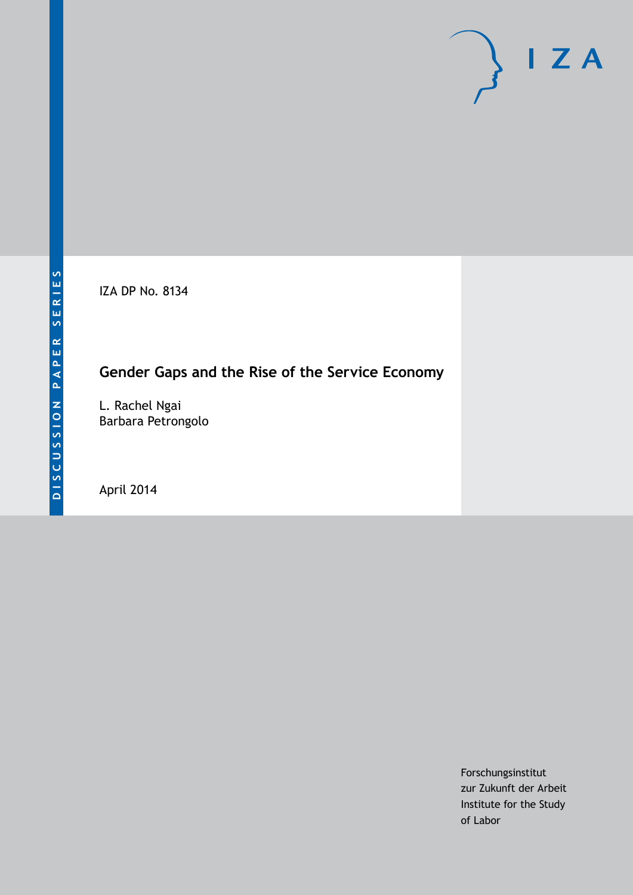DISCUSSION PAPER SERIES

IZA DP No. 8134

# Gender Gaps and the Rise of the Service Economy

L. Rachel Ngai
Barbara Petrongolo

April 2014

Forschungsinstitut
zur Zukunft der Arbeit
Institute for the Study
of Labor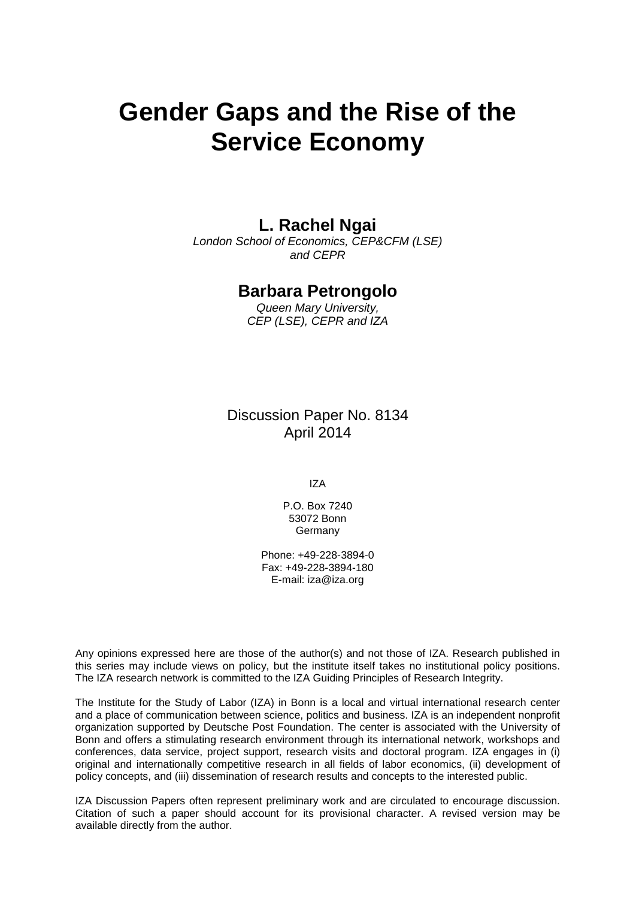# Gender Gaps and the Rise of the Service Economy

**L. Rachel Ngai**

*London School of Economics, CEP&CFM (LSE) and CEPR*

**Barbara Petrongolo**

*Queen Mary University, CEP (LSE), CEPR and IZA*

Discussion Paper No. 8134
April 2014

IZA

P.O. Box 7240
53072 Bonn
Germany

Phone: +49-228-3894-0
Fax: +49-228-3894-180
E-mail: iza@iza.org

Any opinions expressed here are those of the author(s) and not those of IZA. Research published in this series may include views on policy, but the institute itself takes no institutional policy positions. The IZA research network is committed to the IZA Guiding Principles of Research Integrity.

The Institute for the Study of Labor (IZA) in Bonn is a local and virtual international research center and a place of communication between science, politics and business. IZA is an independent nonprofit organization supported by Deutsche Post Foundation. The center is associated with the University of Bonn and offers a stimulating research environment through its international network, workshops and conferences, data service, project support, research visits and doctoral program. IZA engages in (i) original and internationally competitive research in all fields of labor economics, (ii) development of policy concepts, and (iii) dissemination of research results and concepts to the interested public.

IZA Discussion Papers often represent preliminary work and are circulated to encourage discussion. Citation of such a paper should account for its provisional character. A revised version may be available directly from the author.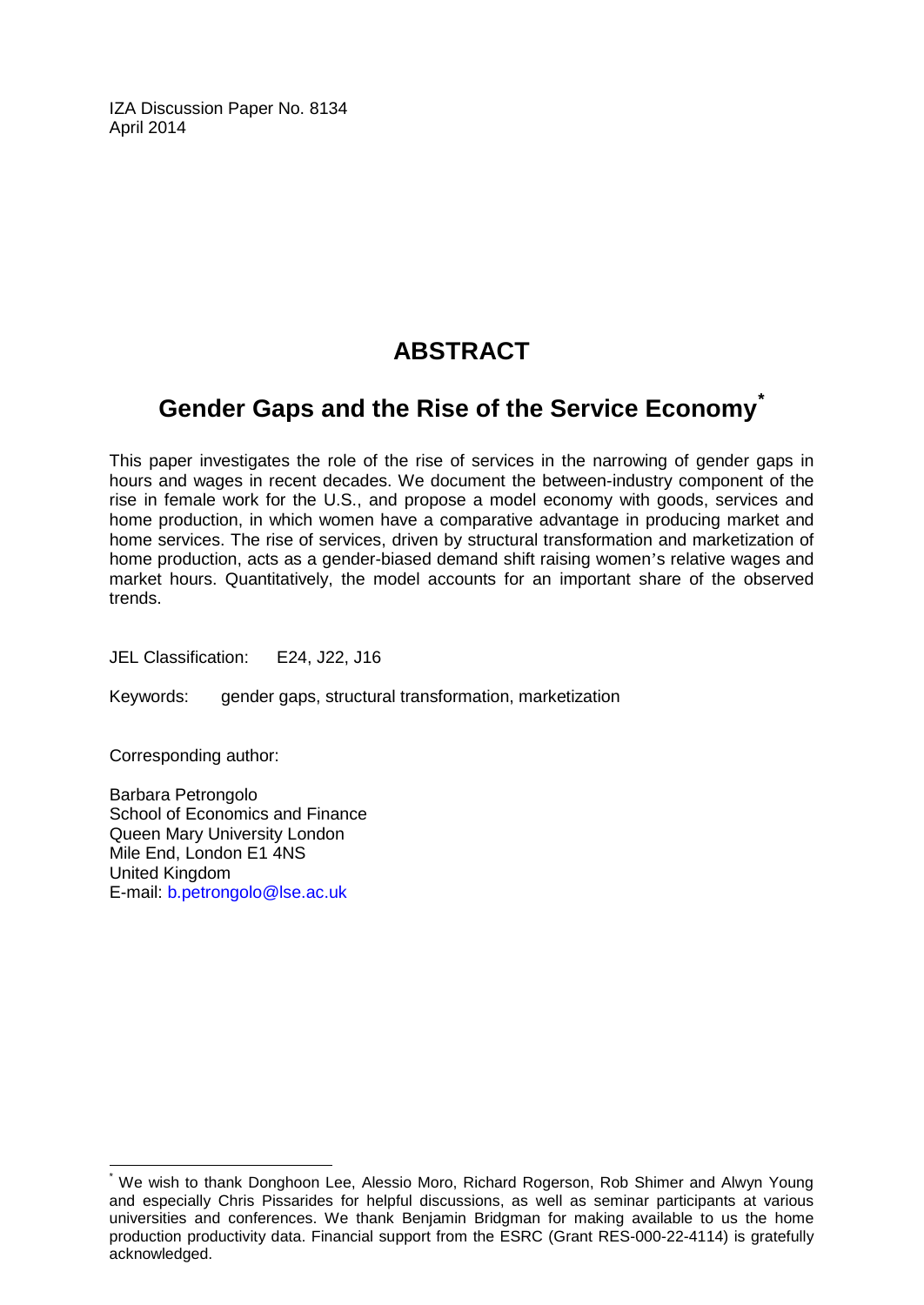IZA Discussion Paper No. 8134
April 2014

# ABSTRACT

## Gender Gaps and the Rise of the Service Economy*

This paper investigates the role of the rise of services in the narrowing of gender gaps in hours and wages in recent decades. We document the between-industry component of the rise in female work for the U.S., and propose a model economy with goods, services and home production, in which women have a comparative advantage in producing market and home services. The rise of services, driven by structural transformation and marketization of home production, acts as a gender-biased demand shift raising women's relative wages and market hours. Quantitatively, the model accounts for an important share of the observed trends.

JEL Classification: E24, J22, J16

Keywords: gender gaps, structural transformation, marketization

Corresponding author:

Barbara Petrongolo
School of Economics and Finance
Queen Mary University London
Mile End, London E1 4NS
United Kingdom
E-mail: b.petrongolo@lse.ac.uk

* We wish to thank Donghoon Lee, Alessio Moro, Richard Rogerson, Rob Shimer and Alwyn Young and especially Chris Pissarides for helpful discussions, as well as seminar participants at various universities and conferences. We thank Benjamin Bridgman for making available to us the home production productivity data. Financial support from the ESRC (Grant RES-000-22-4114) is gratefully acknowledged.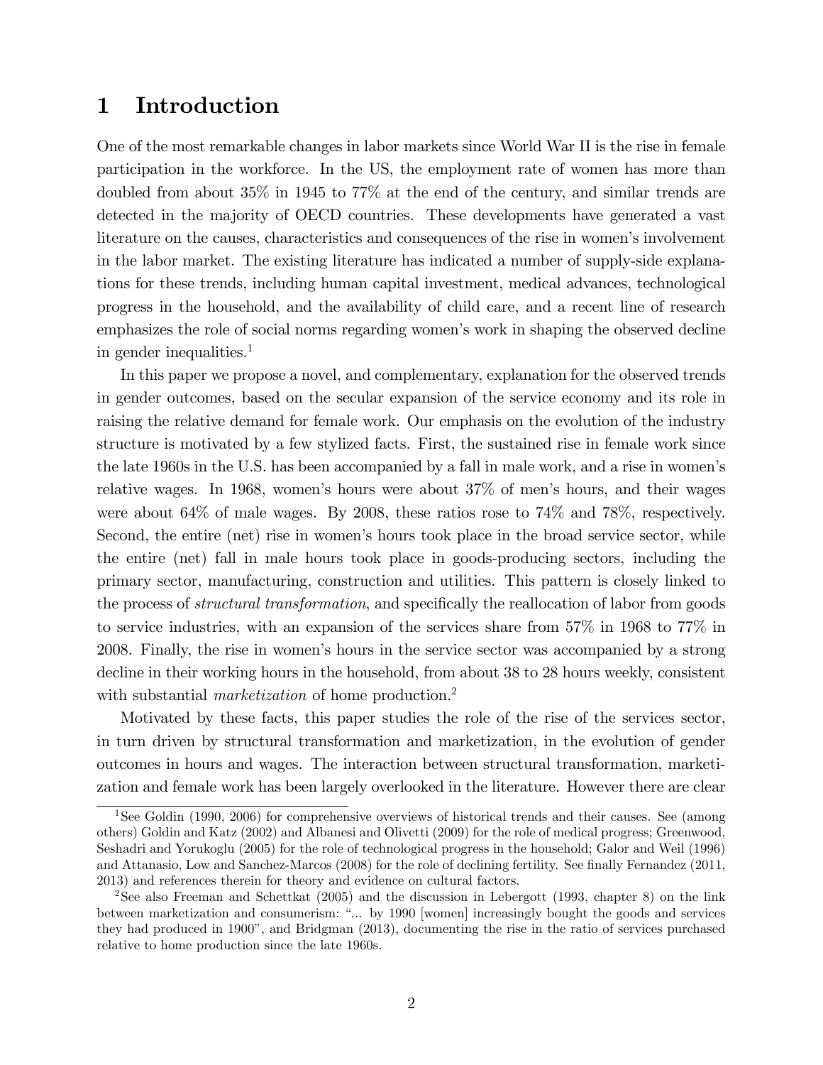# 1 Introduction

One of the most remarkable changes in labor markets since World War II is the rise in female participation in the workforce. In the US, the employment rate of women has more than doubled from about 35% in 1945 to 77% at the end of the century, and similar trends are detected in the majority of OECD countries. These developments have generated a vast literature on the causes, characteristics and consequences of the rise in women's involvement in the labor market. The existing literature has indicated a number of supply-side explanations for these trends, including human capital investment, medical advances, technological progress in the household, and the availability of child care, and a recent line of research emphasizes the role of social norms regarding women's work in shaping the observed decline in gender inequalities.[1]

In this paper we propose a novel, and complementary, explanation for the observed trends in gender outcomes, based on the secular expansion of the service economy and its role in raising the relative demand for female work. Our emphasis on the evolution of the industry structure is motivated by a few stylized facts. First, the sustained rise in female work since the late 1960s in the U.S. has been accompanied by a fall in male work, and a rise in women's relative wages. In 1968, women's hours were about 37% of men's hours, and their wages were about 64% of male wages. By 2008, these ratios rose to 74% and 78%, respectively. Second, the entire (net) rise in women's hours took place in the broad service sector, while the entire (net) fall in male hours took place in goods-producing sectors, including the primary sector, manufacturing, construction and utilities. This pattern is closely linked to the process of *structural transformation*, and specifically the reallocation of labor from goods to service industries, with an expansion of the services share from 57% in 1968 to 77% in 2008. Finally, the rise in women's hours in the service sector was accompanied by a strong decline in their working hours in the household, from about 38 to 28 hours weekly, consistent with substantial *marketization* of home production.[2]

Motivated by these facts, this paper studies the role of the rise of the services sector, in turn driven by structural transformation and marketization, in the evolution of gender outcomes in hours and wages. The interaction between structural transformation, marketization and female work has been largely overlooked in the literature. However there are clear

[1] See Goldin (1990, 2006) for comprehensive overviews of historical trends and their causes. See (among others) Goldin and Katz (2002) and Albanesi and Olivetti (2009) for the role of medical progress; Greenwood, Seshadri and Yorukoglu (2005) for the role of technological progress in the household; Galor and Weil (1996) and Attanasio, Low and Sanchez-Marcos (2008) for the role of declining fertility. See finally Fernandez (2011, 2013) and references therein for theory and evidence on cultural factors.

[2] See also Freeman and Schettkat (2005) and the discussion in Lebergott (1993, chapter 8) on the link between marketization and consumerism: "... by 1990 [women] increasingly bought the goods and services they had produced in 1900", and Bridgman (2013), documenting the rise in the ratio of services purchased relative to home production since the late 1960s.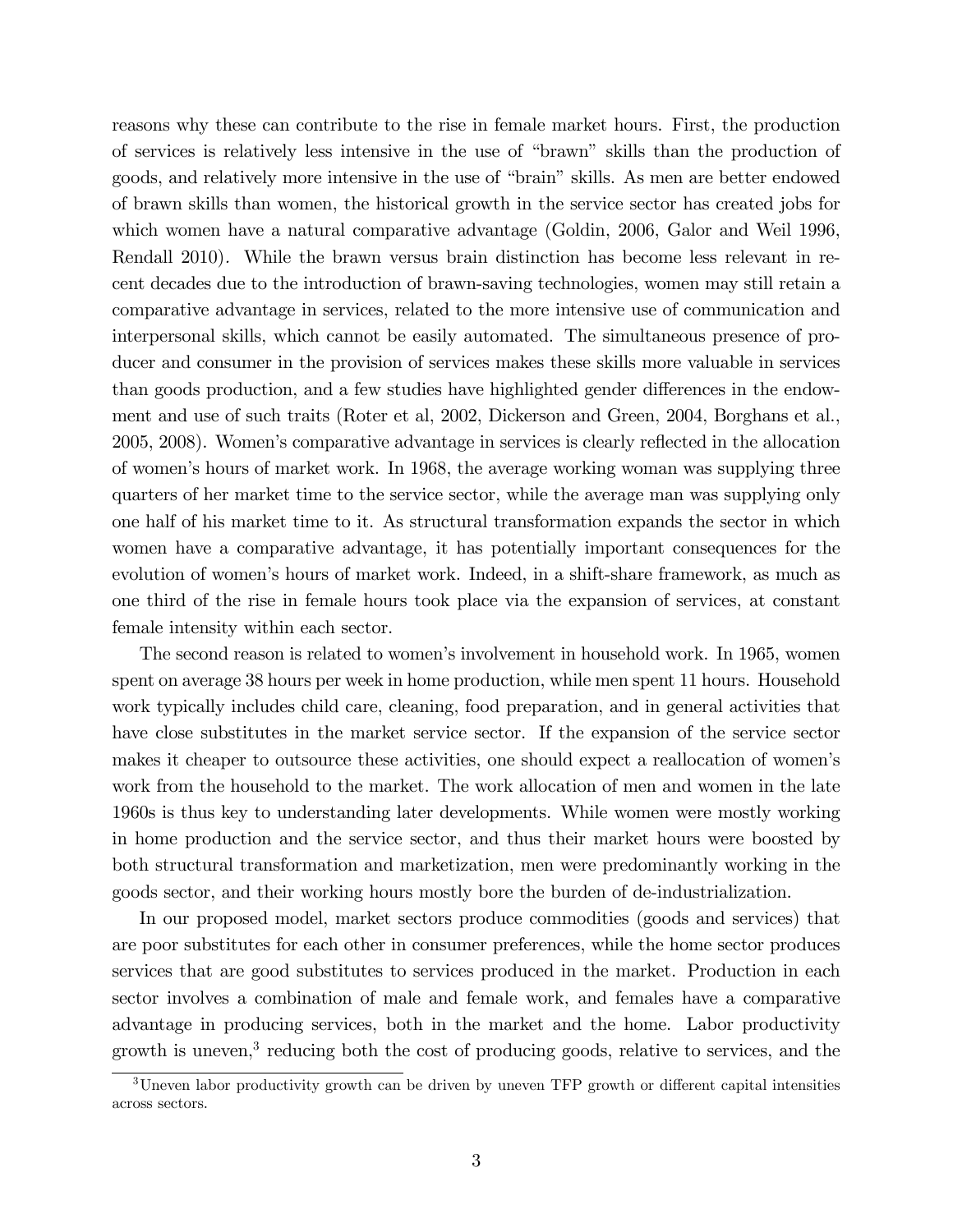reasons why these can contribute to the rise in female market hours. First, the production of services is relatively less intensive in the use of "brawn" skills than the production of goods, and relatively more intensive in the use of "brain" skills. As men are better endowed of brawn skills than women, the historical growth in the service sector has created jobs for which women have a natural comparative advantage (Goldin, 2006, Galor and Weil 1996, Rendall 2010). While the brawn versus brain distinction has become less relevant in recent decades due to the introduction of brawn-saving technologies, women may still retain a comparative advantage in services, related to the more intensive use of communication and interpersonal skills, which cannot be easily automated. The simultaneous presence of producer and consumer in the provision of services makes these skills more valuable in services than goods production, and a few studies have highlighted gender differences in the endowment and use of such traits (Roter et al, 2002, Dickerson and Green, 2004, Borghans et al., 2005, 2008). Women's comparative advantage in services is clearly reflected in the allocation of women's hours of market work. In 1968, the average working woman was supplying three quarters of her market time to the service sector, while the average man was supplying only one half of his market time to it. As structural transformation expands the sector in which women have a comparative advantage, it has potentially important consequences for the evolution of women's hours of market work. Indeed, in a shift-share framework, as much as one third of the rise in female hours took place via the expansion of services, at constant female intensity within each sector.

The second reason is related to women's involvement in household work. In 1965, women spent on average 38 hours per week in home production, while men spent 11 hours. Household work typically includes child care, cleaning, food preparation, and in general activities that have close substitutes in the market service sector. If the expansion of the service sector makes it cheaper to outsource these activities, one should expect a reallocation of women's work from the household to the market. The work allocation of men and women in the late 1960s is thus key to understanding later developments. While women were mostly working in home production and the service sector, and thus their market hours were boosted by both structural transformation and marketization, men were predominantly working in the goods sector, and their working hours mostly bore the burden of de-industrialization.

In our proposed model, market sectors produce commodities (goods and services) that are poor substitutes for each other in consumer preferences, while the home sector produces services that are good substitutes to services produced in the market. Production in each sector involves a combination of male and female work, and females have a comparative advantage in producing services, both in the market and the home. Labor productivity growth is uneven,[3] reducing both the cost of producing goods, relative to services, and the

[3] Uneven labor productivity growth can be driven by uneven TFP growth or different capital intensities across sectors.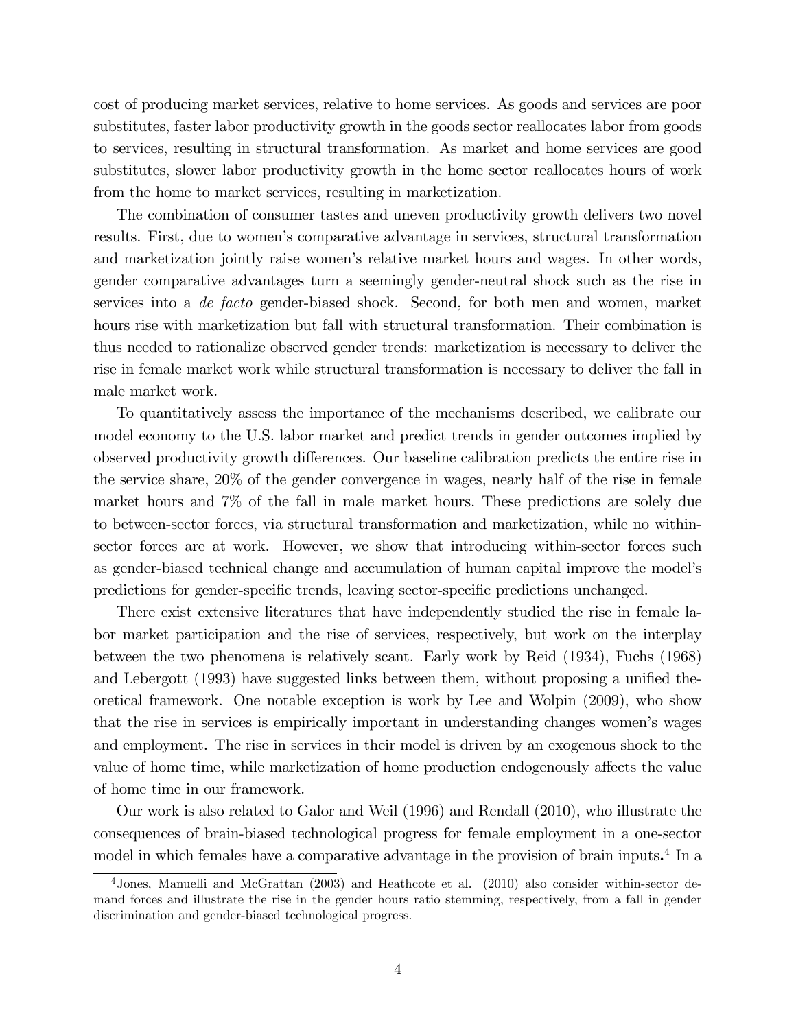cost of producing market services, relative to home services. As goods and services are poor substitutes, faster labor productivity growth in the goods sector reallocates labor from goods to services, resulting in structural transformation. As market and home services are good substitutes, slower labor productivity growth in the home sector reallocates hours of work from the home to market services, resulting in marketization.

The combination of consumer tastes and uneven productivity growth delivers two novel results. First, due to women's comparative advantage in services, structural transformation and marketization jointly raise women's relative market hours and wages. In other words, gender comparative advantages turn a seemingly gender-neutral shock such as the rise in services into a *de facto* gender-biased shock. Second, for both men and women, market hours rise with marketization but fall with structural transformation. Their combination is thus needed to rationalize observed gender trends: marketization is necessary to deliver the rise in female market work while structural transformation is necessary to deliver the fall in male market work.

To quantitatively assess the importance of the mechanisms described, we calibrate our model economy to the U.S. labor market and predict trends in gender outcomes implied by observed productivity growth differences. Our baseline calibration predicts the entire rise in the service share, 20% of the gender convergence in wages, nearly half of the rise in female market hours and 7% of the fall in male market hours. These predictions are solely due to between-sector forces, via structural transformation and marketization, while no within-sector forces are at work. However, we show that introducing within-sector forces such as gender-biased technical change and accumulation of human capital improve the model's predictions for gender-specific trends, leaving sector-specific predictions unchanged.

There exist extensive literatures that have independently studied the rise in female labor market participation and the rise of services, respectively, but work on the interplay between the two phenomena is relatively scant. Early work by Reid (1934), Fuchs (1968) and Lebergott (1993) have suggested links between them, without proposing a unified theoretical framework. One notable exception is work by Lee and Wolpin (2009), who show that the rise in services is empirically important in understanding changes women's wages and employment. The rise in services in their model is driven by an exogenous shock to the value of home time, while marketization of home production endogenously affects the value of home time in our framework.

Our work is also related to Galor and Weil (1996) and Rendall (2010), who illustrate the consequences of brain-biased technological progress for female employment in a one-sector model in which females have a comparative advantage in the provision of brain inputs.[4] In a

[4] Jones, Manuelli and McGrattan (2003) and Heathcote et al. (2010) also consider within-sector demand forces and illustrate the rise in the gender hours ratio stemming, respectively, from a fall in gender discrimination and gender-biased technological progress.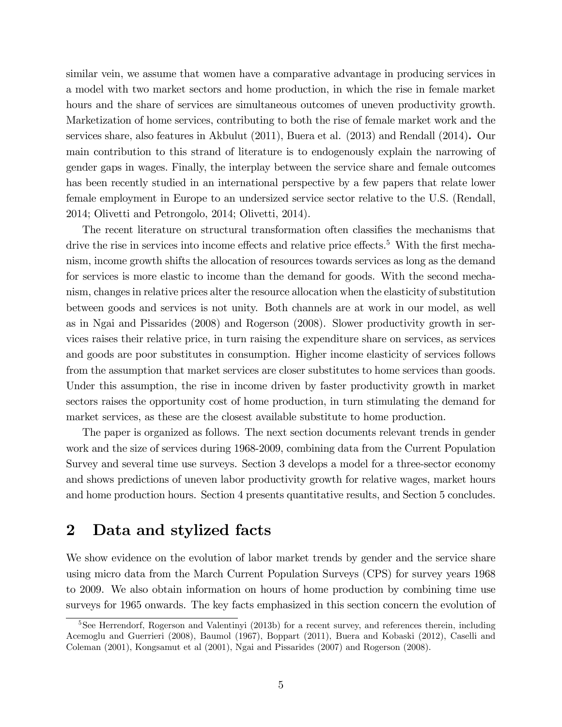similar vein, we assume that women have a comparative advantage in producing services in a model with two market sectors and home production, in which the rise in female market hours and the share of services are simultaneous outcomes of uneven productivity growth. Marketization of home services, contributing to both the rise of female market work and the services share, also features in Akbulut (2011), Buera et al. (2013) and Rendall (2014). Our main contribution to this strand of literature is to endogenously explain the narrowing of gender gaps in wages. Finally, the interplay between the service share and female outcomes has been recently studied in an international perspective by a few papers that relate lower female employment in Europe to an undersized service sector relative to the U.S. (Rendall, 2014; Olivetti and Petrongolo, 2014; Olivetti, 2014).

The recent literature on structural transformation often classifies the mechanisms that drive the rise in services into income effects and relative price effects.[5] With the first mechanism, income growth shifts the allocation of resources towards services as long as the demand for services is more elastic to income than the demand for goods. With the second mechanism, changes in relative prices alter the resource allocation when the elasticity of substitution between goods and services is not unity. Both channels are at work in our model, as well as in Ngai and Pissarides (2008) and Rogerson (2008). Slower productivity growth in services raises their relative price, in turn raising the expenditure share on services, as services and goods are poor substitutes in consumption. Higher income elasticity of services follows from the assumption that market services are closer substitutes to home services than goods. Under this assumption, the rise in income driven by faster productivity growth in market sectors raises the opportunity cost of home production, in turn stimulating the demand for market services, as these are the closest available substitute to home production.

The paper is organized as follows. The next section documents relevant trends in gender work and the size of services during 1968-2009, combining data from the Current Population Survey and several time use surveys. Section 3 develops a model for a three-sector economy and shows predictions of uneven labor productivity growth for relative wages, market hours and home production hours. Section 4 presents quantitative results, and Section 5 concludes.

# 2 Data and stylized facts

We show evidence on the evolution of labor market trends by gender and the service share using micro data from the March Current Population Surveys (CPS) for survey years 1968 to 2009. We also obtain information on hours of home production by combining time use surveys for 1965 onwards. The key facts emphasized in this section concern the evolution of

[5] See Herrendorf, Rogerson and Valentinyi (2013b) for a recent survey, and references therein, including Acemoglu and Guerrieri (2008), Baumol (1967), Boppart (2011), Buera and Kobaski (2012), Caselli and Coleman (2001), Kongsamut et al (2001), Ngai and Pissarides (2007) and Rogerson (2008).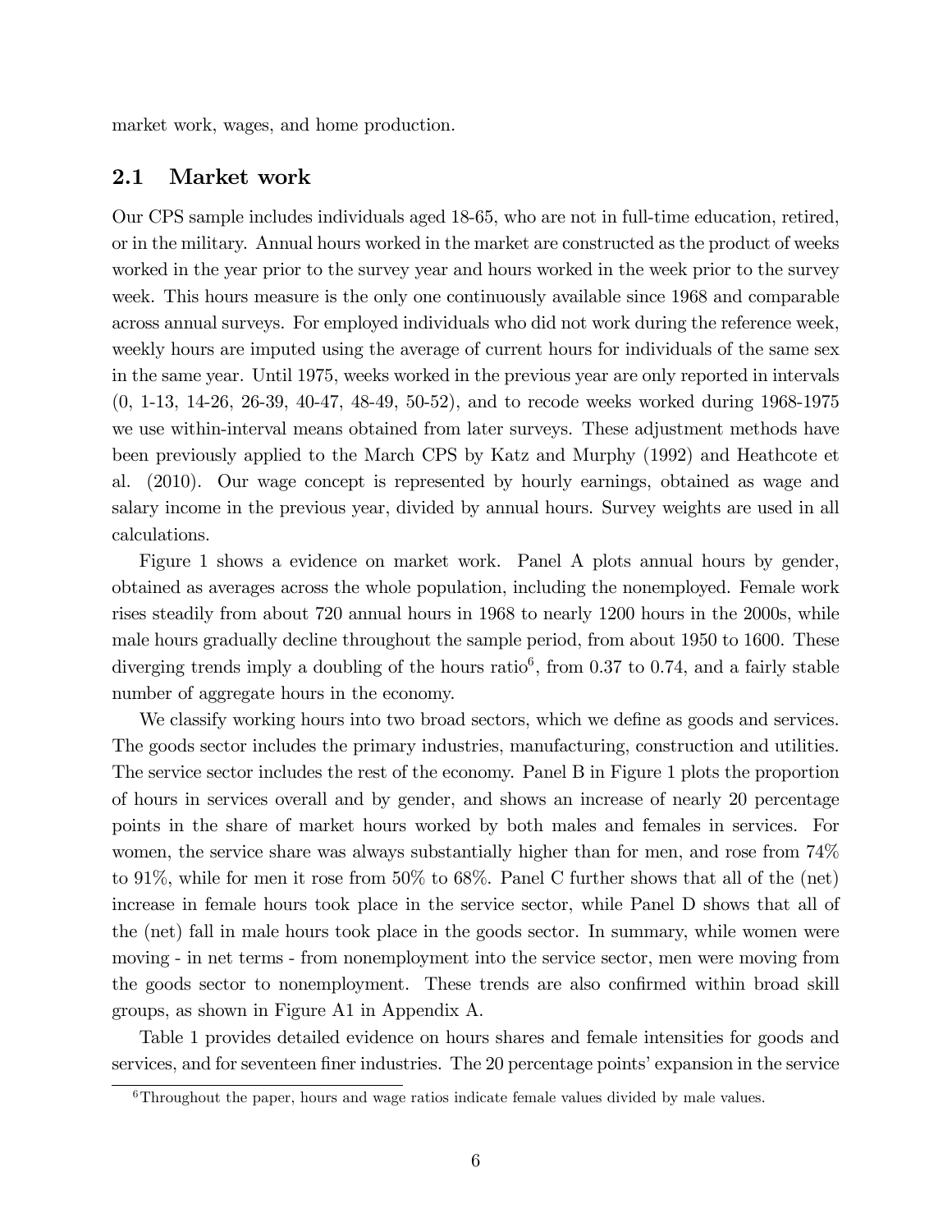market work, wages, and home production.

## 2.1 Market work

Our CPS sample includes individuals aged 18-65, who are not in full-time education, retired, or in the military. Annual hours worked in the market are constructed as the product of weeks worked in the year prior to the survey year and hours worked in the week prior to the survey week. This hours measure is the only one continuously available since 1968 and comparable across annual surveys. For employed individuals who did not work during the reference week, weekly hours are imputed using the average of current hours for individuals of the same sex in the same year. Until 1975, weeks worked in the previous year are only reported in intervals (0, 1-13, 14-26, 26-39, 40-47, 48-49, 50-52), and to recode weeks worked during 1968-1975 we use within-interval means obtained from later surveys. These adjustment methods have been previously applied to the March CPS by Katz and Murphy (1992) and Heathcote et al. (2010). Our wage concept is represented by hourly earnings, obtained as wage and salary income in the previous year, divided by annual hours. Survey weights are used in all calculations.

Figure 1 shows a evidence on market work. Panel A plots annual hours by gender, obtained as averages across the whole population, including the nonemployed. Female work rises steadily from about 720 annual hours in 1968 to nearly 1200 hours in the 2000s, while male hours gradually decline throughout the sample period, from about 1950 to 1600. These diverging trends imply a doubling of the hours ratio[6], from 0.37 to 0.74, and a fairly stable number of aggregate hours in the economy.

We classify working hours into two broad sectors, which we define as goods and services. The goods sector includes the primary industries, manufacturing, construction and utilities. The service sector includes the rest of the economy. Panel B in Figure 1 plots the proportion of hours in services overall and by gender, and shows an increase of nearly 20 percentage points in the share of market hours worked by both males and females in services. For women, the service share was always substantially higher than for men, and rose from 74% to 91%, while for men it rose from 50% to 68%. Panel C further shows that all of the (net) increase in female hours took place in the service sector, while Panel D shows that all of the (net) fall in male hours took place in the goods sector. In summary, while women were moving - in net terms - from nonemployment into the service sector, men were moving from the goods sector to nonemployment. These trends are also confirmed within broad skill groups, as shown in Figure A1 in Appendix A.

Table 1 provides detailed evidence on hours shares and female intensities for goods and services, and for seventeen finer industries. The 20 percentage points' expansion in the service

[6] Throughout the paper, hours and wage ratios indicate female values divided by male values.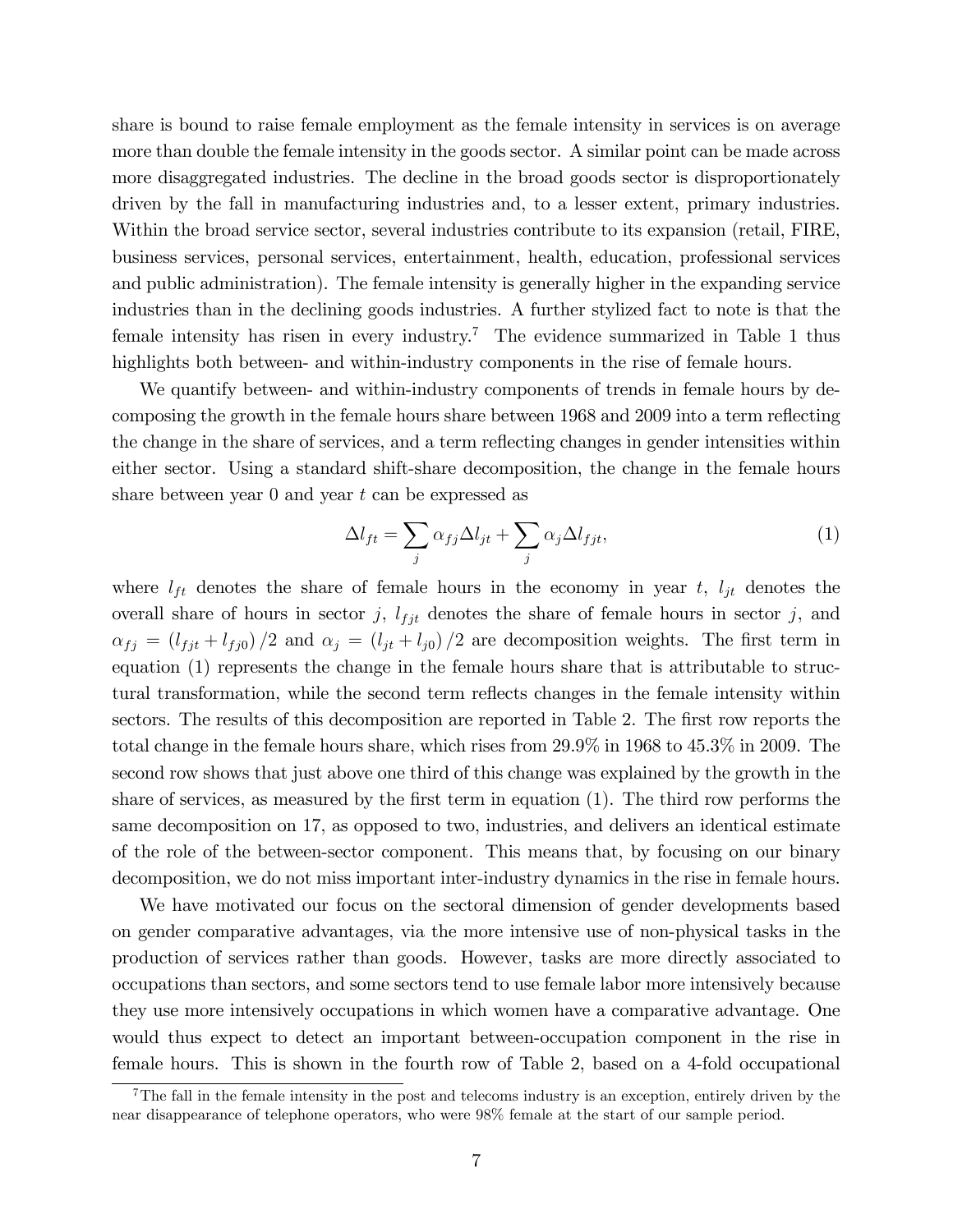share is bound to raise female employment as the female intensity in services is on average more than double the female intensity in the goods sector. A similar point can be made across more disaggregated industries. The decline in the broad goods sector is disproportionately driven by the fall in manufacturing industries and, to a lesser extent, primary industries. Within the broad service sector, several industries contribute to its expansion (retail, FIRE, business services, personal services, entertainment, health, education, professional services and public administration). The female intensity is generally higher in the expanding service industries than in the declining goods industries. A further stylized fact to note is that the female intensity has risen in every industry.[7] The evidence summarized in Table 1 thus highlights both between- and within-industry components in the rise of female hours.

We quantify between- and within-industry components of trends in female hours by decomposing the growth in the female hours share between 1968 and 2009 into a term reflecting the change in the share of services, and a term reflecting changes in gender intensities within either sector. Using a standard shift-share decomposition, the change in the female hours share between year 0 and year $t$ can be expressed as

$$\Delta l_{ft} = \sum_j \alpha_{fj} \Delta l_{jt} + \sum_j \alpha_j \Delta l_{fjt}, \tag{1}$$

where $l_{ft}$ denotes the share of female hours in the economy in year $t$, $l_{jt}$ denotes the overall share of hours in sector $j$, $l_{fjt}$ denotes the share of female hours in sector $j$, and $\alpha_{fj} = (l_{fjt} + l_{fj0})/2$ and $\alpha_j = (l_{jt} + l_{j0})/2$ are decomposition weights. The first term in equation (1) represents the change in the female hours share that is attributable to structural transformation, while the second term reflects changes in the female intensity within sectors. The results of this decomposition are reported in Table 2. The first row reports the total change in the female hours share, which rises from 29.9% in 1968 to 45.3% in 2009. The second row shows that just above one third of this change was explained by the growth in the share of services, as measured by the first term in equation (1). The third row performs the same decomposition on 17, as opposed to two, industries, and delivers an identical estimate of the role of the between-sector component. This means that, by focusing on our binary decomposition, we do not miss important inter-industry dynamics in the rise in female hours.

We have motivated our focus on the sectoral dimension of gender developments based on gender comparative advantages, via the more intensive use of non-physical tasks in the production of services rather than goods. However, tasks are more directly associated to occupations than sectors, and some sectors tend to use female labor more intensively because they use more intensively occupations in which women have a comparative advantage. One would thus expect to detect an important between-occupation component in the rise in female hours. This is shown in the fourth row of Table 2, based on a 4-fold occupational

[7] The fall in the female intensity in the post and telecoms industry is an exception, entirely driven by the near disappearance of telephone operators, who were 98% female at the start of our sample period.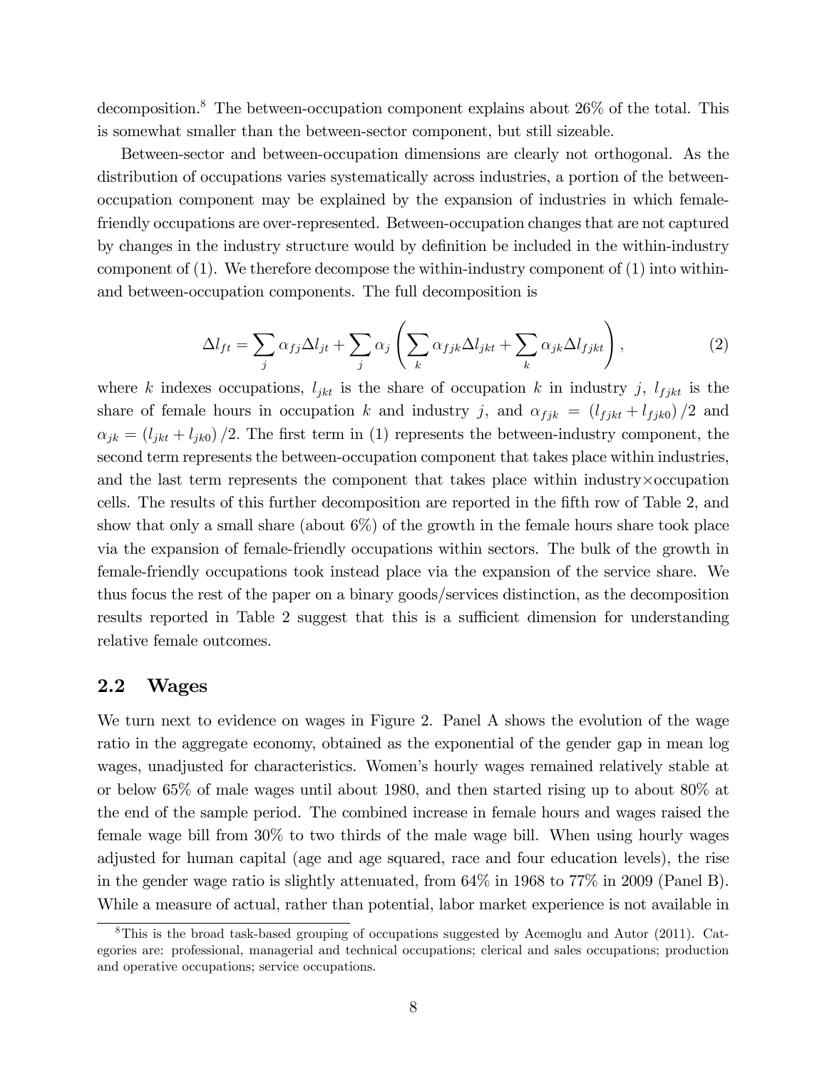decomposition.[8] The between-occupation component explains about 26% of the total. This is somewhat smaller than the between-sector component, but still sizeable.

Between-sector and between-occupation dimensions are clearly not orthogonal. As the distribution of occupations varies systematically across industries, a portion of the between-occupation component may be explained by the expansion of industries in which female-friendly occupations are over-represented. Between-occupation changes that are not captured by changes in the industry structure would by definition be included in the within-industry component of (1). We therefore decompose the within-industry component of (1) into within- and between-occupation components. The full decomposition is

$$\Delta l_{ft} = \sum_j \alpha_{fj} \Delta l_{jt} + \sum_j \alpha_j \left( \sum_k \alpha_{fjk} \Delta l_{jkt} + \sum_k \alpha_{jk} \Delta l_{fjkt} \right), \tag{2}$$

where $k$ indexes occupations, $l_{jkt}$ is the share of occupation $k$ in industry $j$, $l_{fjkt}$ is the share of female hours in occupation $k$ and industry $j$, and $\alpha_{fjk} = (l_{fjkt} + l_{fjk0})/2$ and $\alpha_{jk} = (l_{jkt} + l_{jk0})/2$. The first term in (1) represents the between-industry component, the second term represents the between-occupation component that takes place within industries, and the last term represents the component that takes place within industry×occupation cells. The results of this further decomposition are reported in the fifth row of Table 2, and show that only a small share (about 6%) of the growth in the female hours share took place via the expansion of female-friendly occupations within sectors. The bulk of the growth in female-friendly occupations took instead place via the expansion of the service share. We thus focus the rest of the paper on a binary goods/services distinction, as the decomposition results reported in Table 2 suggest that this is a sufficient dimension for understanding relative female outcomes.

## 2.2 Wages

We turn next to evidence on wages in Figure 2. Panel A shows the evolution of the wage ratio in the aggregate economy, obtained as the exponential of the gender gap in mean log wages, unadjusted for characteristics. Women's hourly wages remained relatively stable at or below 65% of male wages until about 1980, and then started rising up to about 80% at the end of the sample period. The combined increase in female hours and wages raised the female wage bill from 30% to two thirds of the male wage bill. When using hourly wages adjusted for human capital (age and age squared, race and four education levels), the rise in the gender wage ratio is slightly attenuated, from 64% in 1968 to 77% in 2009 (Panel B). While a measure of actual, rather than potential, labor market experience is not available in

[8] This is the broad task-based grouping of occupations suggested by Acemoglu and Autor (2011). Categories are: professional, managerial and technical occupations; clerical and sales occupations; production and operative occupations; service occupations.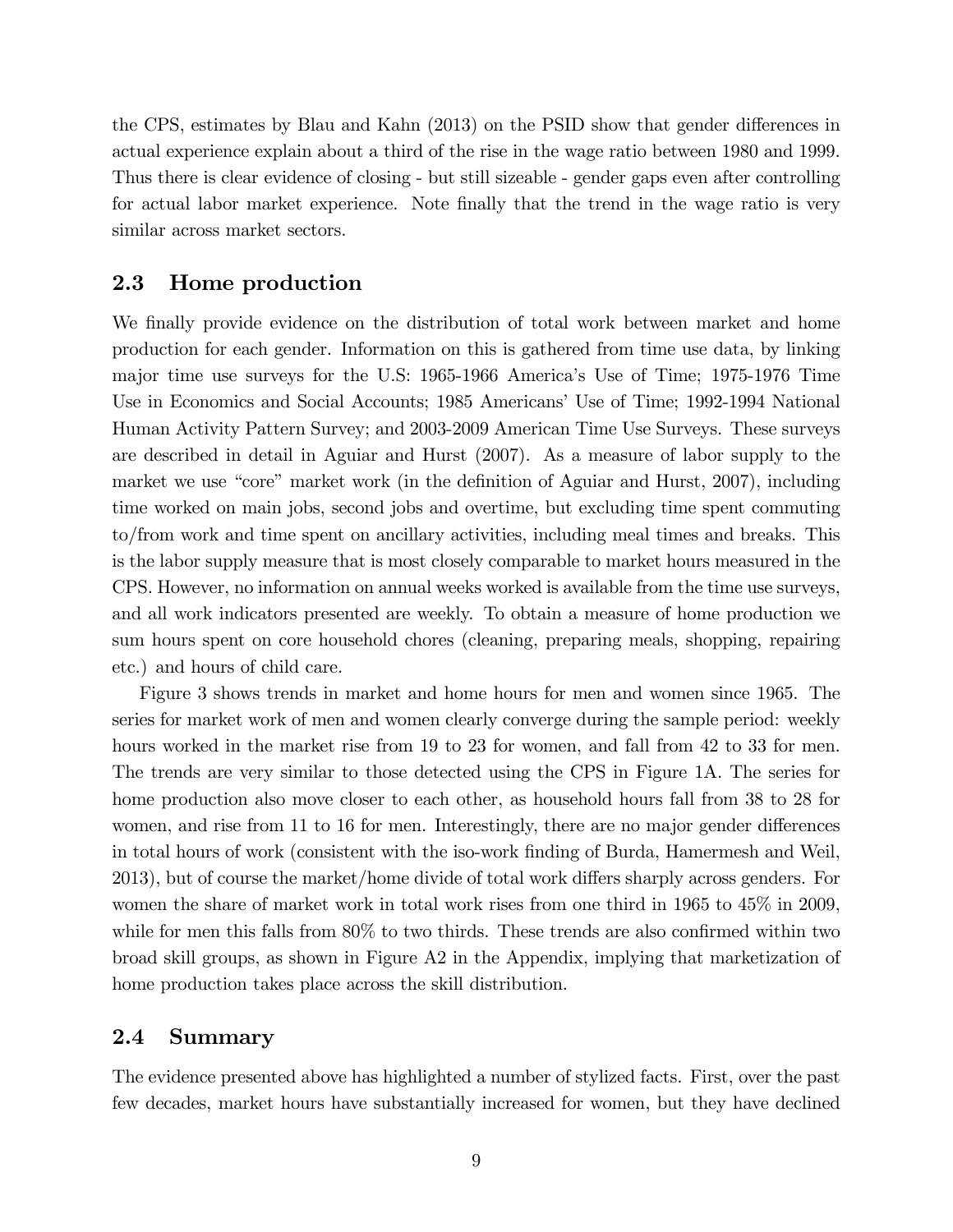the CPS, estimates by Blau and Kahn (2013) on the PSID show that gender differences in actual experience explain about a third of the rise in the wage ratio between 1980 and 1999. Thus there is clear evidence of closing - but still sizeable - gender gaps even after controlling for actual labor market experience. Note finally that the trend in the wage ratio is very similar across market sectors.

## 2.3 Home production

We finally provide evidence on the distribution of total work between market and home production for each gender. Information on this is gathered from time use data, by linking major time use surveys for the U.S: 1965-1966 America's Use of Time; 1975-1976 Time Use in Economics and Social Accounts; 1985 Americans' Use of Time; 1992-1994 National Human Activity Pattern Survey; and 2003-2009 American Time Use Surveys. These surveys are described in detail in Aguiar and Hurst (2007). As a measure of labor supply to the market we use "core" market work (in the definition of Aguiar and Hurst, 2007), including time worked on main jobs, second jobs and overtime, but excluding time spent commuting to/from work and time spent on ancillary activities, including meal times and breaks. This is the labor supply measure that is most closely comparable to market hours measured in the CPS. However, no information on annual weeks worked is available from the time use surveys, and all work indicators presented are weekly. To obtain a measure of home production we sum hours spent on core household chores (cleaning, preparing meals, shopping, repairing etc.) and hours of child care.

Figure 3 shows trends in market and home hours for men and women since 1965. The series for market work of men and women clearly converge during the sample period: weekly hours worked in the market rise from 19 to 23 for women, and fall from 42 to 33 for men. The trends are very similar to those detected using the CPS in Figure 1A. The series for home production also move closer to each other, as household hours fall from 38 to 28 for women, and rise from 11 to 16 for men. Interestingly, there are no major gender differences in total hours of work (consistent with the iso-work finding of Burda, Hamermesh and Weil, 2013), but of course the market/home divide of total work differs sharply across genders. For women the share of market work in total work rises from one third in 1965 to 45% in 2009, while for men this falls from 80% to two thirds. These trends are also confirmed within two broad skill groups, as shown in Figure A2 in the Appendix, implying that marketization of home production takes place across the skill distribution.

## 2.4 Summary

The evidence presented above has highlighted a number of stylized facts. First, over the past few decades, market hours have substantially increased for women, but they have declined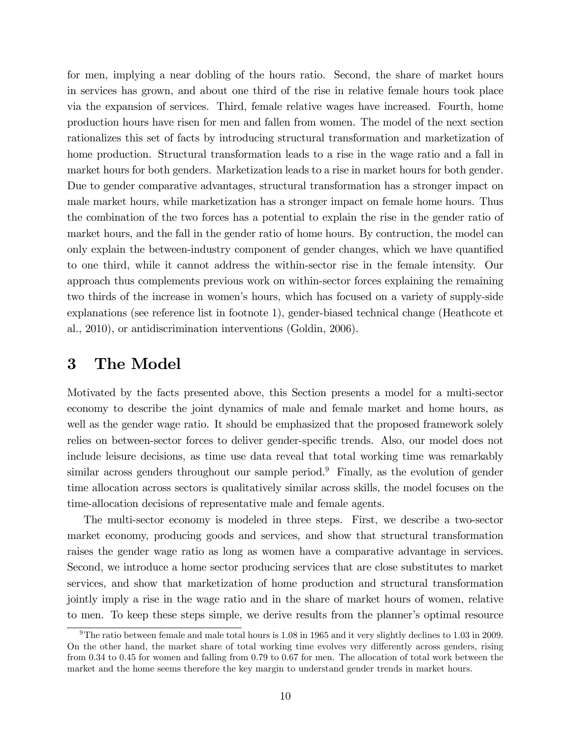for men, implying a near dobling of the hours ratio. Second, the share of market hours in services has grown, and about one third of the rise in relative female hours took place via the expansion of services. Third, female relative wages have increased. Fourth, home production hours have risen for men and fallen from women. The model of the next section rationalizes this set of facts by introducing structural transformation and marketization of home production. Structural transformation leads to a rise in the wage ratio and a fall in market hours for both genders. Marketization leads to a rise in market hours for both gender. Due to gender comparative advantages, structural transformation has a stronger impact on male market hours, while marketization has a stronger impact on female home hours. Thus the combination of the two forces has a potential to explain the rise in the gender ratio of market hours, and the fall in the gender ratio of home hours. By contruction, the model can only explain the between-industry component of gender changes, which we have quantified to one third, while it cannot address the within-sector rise in the female intensity. Our approach thus complements previous work on within-sector forces explaining the remaining two thirds of the increase in women's hours, which has focused on a variety of supply-side explanations (see reference list in footnote 1), gender-biased technical change (Heathcote et al., 2010), or antidiscrimination interventions (Goldin, 2006).

# 3 The Model

Motivated by the facts presented above, this Section presents a model for a multi-sector economy to describe the joint dynamics of male and female market and home hours, as well as the gender wage ratio. It should be emphasized that the proposed framework solely relies on between-sector forces to deliver gender-specific trends. Also, our model does not include leisure decisions, as time use data reveal that total working time was remarkably similar across genders throughout our sample period.[9] Finally, as the evolution of gender time allocation across sectors is qualitatively similar across skills, the model focuses on the time-allocation decisions of representative male and female agents.

The multi-sector economy is modeled in three steps. First, we describe a two-sector market economy, producing goods and services, and show that structural transformation raises the gender wage ratio as long as women have a comparative advantage in services. Second, we introduce a home sector producing services that are close substitutes to market services, and show that marketization of home production and structural transformation jointly imply a rise in the wage ratio and in the share of market hours of women, relative to men. To keep these steps simple, we derive results from the planner's optimal resource

[9] The ratio between female and male total hours is 1.08 in 1965 and it very slightly declines to 1.03 in 2009. On the other hand, the market share of total working time evolves very differently across genders, rising from 0.34 to 0.45 for women and falling from 0.79 to 0.67 for men. The allocation of total work between the market and the home seems therefore the key margin to understand gender trends in market hours.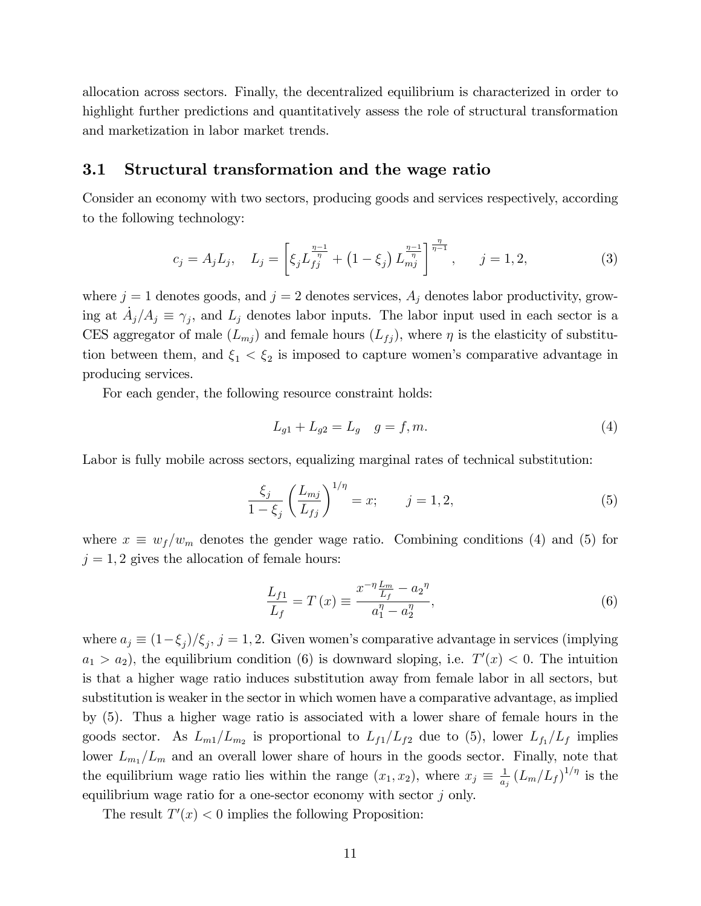allocation across sectors. Finally, the decentralized equilibrium is characterized in order to highlight further predictions and quantitatively assess the role of structural transformation and marketization in labor market trends.

### 3.1 Structural transformation and the wage ratio

Consider an economy with two sectors, producing goods and services respectively, according to the following technology:

$$c_j = A_j L_j, \quad L_j = \left[ \xi_j L_{fj}^{\frac{\eta-1}{\eta}} + \left(1 - \xi_j\right) L_{mj}^{\frac{\eta-1}{\eta}} \right]^{\frac{\eta}{\eta-1}}, \qquad j = 1, 2, \tag{3}$$

where $j = 1$ denotes goods, and $j = 2$ denotes services, $A_j$ denotes labor productivity, growing at $\dot{A}_j / A_j \equiv \gamma_j$, and $L_j$ denotes labor inputs. The labor input used in each sector is a CES aggregator of male ($L_{mj}$) and female hours ($L_{fj}$), where $\eta$ is the elasticity of substitution between them, and $\xi_1 < \xi_2$ is imposed to capture women's comparative advantage in producing services.

For each gender, the following resource constraint holds:

$$L_{g1} + L_{g2} = L_g \quad g = f, m. \tag{4}$$

Labor is fully mobile across sectors, equalizing marginal rates of technical substitution:

$$\frac{\xi_j}{1 - \xi_j} \left( \frac{L_{mj}}{L_{fj}} \right)^{1/\eta} = x; \qquad j = 1, 2, \tag{5}$$

where $x \equiv w_f / w_m$ denotes the gender wage ratio. Combining conditions (4) and (5) for $j = 1, 2$ gives the allocation of female hours:

$$\frac{L_{f1}}{L_f} = T(x) \equiv \frac{x^{-\eta} \frac{L_m}{L_f} - a_2{}^{\eta}}{a_1^{\eta} - a_2^{\eta}}, \tag{6}$$

where $a_j \equiv (1 - \xi_j)/\xi_j$, $j = 1, 2$. Given women's comparative advantage in services (implying $a_1 > a_2$), the equilibrium condition (6) is downward sloping, i.e. $T'(x) < 0$. The intuition is that a higher wage ratio induces substitution away from female labor in all sectors, but substitution is weaker in the sector in which women have a comparative advantage, as implied by (5). Thus a higher wage ratio is associated with a lower share of female hours in the goods sector. As $L_{m1}/L_{m_2}$ is proportional to $L_{f1}/L_{f2}$ due to (5), lower $L_{f_1}/L_f$ implies lower $L_{m_1}/L_m$ and an overall lower share of hours in the goods sector. Finally, note that the equilibrium wage ratio lies within the range $(x_1, x_2)$, where $x_j \equiv \frac{1}{a_j} \left( L_m / L_f \right)^{1/\eta}$ is the equilibrium wage ratio for a one-sector economy with sector $j$ only.

The result $T'(x) < 0$ implies the following Proposition: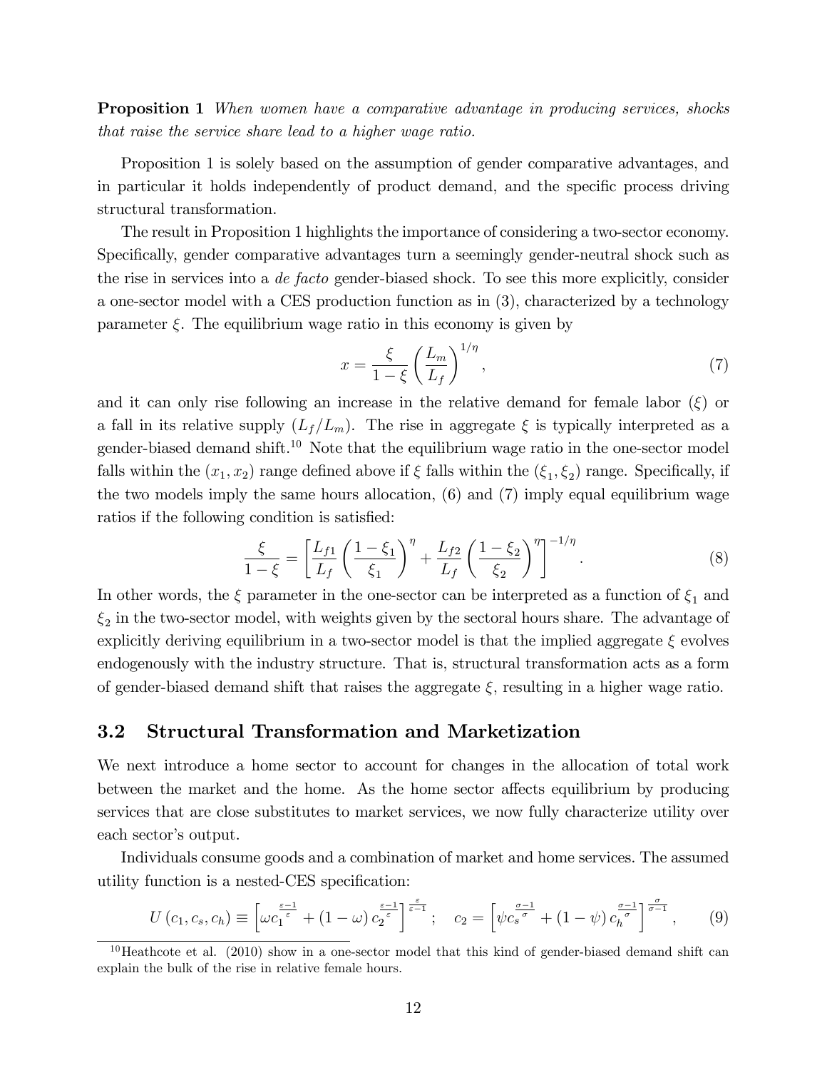**Proposition 1** *When women have a comparative advantage in producing services, shocks that raise the service share lead to a higher wage ratio.*

Proposition 1 is solely based on the assumption of gender comparative advantages, and in particular it holds independently of product demand, and the specific process driving structural transformation.

The result in Proposition 1 highlights the importance of considering a two-sector economy. Specifically, gender comparative advantages turn a seemingly gender-neutral shock such as the rise in services into a *de facto* gender-biased shock. To see this more explicitly, consider a one-sector model with a CES production function as in (3), characterized by a technology parameter $\xi$. The equilibrium wage ratio in this economy is given by

$$x = \frac{\xi}{1-\xi}\left(\frac{L_m}{L_f}\right)^{1/\eta}, \tag{7}$$

and it can only rise following an increase in the relative demand for female labor ($\xi$) or a fall in its relative supply ($L_f/L_m$). The rise in aggregate $\xi$ is typically interpreted as a gender-biased demand shift.[10] Note that the equilibrium wage ratio in the one-sector model falls within the $(x_1, x_2)$ range defined above if $\xi$ falls within the $(\xi_1, \xi_2)$ range. Specifically, if the two models imply the same hours allocation, (6) and (7) imply equal equilibrium wage ratios if the following condition is satisfied:

$$\frac{\xi}{1-\xi} = \left[\frac{L_{f1}}{L_f}\left(\frac{1-\xi_1}{\xi_1}\right)^{\eta} + \frac{L_{f2}}{L_f}\left(\frac{1-\xi_2}{\xi_2}\right)^{\eta}\right]^{-1/\eta}. \tag{8}$$

In other words, the $\xi$ parameter in the one-sector can be interpreted as a function of $\xi_1$ and $\xi_2$ in the two-sector model, with weights given by the sectoral hours share. The advantage of explicitly deriving equilibrium in a two-sector model is that the implied aggregate $\xi$ evolves endogenously with the industry structure. That is, structural transformation acts as a form of gender-biased demand shift that raises the aggregate $\xi$, resulting in a higher wage ratio.

## 3.2 Structural Transformation and Marketization

We next introduce a home sector to account for changes in the allocation of total work between the market and the home. As the home sector affects equilibrium by producing services that are close substitutes to market services, we now fully characterize utility over each sector's output.

Individuals consume goods and a combination of market and home services. The assumed utility function is a nested-CES specification:

$$U(c_1, c_s, c_h) \equiv \left[\omega c_1^{\frac{\varepsilon-1}{\varepsilon}} + (1-\omega)\, c_2^{\frac{\varepsilon-1}{\varepsilon}}\right]^{\frac{\varepsilon}{\varepsilon-1}}; \quad c_2 = \left[\psi c_s^{\frac{\sigma-1}{\sigma}} + (1-\psi)\, c_h^{\frac{\sigma-1}{\sigma}}\right]^{\frac{\sigma}{\sigma-1}}, \tag{9}$$

[10] Heathcote et al. (2010) show in a one-sector model that this kind of gender-biased demand shift can explain the bulk of the rise in relative female hours.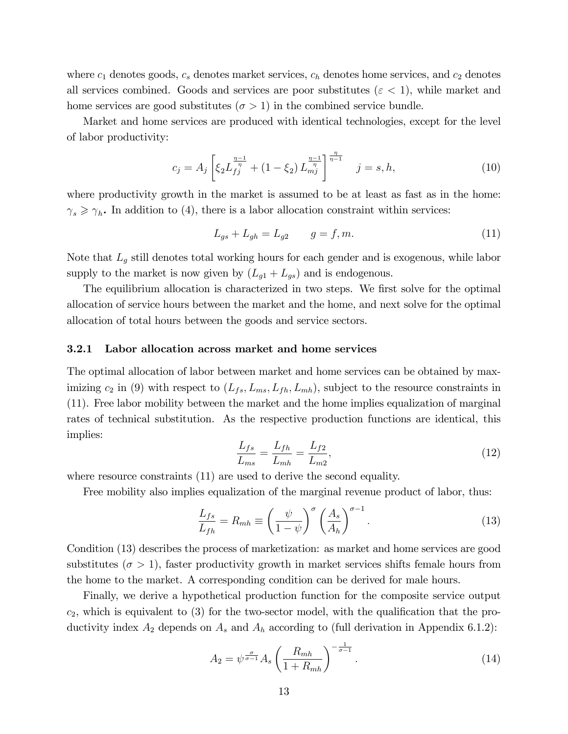where $c_1$ denotes goods, $c_s$ denotes market services, $c_h$ denotes home services, and $c_2$ denotes all services combined. Goods and services are poor substitutes ($\varepsilon < 1$), while market and home services are good substitutes ($\sigma > 1$) in the combined service bundle.

Market and home services are produced with identical technologies, except for the level of labor productivity:

$$c_j = A_j \left[ \xi_2 L_{fj}^{\frac{\eta-1}{\eta}} + (1 - \xi_2) L_{mj}^{\frac{\eta-1}{\eta}} \right]^{\frac{\eta}{\eta-1}} \quad j = s, h, \tag{10}$$

where productivity growth in the market is assumed to be at least as fast as in the home: $\gamma_s \geqslant \gamma_h$. In addition to (4), there is a labor allocation constraint within services:

$$L_{gs} + L_{gh} = L_{g2} \qquad g = f, m. \tag{11}$$

Note that $L_g$ still denotes total working hours for each gender and is exogenous, while labor supply to the market is now given by $(L_{g1} + L_{gs})$ and is endogenous.

The equilibrium allocation is characterized in two steps. We first solve for the optimal allocation of service hours between the market and the home, and next solve for the optimal allocation of total hours between the goods and service sectors.

### 3.2.1 Labor allocation across market and home services

The optimal allocation of labor between market and home services can be obtained by maximizing $c_2$ in (9) with respect to $(L_{fs}, L_{ms}, L_{fh}, L_{mh})$, subject to the resource constraints in (11). Free labor mobility between the market and the home implies equalization of marginal rates of technical substitution. As the respective production functions are identical, this implies:

$$\frac{L_{fs}}{L_{ms}} = \frac{L_{fh}}{L_{mh}} = \frac{L_{f2}}{L_{m2}}, \tag{12}$$

where resource constraints (11) are used to derive the second equality.

Free mobility also implies equalization of the marginal revenue product of labor, thus:

$$\frac{L_{fs}}{L_{fh}} = R_{mh} \equiv \left( \frac{\psi}{1 - \psi} \right)^{\sigma} \left( \frac{A_s}{A_h} \right)^{\sigma - 1}. \tag{13}$$

Condition (13) describes the process of marketization: as market and home services are good substitutes ($\sigma > 1$), faster productivity growth in market services shifts female hours from the home to the market. A corresponding condition can be derived for male hours.

Finally, we derive a hypothetical production function for the composite service output $c_2$, which is equivalent to (3) for the two-sector model, with the qualification that the productivity index $A_2$ depends on $A_s$ and $A_h$ according to (full derivation in Appendix 6.1.2):

$$A_2 = \psi^{\frac{\sigma}{\sigma-1}} A_s \left( \frac{R_{mh}}{1 + R_{mh}} \right)^{-\frac{1}{\sigma-1}}. \tag{14}$$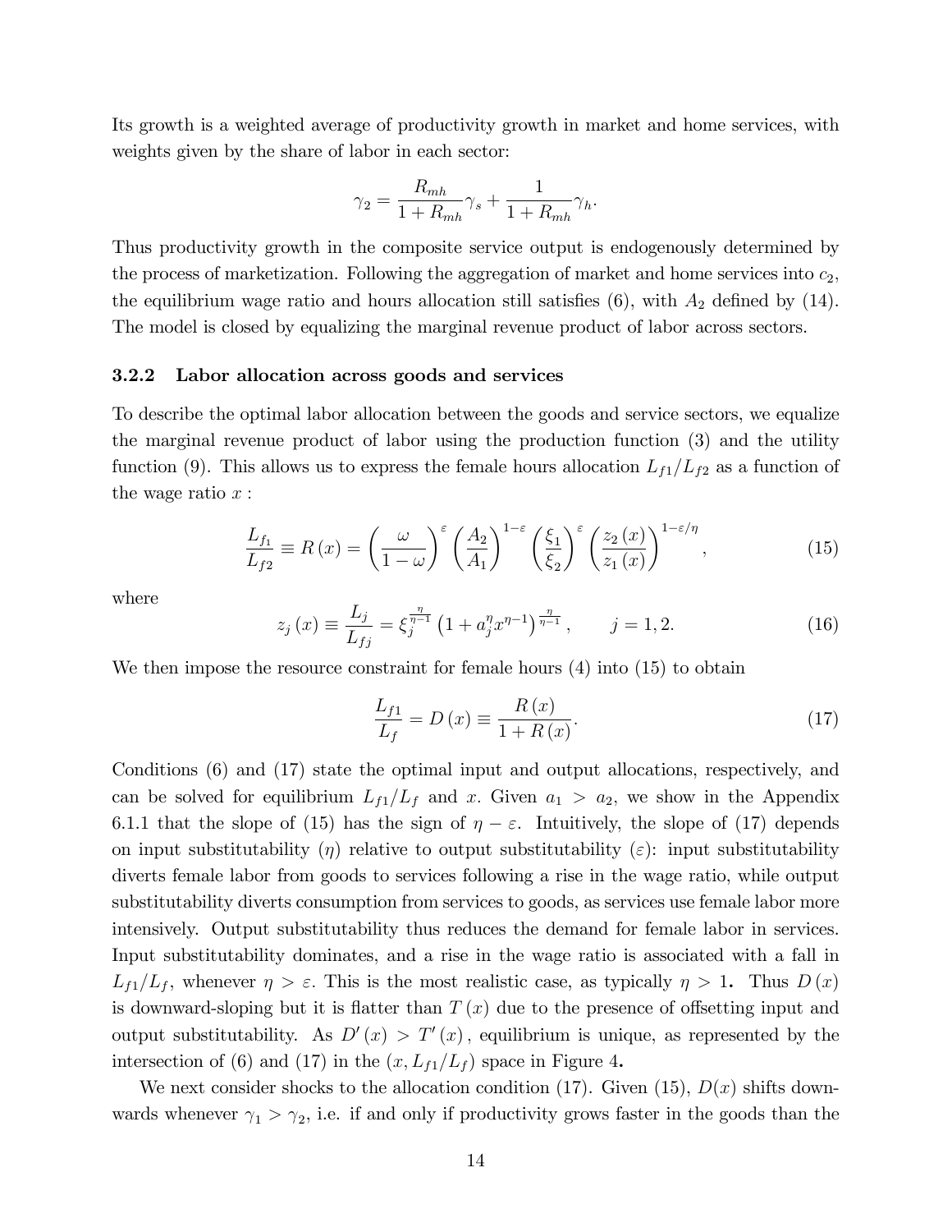Its growth is a weighted average of productivity growth in market and home services, with weights given by the share of labor in each sector:

$$\gamma_2 = \frac{R_{mh}}{1+R_{mh}}\gamma_s + \frac{1}{1+R_{mh}}\gamma_h.$$

Thus productivity growth in the composite service output is endogenously determined by the process of marketization. Following the aggregation of market and home services into $c_2$, the equilibrium wage ratio and hours allocation still satisfies (6), with $A_2$ defined by (14). The model is closed by equalizing the marginal revenue product of labor across sectors.

### 3.2.2 Labor allocation across goods and services

To describe the optimal labor allocation between the goods and service sectors, we equalize the marginal revenue product of labor using the production function (3) and the utility function (9). This allows us to express the female hours allocation $L_{f1}/L_{f2}$ as a function of the wage ratio $x$ :

$$\frac{L_{f_1}}{L_{f2}} \equiv R(x) = \left(\frac{\omega}{1-\omega}\right)^{\varepsilon}\left(\frac{A_2}{A_1}\right)^{1-\varepsilon}\left(\frac{\xi_1}{\xi_2}\right)^{\varepsilon}\left(\frac{z_2(x)}{z_1(x)}\right)^{1-\varepsilon/\eta}, \tag{15}$$

where

$$z_j(x) \equiv \frac{L_j}{L_{fj}} = \xi_j^{\frac{\eta}{\eta-1}}\left(1+a_j^{\eta}x^{\eta-1}\right)^{\frac{\eta}{\eta-1}}, \qquad j=1,2. \tag{16}$$

We then impose the resource constraint for female hours (4) into (15) to obtain

$$\frac{L_{f1}}{L_f} = D(x) \equiv \frac{R(x)}{1+R(x)}. \tag{17}$$

Conditions (6) and (17) state the optimal input and output allocations, respectively, and can be solved for equilibrium $L_{f1}/L_f$ and $x$. Given $a_1 > a_2$, we show in the Appendix 6.1.1 that the slope of (15) has the sign of $\eta - \varepsilon$. Intuitively, the slope of (17) depends on input substitutability ($\eta$) relative to output substitutability ($\varepsilon$): input substitutability diverts female labor from goods to services following a rise in the wage ratio, while output substitutability diverts consumption from services to goods, as services use female labor more intensively. Output substitutability thus reduces the demand for female labor in services. Input substitutability dominates, and a rise in the wage ratio is associated with a fall in $L_{f1}/L_f$, whenever $\eta > \varepsilon$. This is the most realistic case, as typically $\eta > 1$. Thus $D(x)$ is downward-sloping but it is flatter than $T(x)$ due to the presence of offsetting input and output substitutability. As $D'(x) > T'(x)$, equilibrium is unique, as represented by the intersection of (6) and (17) in the $(x, L_{f1}/L_f)$ space in Figure 4.

We next consider shocks to the allocation condition (17). Given (15), $D(x)$ shifts downwards whenever $\gamma_1 > \gamma_2$, i.e. if and only if productivity grows faster in the goods than the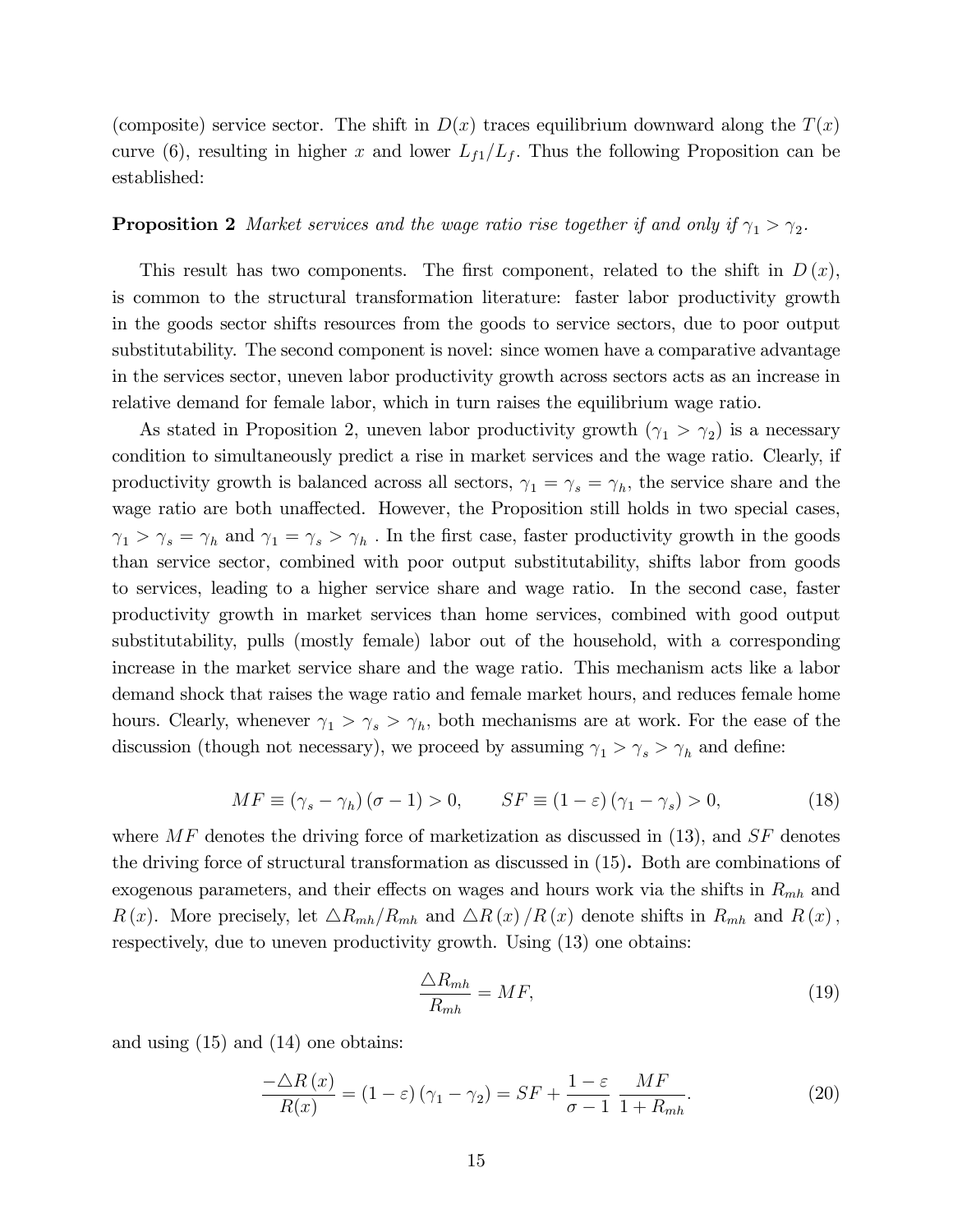(composite) service sector. The shift in $D(x)$ traces equilibrium downward along the $T(x)$ curve (6), resulting in higher $x$ and lower $L_{f1}/L_f$. Thus the following Proposition can be established:

**Proposition 2** *Market services and the wage ratio rise together if and only if $\gamma_1 > \gamma_2$.*

This result has two components. The first component, related to the shift in $D(x)$, is common to the structural transformation literature: faster labor productivity growth in the goods sector shifts resources from the goods to service sectors, due to poor output substitutability. The second component is novel: since women have a comparative advantage in the services sector, uneven labor productivity growth across sectors acts as an increase in relative demand for female labor, which in turn raises the equilibrium wage ratio.

As stated in Proposition 2, uneven labor productivity growth ($\gamma_1 > \gamma_2$) is a necessary condition to simultaneously predict a rise in market services and the wage ratio. Clearly, if productivity growth is balanced across all sectors, $\gamma_1 = \gamma_s = \gamma_h$, the service share and the wage ratio are both unaffected. However, the Proposition still holds in two special cases, $\gamma_1 > \gamma_s = \gamma_h$ and $\gamma_1 = \gamma_s > \gamma_h$ . In the first case, faster productivity growth in the goods than service sector, combined with poor output substitutability, shifts labor from goods to services, leading to a higher service share and wage ratio. In the second case, faster productivity growth in market services than home services, combined with good output substitutability, pulls (mostly female) labor out of the household, with a corresponding increase in the market service share and the wage ratio. This mechanism acts like a labor demand shock that raises the wage ratio and female market hours, and reduces female home hours. Clearly, whenever $\gamma_1 > \gamma_s > \gamma_h$, both mechanisms are at work. For the ease of the discussion (though not necessary), we proceed by assuming $\gamma_1 > \gamma_s > \gamma_h$ and define:

$$MF \equiv (\gamma_s - \gamma_h)(\sigma - 1) > 0, \qquad SF \equiv (1 - \varepsilon)(\gamma_1 - \gamma_s) > 0, \tag{18}$$

where $MF$ denotes the driving force of marketization as discussed in (13), and $SF$ denotes the driving force of structural transformation as discussed in (15). Both are combinations of exogenous parameters, and their effects on wages and hours work via the shifts in $R_{mh}$ and $R(x)$. More precisely, let $\triangle R_{mh}/R_{mh}$ and $\triangle R(x)/R(x)$ denote shifts in $R_{mh}$ and $R(x)$, respectively, due to uneven productivity growth. Using (13) one obtains:

$$\frac{\triangle R_{mh}}{R_{mh}} = MF, \tag{19}$$

and using (15) and (14) one obtains:

$$\frac{-\triangle R(x)}{R(x)} = (1 - \varepsilon)(\gamma_1 - \gamma_2) = SF + \frac{1 - \varepsilon}{\sigma - 1}\frac{MF}{1 + R_{mh}}. \tag{20}$$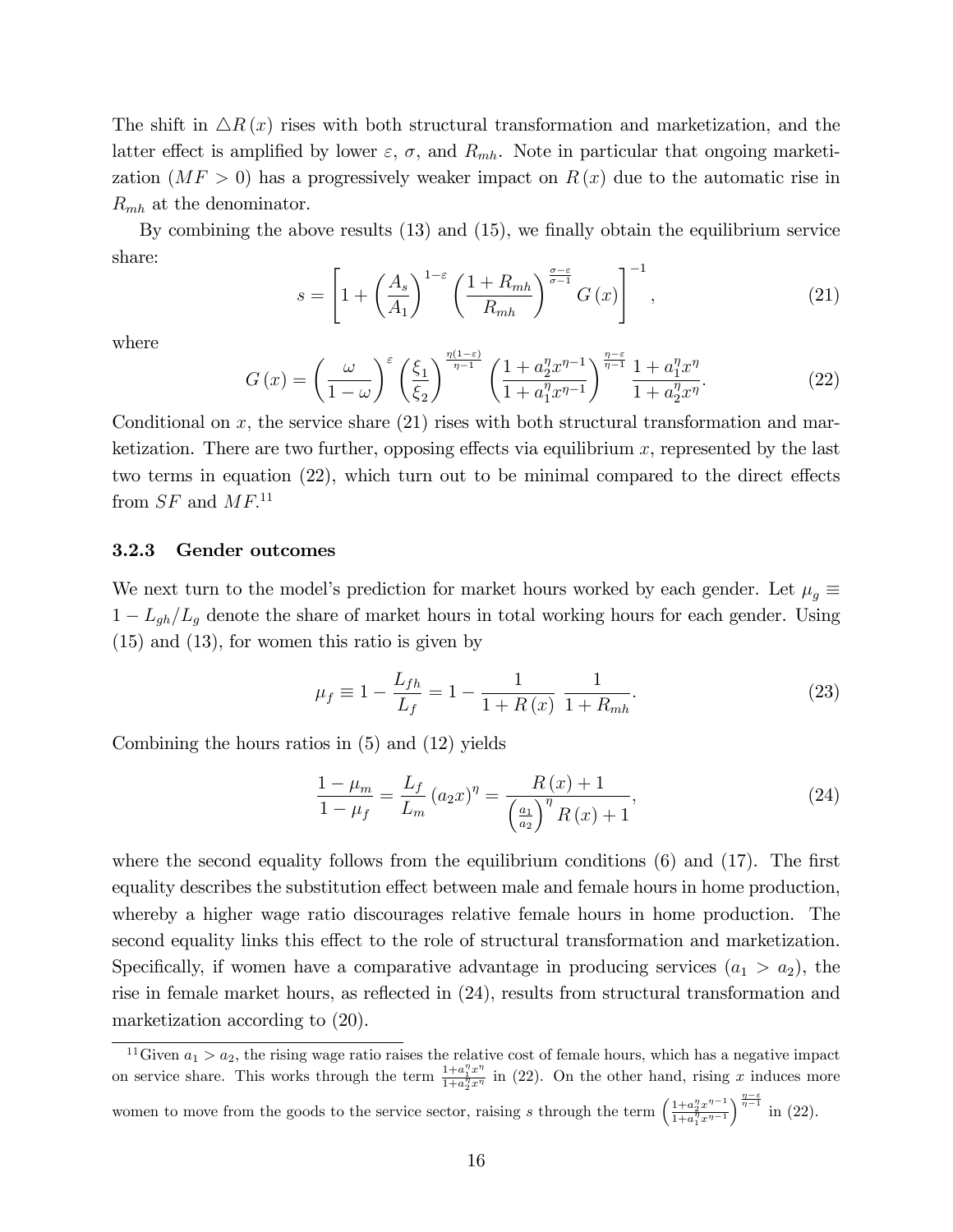The shift in $\triangle R(x)$ rises with both structural transformation and marketization, and the latter effect is amplified by lower $\varepsilon$, $\sigma$, and $R_{mh}$. Note in particular that ongoing marketization ($MF > 0$) has a progressively weaker impact on $R(x)$ due to the automatic rise in $R_{mh}$ at the denominator.

By combining the above results (13) and (15), we finally obtain the equilibrium service share:

$$s = \left[1 + \left(\frac{A_s}{A_1}\right)^{1-\varepsilon} \left(\frac{1+R_{mh}}{R_{mh}}\right)^{\frac{\sigma-\varepsilon}{\sigma-1}} G(x)\right]^{-1}, \tag{21}$$

where

$$G(x) = \left(\frac{\omega}{1-\omega}\right)^{\varepsilon} \left(\frac{\xi_1}{\xi_2}\right)^{\frac{\eta(1-\varepsilon)}{\eta-1}} \left(\frac{1+a_2^{\eta}x^{\eta-1}}{1+a_1^{\eta}x^{\eta-1}}\right)^{\frac{\eta-\varepsilon}{\eta-1}} \frac{1+a_1^{\eta}x^{\eta}}{1+a_2^{\eta}x^{\eta}}. \tag{22}$$

Conditional on $x$, the service share (21) rises with both structural transformation and marketization. There are two further, opposing effects via equilibrium $x$, represented by the last two terms in equation (22), which turn out to be minimal compared to the direct effects from $SF$ and $MF$.[11]

### 3.2.3 Gender outcomes

We next turn to the model's prediction for market hours worked by each gender. Let $\mu_g \equiv 1 - L_{gh}/L_g$ denote the share of market hours in total working hours for each gender. Using (15) and (13), for women this ratio is given by

$$\mu_f \equiv 1 - \frac{L_{fh}}{L_f} = 1 - \frac{1}{1+R(x)} \frac{1}{1+R_{mh}}. \tag{23}$$

Combining the hours ratios in (5) and (12) yields

$$\frac{1-\mu_m}{1-\mu_f} = \frac{L_f}{L_m}(a_2 x)^{\eta} = \frac{R(x)+1}{\left(\frac{a_1}{a_2}\right)^{\eta} R(x)+1}, \tag{24}$$

where the second equality follows from the equilibrium conditions (6) and (17). The first equality describes the substitution effect between male and female hours in home production, whereby a higher wage ratio discourages relative female hours in home production. The second equality links this effect to the role of structural transformation and marketization. Specifically, if women have a comparative advantage in producing services ($a_1 > a_2$), the rise in female market hours, as reflected in (24), results from structural transformation and marketization according to (20).

[11] Given $a_1 > a_2$, the rising wage ratio raises the relative cost of female hours, which has a negative impact on service share. This works through the term $\frac{1+a_1^{\eta}x^{\eta}}{1+a_2^{\eta}x^{\eta}}$ in (22). On the other hand, rising $x$ induces more women to move from the goods to the service sector, raising $s$ through the term $\left(\frac{1+a_2^{\eta}x^{\eta-1}}{1+a_1^{\eta}x^{\eta-1}}\right)^{\frac{\eta-\varepsilon}{\eta-1}}$ in (22).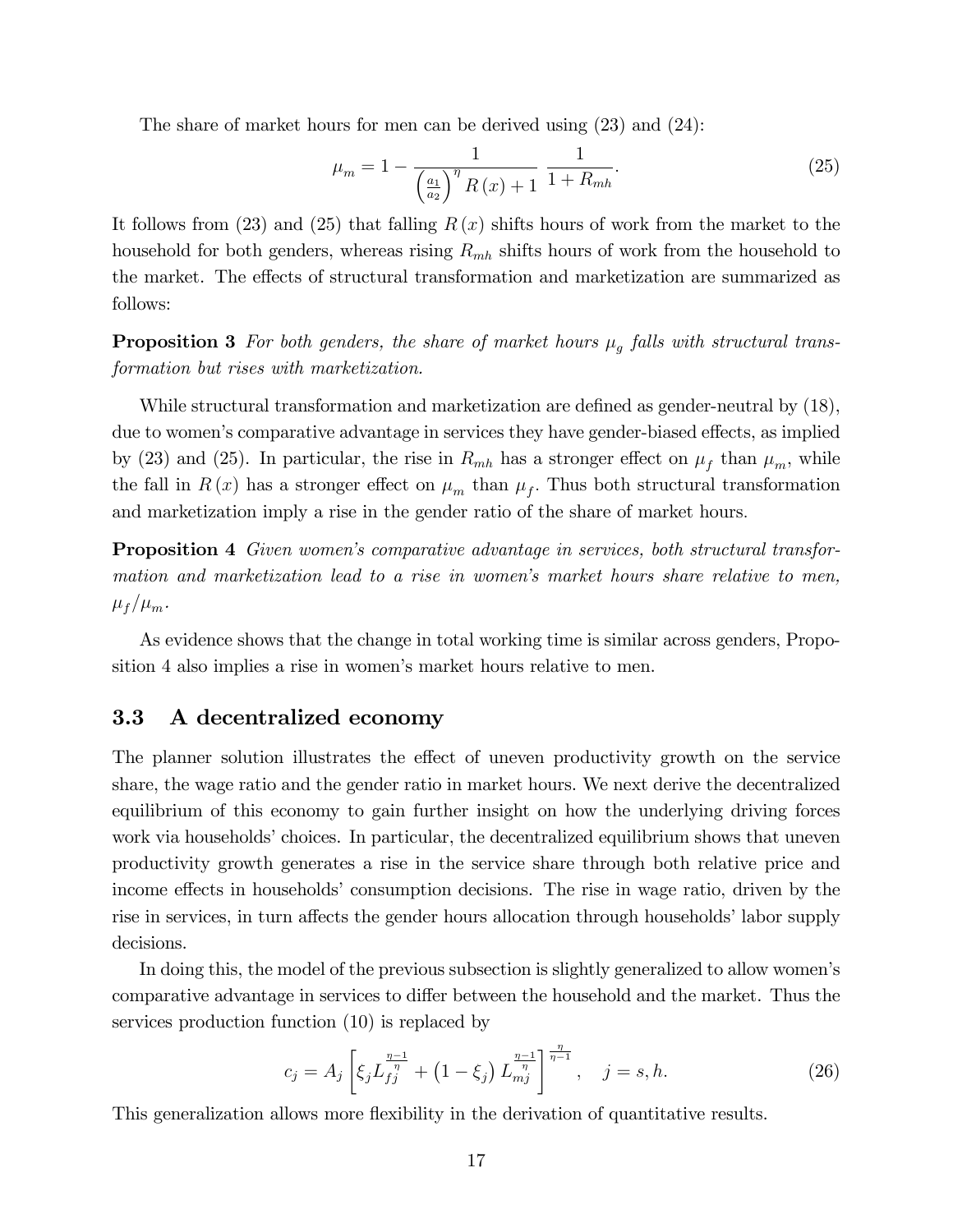The share of market hours for men can be derived using (23) and (24):

$$\mu_m = 1 - \frac{1}{\left(\frac{a_1}{a_2}\right)^{\eta} R(x) + 1} \frac{1}{1 + R_{mh}}. \tag{25}$$

It follows from (23) and (25) that falling $R(x)$ shifts hours of work from the market to the household for both genders, whereas rising $R_{mh}$ shifts hours of work from the household to the market. The effects of structural transformation and marketization are summarized as follows:

**Proposition 3** *For both genders, the share of market hours $\mu_g$ falls with structural transformation but rises with marketization.*

While structural transformation and marketization are defined as gender-neutral by (18), due to women's comparative advantage in services they have gender-biased effects, as implied by (23) and (25). In particular, the rise in $R_{mh}$ has a stronger effect on $\mu_f$ than $\mu_m$, while the fall in $R(x)$ has a stronger effect on $\mu_m$ than $\mu_f$. Thus both structural transformation and marketization imply a rise in the gender ratio of the share of market hours.

**Proposition 4** *Given women's comparative advantage in services, both structural transformation and marketization lead to a rise in women's market hours share relative to men, $\mu_f/\mu_m$.*

As evidence shows that the change in total working time is similar across genders, Proposition 4 also implies a rise in women's market hours relative to men.

### 3.3 A decentralized economy

The planner solution illustrates the effect of uneven productivity growth on the service share, the wage ratio and the gender ratio in market hours. We next derive the decentralized equilibrium of this economy to gain further insight on how the underlying driving forces work via households' choices. In particular, the decentralized equilibrium shows that uneven productivity growth generates a rise in the service share through both relative price and income effects in households' consumption decisions. The rise in wage ratio, driven by the rise in services, in turn affects the gender hours allocation through households' labor supply decisions.

In doing this, the model of the previous subsection is slightly generalized to allow women's comparative advantage in services to differ between the household and the market. Thus the services production function (10) is replaced by

$$c_j = A_j \left[ \xi_j L_{fj}^{\frac{\eta-1}{\eta}} + \left(1 - \xi_j\right) L_{mj}^{\frac{\eta-1}{\eta}} \right]^{\frac{\eta}{\eta-1}}, \quad j = s, h. \tag{26}$$

This generalization allows more flexibility in the derivation of quantitative results.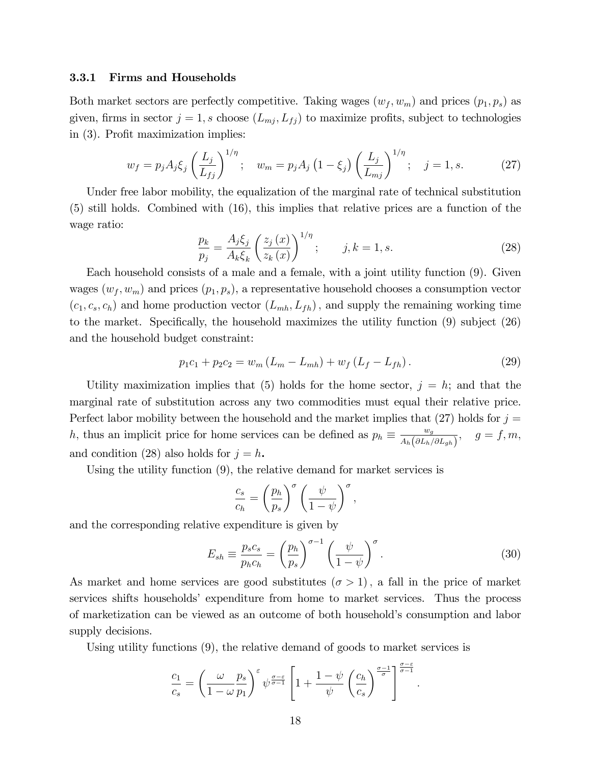### 3.3.1 Firms and Households

Both market sectors are perfectly competitive. Taking wages $(w_f, w_m)$ and prices $(p_1, p_s)$ as given, firms in sector $j = 1, s$ choose $(L_{mj}, L_{fj})$ to maximize profits, subject to technologies in (3). Profit maximization implies:

$$w_f = p_j A_j \xi_j \left(\frac{L_j}{L_{fj}}\right)^{1/\eta}; \quad w_m = p_j A_j \left(1 - \xi_j\right) \left(\frac{L_j}{L_{mj}}\right)^{1/\eta}; \quad j = 1, s. \tag{27}$$

Under free labor mobility, the equalization of the marginal rate of technical substitution (5) still holds. Combined with (16), this implies that relative prices are a function of the wage ratio:

$$\frac{p_k}{p_j} = \frac{A_j \xi_j}{A_k \xi_k} \left(\frac{z_j(x)}{z_k(x)}\right)^{1/\eta}; \qquad j, k = 1, s. \tag{28}$$

Each household consists of a male and a female, with a joint utility function (9). Given wages $(w_f, w_m)$ and prices $(p_1, p_s)$, a representative household chooses a consumption vector $(c_1, c_s, c_h)$ and home production vector $(L_{mh}, L_{fh})$, and supply the remaining working time to the market. Specifically, the household maximizes the utility function (9) subject (26) and the household budget constraint:

$$p_1 c_1 + p_2 c_2 = w_m (L_m - L_{mh}) + w_f (L_f - L_{fh}). \tag{29}$$

Utility maximization implies that (5) holds for the home sector, $j = h$; and that the marginal rate of substitution across any two commodities must equal their relative price. Perfect labor mobility between the household and the market implies that (27) holds for $j = h$, thus an implicit price for home services can be defined as $p_h \equiv \frac{w_g}{A_h(\partial L_h / \partial L_{gh})}$, $\quad g = f, m$, and condition (28) also holds for $j = h$.

Using the utility function (9), the relative demand for market services is

$$\frac{c_s}{c_h} = \left(\frac{p_h}{p_s}\right)^{\sigma} \left(\frac{\psi}{1 - \psi}\right)^{\sigma},$$

and the corresponding relative expenditure is given by

$$E_{sh} \equiv \frac{p_s c_s}{p_h c_h} = \left(\frac{p_h}{p_s}\right)^{\sigma - 1} \left(\frac{\psi}{1 - \psi}\right)^{\sigma}. \tag{30}$$

As market and home services are good substitutes $(\sigma > 1)$, a fall in the price of market services shifts households' expenditure from home to market services. Thus the process of marketization can be viewed as an outcome of both household's consumption and labor supply decisions.

Using utility functions (9), the relative demand of goods to market services is

$$\frac{c_1}{c_s} = \left(\frac{\omega}{1 - \omega} \frac{p_s}{p_1}\right)^{\varepsilon} \psi^{\frac{\sigma - \varepsilon}{\sigma - 1}} \left[1 + \frac{1 - \psi}{\psi} \left(\frac{c_h}{c_s}\right)^{\frac{\sigma - 1}{\sigma}}\right]^{\frac{\sigma - \varepsilon}{\sigma - 1}}.$$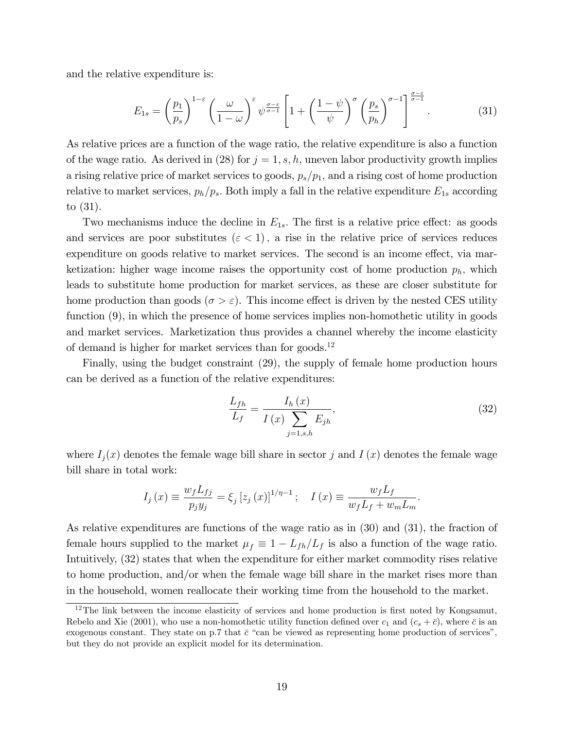and the relative expenditure is:

$$E_{1s} = \left(\frac{p_1}{p_s}\right)^{1-\varepsilon} \left(\frac{\omega}{1-\omega}\right)^{\varepsilon} \psi^{\frac{\sigma-\varepsilon}{\sigma-1}} \left[1 + \left(\frac{1-\psi}{\psi}\right)^{\sigma} \left(\frac{p_s}{p_h}\right)^{\sigma-1}\right]^{\frac{\sigma-\varepsilon}{\sigma-1}}. \tag{31}$$

As relative prices are a function of the wage ratio, the relative expenditure is also a function of the wage ratio. As derived in (28) for $j = 1, s, h$, uneven labor productivity growth implies a rising relative price of market services to goods, $p_s/p_1$, and a rising cost of home production relative to market services, $p_h/p_s$. Both imply a fall in the relative expenditure $E_{1s}$ according to (31).

Two mechanisms induce the decline in $E_{1s}$. The first is a relative price effect: as goods and services are poor substitutes $(\varepsilon < 1)$, a rise in the relative price of services reduces expenditure on goods relative to market services. The second is an income effect, via marketization: higher wage income raises the opportunity cost of home production $p_h$, which leads to substitute home production for market services, as these are closer substitute for home production than goods $(\sigma > \varepsilon)$. This income effect is driven by the nested CES utility function (9), in which the presence of home services implies non-homothetic utility in goods and market services. Marketization thus provides a channel whereby the income elasticity of demand is higher for market services than for goods.[12]

Finally, using the budget constraint (29), the supply of female home production hours can be derived as a function of the relative expenditures:

$$\frac{L_{fh}}{L_f} = \frac{I_h(x)}{I(x) \sum_{j=1,s,h} E_{jh}}, \tag{32}$$

where $I_j(x)$ denotes the female wage bill share in sector $j$ and $I(x)$ denotes the female wage bill share in total work:

$$I_j(x) \equiv \frac{w_f L_{fj}}{p_j y_j} = \xi_j \left[z_j(x)\right]^{1/\eta - 1}; \quad I(x) \equiv \frac{w_f L_f}{w_f L_f + w_m L_m}.$$

As relative expenditures are functions of the wage ratio as in (30) and (31), the fraction of female hours supplied to the market $\mu_f \equiv 1 - L_{fh}/L_f$ is also a function of the wage ratio. Intuitively, (32) states that when the expenditure for either market commodity rises relative to home production, and/or when the female wage bill share in the market rises more than in the household, women reallocate their working time from the household to the market.

[12] The link between the income elasticity of services and home production is first noted by Kongsamut, Rebelo and Xie (2001), who use a non-homothetic utility function defined over $c_1$ and $(c_s + \bar{c})$, where $\bar{c}$ is an exogenous constant. They state on p.7 that $\bar{c}$ "can be viewed as representing home production of services", but they do not provide an explicit model for its determination.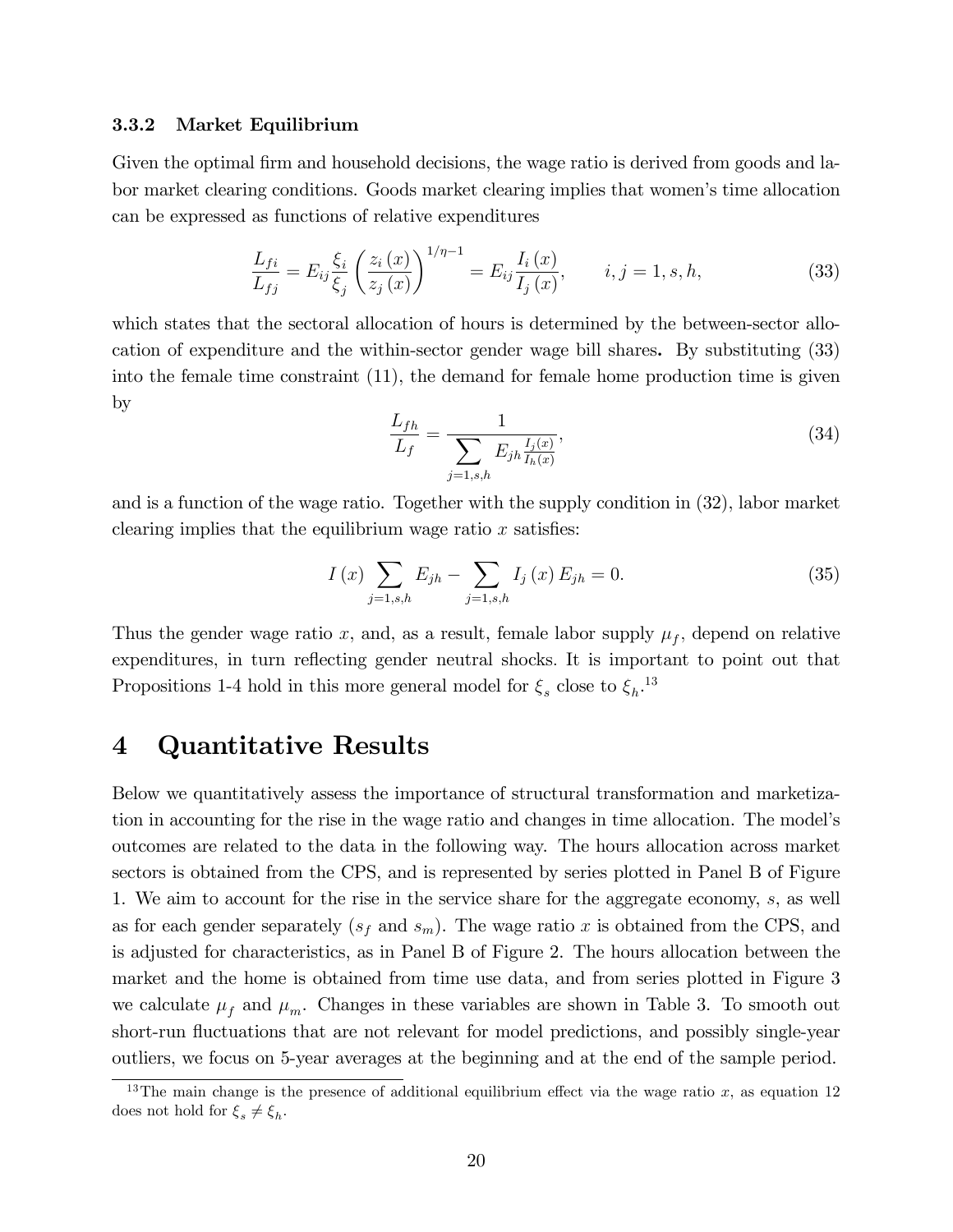### 3.3.2 Market Equilibrium

Given the optimal firm and household decisions, the wage ratio is derived from goods and labor market clearing conditions. Goods market clearing implies that women's time allocation can be expressed as functions of relative expenditures

$$\frac{L_{fi}}{L_{fj}} = E_{ij}\frac{\xi_i}{\xi_j}\left(\frac{z_i(x)}{z_j(x)}\right)^{1/\eta-1} = E_{ij}\frac{I_i(x)}{I_j(x)}, \qquad i,j = 1,s,h, \tag{33}$$

which states that the sectoral allocation of hours is determined by the between-sector allocation of expenditure and the within-sector gender wage bill shares**.** By substituting (33) into the female time constraint (11), the demand for female home production time is given by

$$\frac{L_{fh}}{L_f} = \frac{1}{\sum_{j=1,s,h} E_{jh}\frac{I_j(x)}{I_h(x)}}, \tag{34}$$

and is a function of the wage ratio. Together with the supply condition in (32), labor market clearing implies that the equilibrium wage ratio $x$ satisfies:

$$I(x)\sum_{j=1,s,h} E_{jh} - \sum_{j=1,s,h} I_j(x)\,E_{jh} = 0. \tag{35}$$

Thus the gender wage ratio $x$, and, as a result, female labor supply $\mu_f$, depend on relative expenditures, in turn reflecting gender neutral shocks. It is important to point out that Propositions 1-4 hold in this more general model for $\xi_s$ close to $\xi_h$.[13]

# 4 Quantitative Results

Below we quantitatively assess the importance of structural transformation and marketization in accounting for the rise in the wage ratio and changes in time allocation. The model's outcomes are related to the data in the following way. The hours allocation across market sectors is obtained from the CPS, and is represented by series plotted in Panel B of Figure 1. We aim to account for the rise in the service share for the aggregate economy, $s$, as well as for each gender separately ($s_f$ and $s_m$). The wage ratio $x$ is obtained from the CPS, and is adjusted for characteristics, as in Panel B of Figure 2. The hours allocation between the market and the home is obtained from time use data, and from series plotted in Figure 3 we calculate $\mu_f$ and $\mu_m$. Changes in these variables are shown in Table 3. To smooth out short-run fluctuations that are not relevant for model predictions, and possibly single-year outliers, we focus on 5-year averages at the beginning and at the end of the sample period.

[13] The main change is the presence of additional equilibrium effect via the wage ratio $x$, as equation 12 does not hold for $\xi_s \neq \xi_h$.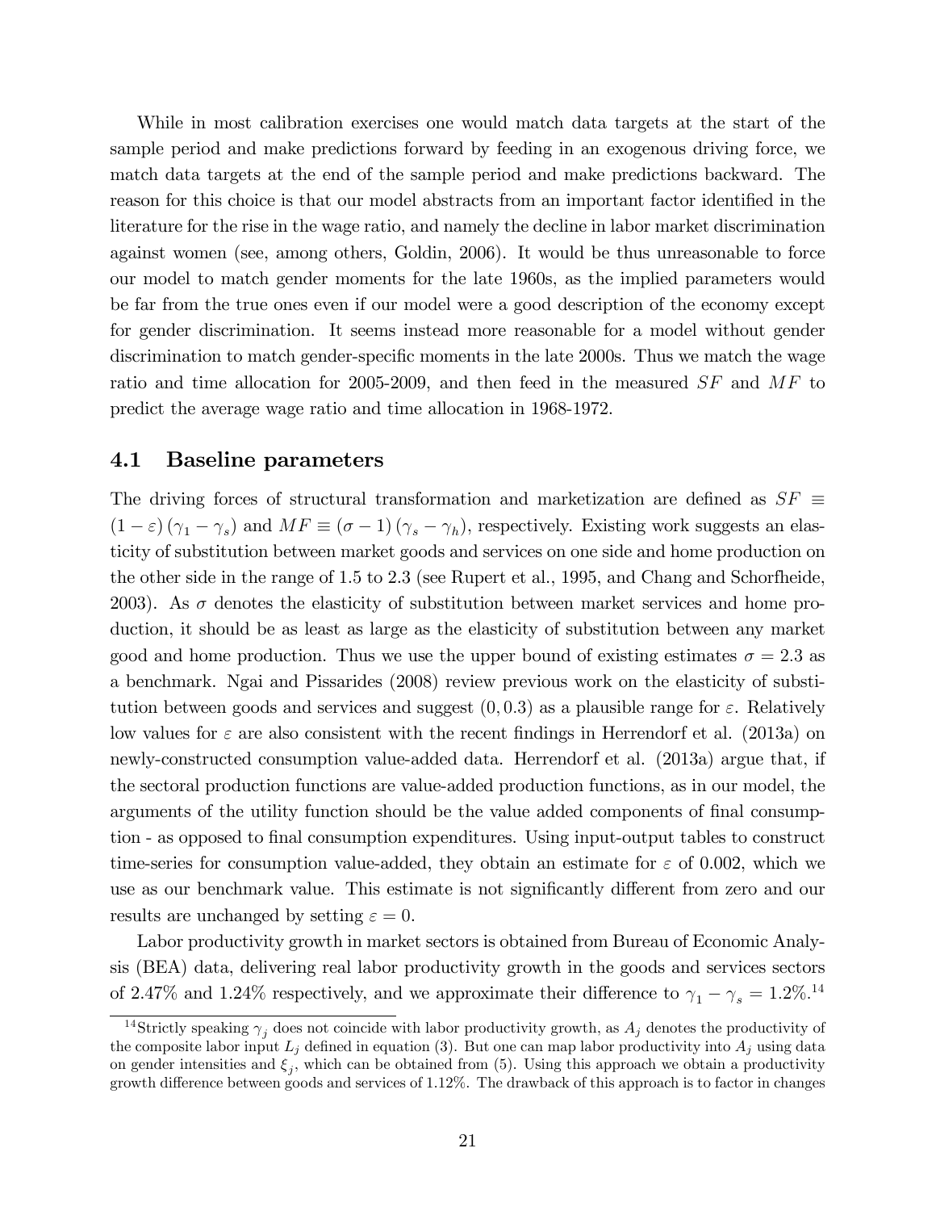While in most calibration exercises one would match data targets at the start of the sample period and make predictions forward by feeding in an exogenous driving force, we match data targets at the end of the sample period and make predictions backward. The reason for this choice is that our model abstracts from an important factor identified in the literature for the rise in the wage ratio, and namely the decline in labor market discrimination against women (see, among others, Goldin, 2006). It would be thus unreasonable to force our model to match gender moments for the late 1960s, as the implied parameters would be far from the true ones even if our model were a good description of the economy except for gender discrimination. It seems instead more reasonable for a model without gender discrimination to match gender-specific moments in the late 2000s. Thus we match the wage ratio and time allocation for 2005-2009, and then feed in the measured $SF$ and $MF$ to predict the average wage ratio and time allocation in 1968-1972.

## 4.1 Baseline parameters

The driving forces of structural transformation and marketization are defined as $SF \equiv (1-\varepsilon)(\gamma_1 - \gamma_s)$ and $MF \equiv (\sigma - 1)(\gamma_s - \gamma_h)$, respectively. Existing work suggests an elasticity of substitution between market goods and services on one side and home production on the other side in the range of 1.5 to 2.3 (see Rupert et al., 1995, and Chang and Schorfheide, 2003). As $\sigma$ denotes the elasticity of substitution between market services and home production, it should be as least as large as the elasticity of substitution between any market good and home production. Thus we use the upper bound of existing estimates $\sigma = 2.3$ as a benchmark. Ngai and Pissarides (2008) review previous work on the elasticity of substitution between goods and services and suggest $(0, 0.3)$ as a plausible range for $\varepsilon$. Relatively low values for $\varepsilon$ are also consistent with the recent findings in Herrendorf et al. (2013a) on newly-constructed consumption value-added data. Herrendorf et al. (2013a) argue that, if the sectoral production functions are value-added production functions, as in our model, the arguments of the utility function should be the value added components of final consumption - as opposed to final consumption expenditures. Using input-output tables to construct time-series for consumption value-added, they obtain an estimate for $\varepsilon$ of 0.002, which we use as our benchmark value. This estimate is not significantly different from zero and our results are unchanged by setting $\varepsilon = 0$.

Labor productivity growth in market sectors is obtained from Bureau of Economic Analysis (BEA) data, delivering real labor productivity growth in the goods and services sectors of 2.47% and 1.24% respectively, and we approximate their difference to $\gamma_1 - \gamma_s = 1.2\%$.[14]

[14] Strictly speaking $\gamma_j$ does not coincide with labor productivity growth, as $A_j$ denotes the productivity of the composite labor input $L_j$ defined in equation (3). But one can map labor productivity into $A_j$ using data on gender intensities and $\xi_j$, which can be obtained from (5). Using this approach we obtain a productivity growth difference between goods and services of 1.12%. The drawback of this approach is to factor in changes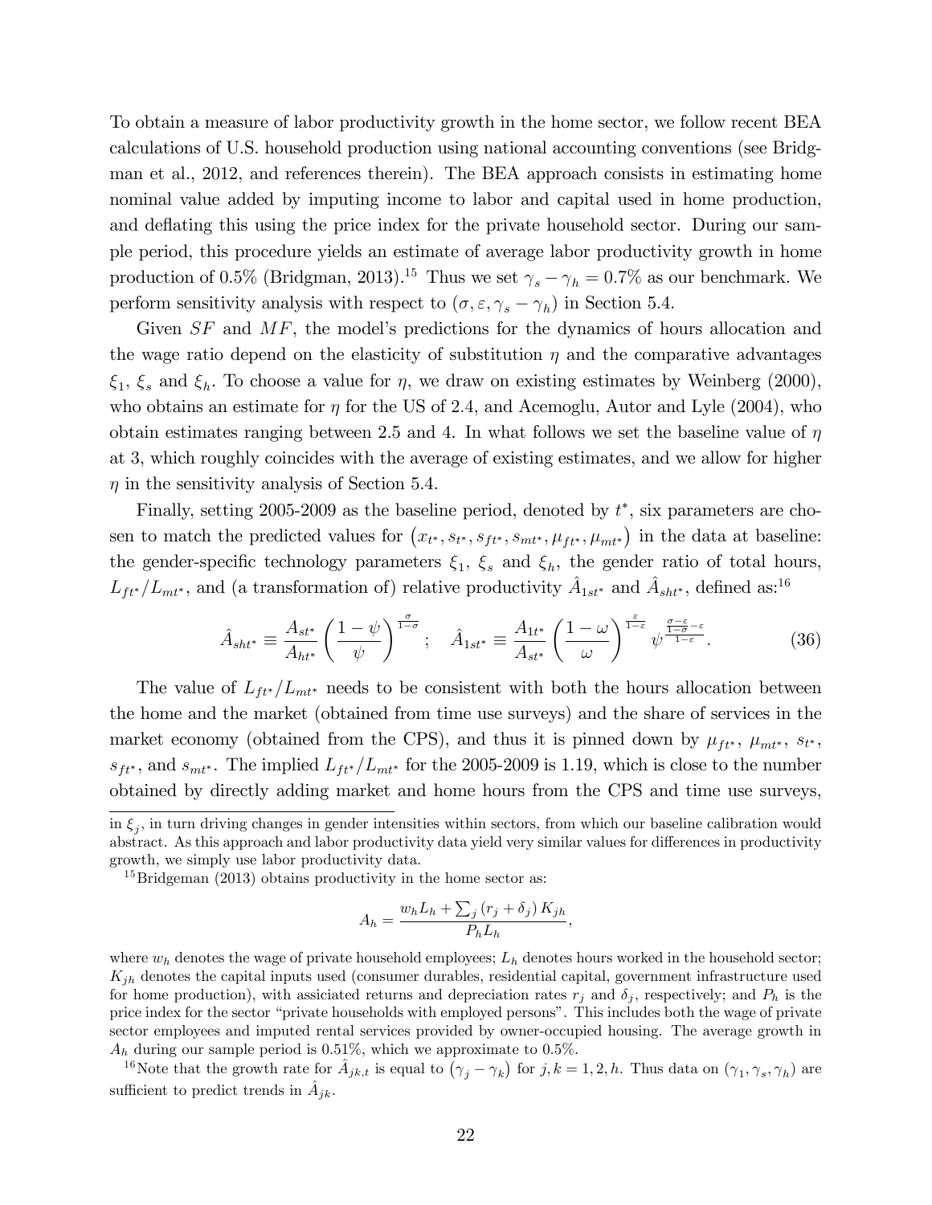To obtain a measure of labor productivity growth in the home sector, we follow recent BEA calculations of U.S. household production using national accounting conventions (see Bridgman et al., 2012, and references therein). The BEA approach consists in estimating home nominal value added by imputing income to labor and capital used in home production, and deflating this using the price index for the private household sector. During our sample period, this procedure yields an estimate of average labor productivity growth in home production of 0.5% (Bridgman, 2013).[15] Thus we set $\gamma_s - \gamma_h = 0.7\%$ as our benchmark. We perform sensitivity analysis with respect to $(\sigma, \varepsilon, \gamma_s - \gamma_h)$ in Section 5.4.

Given $SF$ and $MF$, the model's predictions for the dynamics of hours allocation and the wage ratio depend on the elasticity of substitution $\eta$ and the comparative advantages $\xi_1$, $\xi_s$ and $\xi_h$. To choose a value for $\eta$, we draw on existing estimates by Weinberg (2000), who obtains an estimate for $\eta$ for the US of 2.4, and Acemoglu, Autor and Lyle (2004), who obtain estimates ranging between 2.5 and 4. In what follows we set the baseline value of $\eta$ at 3, which roughly coincides with the average of existing estimates, and we allow for higher $\eta$ in the sensitivity analysis of Section 5.4.

Finally, setting 2005-2009 as the baseline period, denoted by $t^*$, six parameters are chosen to match the predicted values for $(x_{t^*}, s_{t^*}, s_{ft^*}, s_{mt^*}, \mu_{ft^*}, \mu_{mt^*})$ in the data at baseline: the gender-specific technology parameters $\xi_1$, $\xi_s$ and $\xi_h$, the gender ratio of total hours, $L_{ft^*}/L_{mt^*}$, and (a transformation of) relative productivity $\hat{A}_{1st^*}$ and $\hat{A}_{sht^*}$, defined as:[16]

$$\hat{A}_{sht^*} \equiv \frac{A_{st^*}}{A_{ht^*}} \left(\frac{1-\psi}{\psi}\right)^{\frac{\sigma}{1-\sigma}}; \quad \hat{A}_{1st^*} \equiv \frac{A_{1t^*}}{A_{st^*}} \left(\frac{1-\omega}{\omega}\right)^{\frac{\varepsilon}{1-\varepsilon}} \psi^{\frac{\frac{\sigma-\varepsilon}{1-\sigma}-\varepsilon}{1-\varepsilon}}. \tag{36}$$

The value of $L_{ft^*}/L_{mt^*}$ needs to be consistent with both the hours allocation between the home and the market (obtained from time use surveys) and the share of services in the market economy (obtained from the CPS), and thus it is pinned down by $\mu_{ft^*}$, $\mu_{mt^*}$, $s_{t^*}$, $s_{ft^*}$, and $s_{mt^*}$. The implied $L_{ft^*}/L_{mt^*}$ for the 2005-2009 is 1.19, which is close to the number obtained by directly adding market and home hours from the CPS and time use surveys,

---

in $\xi_j$, in turn driving changes in gender intensities within sectors, from which our baseline calibration would abstract. As this approach and labor productivity data yield very similar values for differences in productivity growth, we simply use labor productivity data.

[15] Bridgeman (2013) obtains productivity in the home sector as:

$$A_h = \frac{w_h L_h + \sum_j (r_j + \delta_j) K_{jh}}{P_h L_h},$$

where $w_h$ denotes the wage of private household employees; $L_h$ denotes hours worked in the household sector; $K_{jh}$ denotes the capital inputs used (consumer durables, residential capital, government infrastructure used for home production), with assiciated returns and depreciation rates $r_j$ and $\delta_j$, respectively; and $P_h$ is the price index for the sector "private households with employed persons". This includes both the wage of private sector employees and imputed rental services provided by owner-occupied housing. The average growth in $A_h$ during our sample period is 0.51%, which we approximate to 0.5%.

[16] Note that the growth rate for $\hat{A}_{jk,t}$ is equal to $(\gamma_j - \gamma_k)$ for $j, k = 1, 2, h$. Thus data on $(\gamma_1, \gamma_s, \gamma_h)$ are sufficient to predict trends in $\hat{A}_{jk}$.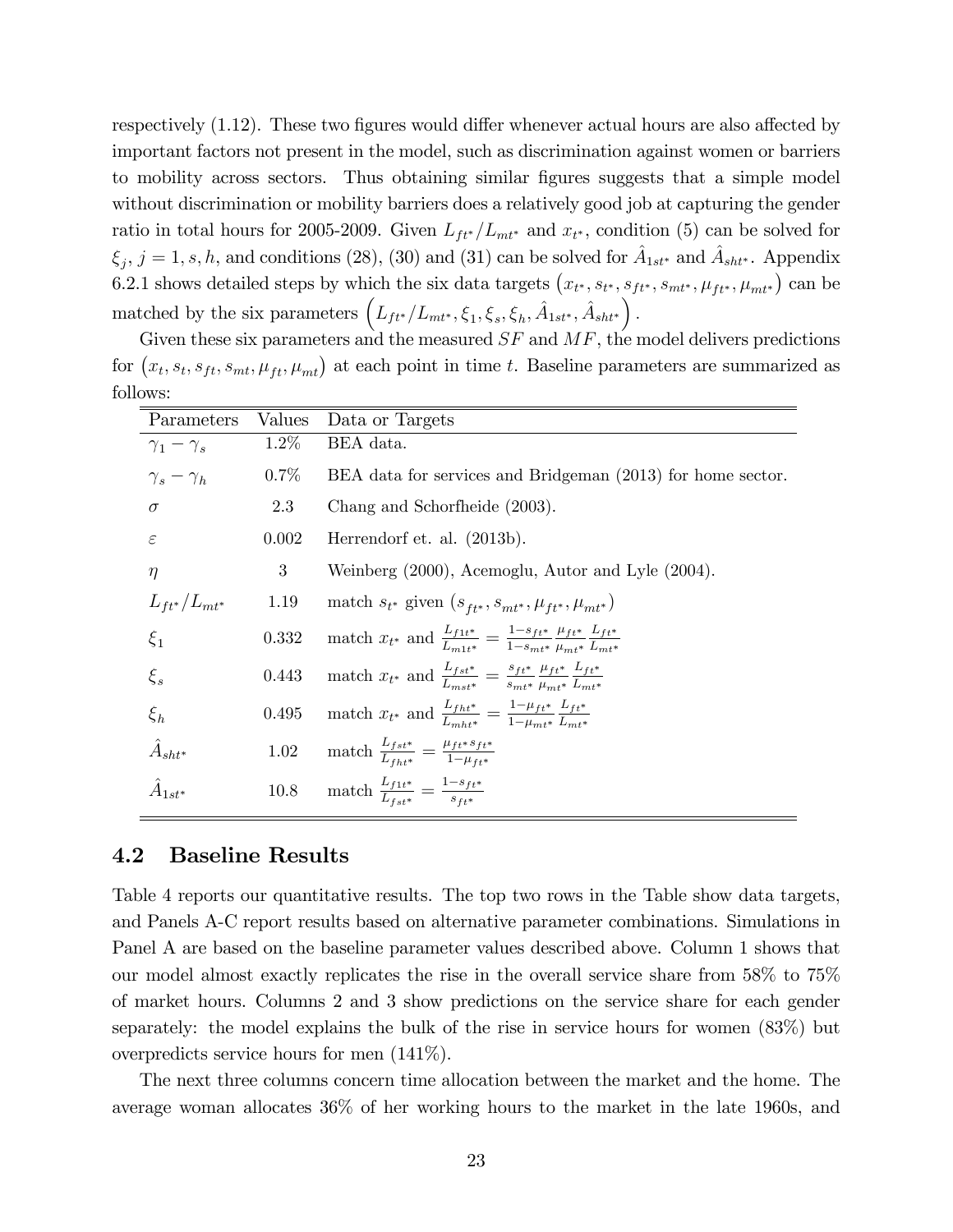respectively (1.12). These two figures would differ whenever actual hours are also affected by important factors not present in the model, such as discrimination against women or barriers to mobility across sectors. Thus obtaining similar figures suggests that a simple model without discrimination or mobility barriers does a relatively good job at capturing the gender ratio in total hours for 2005-2009. Given $L_{ft^*}/L_{mt^*}$ and $x_{t^*}$, condition (5) can be solved for $\xi_j$, $j = 1, s, h$, and conditions (28), (30) and (31) can be solved for $\hat{A}_{1st^*}$ and $\hat{A}_{sht^*}$. Appendix 6.2.1 shows detailed steps by which the six data targets $(x_{t^*}, s_{t^*}, s_{ft^*}, s_{mt^*}, \mu_{ft^*}, \mu_{mt^*})$ can be matched by the six parameters $\left(L_{ft^*}/L_{mt^*}, \xi_1, \xi_s, \xi_h, \hat{A}_{1st^*}, \hat{A}_{sht^*}\right)$.

Given these six parameters and the measured $SF$ and $MF$, the model delivers predictions for $(x_t, s_t, s_{ft}, s_{mt}, \mu_{ft}, \mu_{mt})$ at each point in time $t$. Baseline parameters are summarized as follows:

| Parameters | Values | Data or Targets |
|---|---|---|
| $\gamma_1 - \gamma_s$ | 1.2% | BEA data. |
| $\gamma_s - \gamma_h$ | 0.7% | BEA data for services and Bridgeman (2013) for home sector. |
| $\sigma$ | 2.3 | Chang and Schorfheide (2003). |
| $\varepsilon$ | 0.002 | Herrendorf et. al. (2013b). |
| $\eta$ | 3 | Weinberg (2000), Acemoglu, Autor and Lyle (2004). |
| $L_{ft^*}/L_{mt^*}$ | 1.19 | match $s_{t^*}$ given $(s_{ft^*}, s_{mt^*}, \mu_{ft^*}, \mu_{mt^*})$ |
| $\xi_1$ | 0.332 | match $x_{t^*}$ and $\frac{L_{f1t^*}}{L_{m1t^*}} = \frac{1-s_{ft^*}}{1-s_{mt^*}} \frac{\mu_{ft^*}}{\mu_{mt^*}} \frac{L_{ft^*}}{L_{mt^*}}$ |
| $\xi_s$ | 0.443 | match $x_{t^*}$ and $\frac{L_{fst^*}}{L_{mst^*}} = \frac{s_{ft^*}}{s_{mt^*}} \frac{\mu_{ft^*}}{\mu_{mt^*}} \frac{L_{ft^*}}{L_{mt^*}}$ |
| $\xi_h$ | 0.495 | match $x_{t^*}$ and $\frac{L_{fht^*}}{L_{mht^*}} = \frac{1-\mu_{ft^*}}{1-\mu_{mt^*}} \frac{L_{ft^*}}{L_{mt^*}}$ |
| $\hat{A}_{sht^*}$ | 1.02 | match $\frac{L_{fst^*}}{L_{fht^*}} = \frac{\mu_{ft^*} s_{ft^*}}{1-\mu_{ft^*}}$ |
| $\hat{A}_{1st^*}$ | 10.8 | match $\frac{L_{f1t^*}}{L_{fst^*}} = \frac{1-s_{ft^*}}{s_{ft^*}}$ |

## 4.2 Baseline Results

Table 4 reports our quantitative results. The top two rows in the Table show data targets, and Panels A-C report results based on alternative parameter combinations. Simulations in Panel A are based on the baseline parameter values described above. Column 1 shows that our model almost exactly replicates the rise in the overall service share from 58% to 75% of market hours. Columns 2 and 3 show predictions on the service share for each gender separately: the model explains the bulk of the rise in service hours for women (83%) but overpredicts service hours for men (141%).

The next three columns concern time allocation between the market and the home. The average woman allocates 36% of her working hours to the market in the late 1960s, and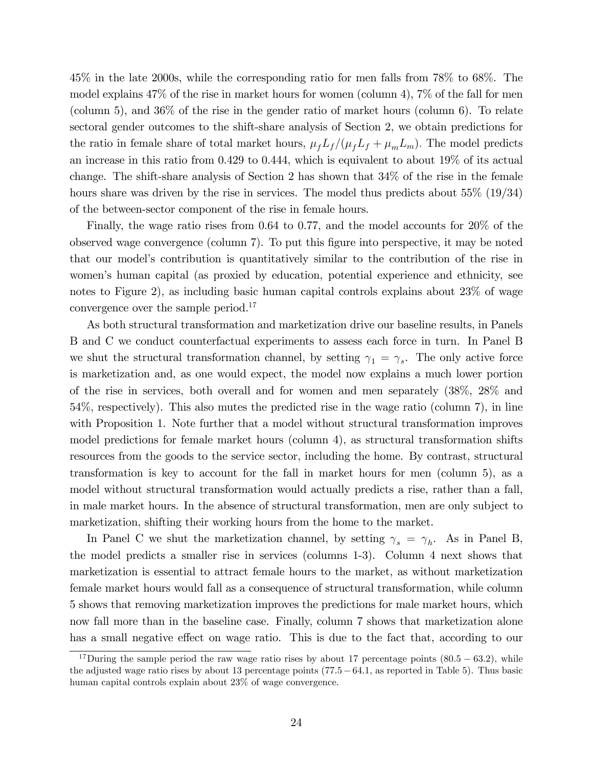45% in the late 2000s, while the corresponding ratio for men falls from 78% to 68%. The model explains 47% of the rise in market hours for women (column 4), 7% of the fall for men (column 5), and 36% of the rise in the gender ratio of market hours (column 6). To relate sectoral gender outcomes to the shift-share analysis of Section 2, we obtain predictions for the ratio in female share of total market hours, $\mu_f L_f/(\mu_f L_f + \mu_m L_m)$. The model predicts an increase in this ratio from 0.429 to 0.444, which is equivalent to about 19% of its actual change. The shift-share analysis of Section 2 has shown that 34% of the rise in the female hours share was driven by the rise in services. The model thus predicts about 55% (19/34) of the between-sector component of the rise in female hours.

Finally, the wage ratio rises from 0.64 to 0.77, and the model accounts for 20% of the observed wage convergence (column 7). To put this figure into perspective, it may be noted that our model's contribution is quantitatively similar to the contribution of the rise in women's human capital (as proxied by education, potential experience and ethnicity, see notes to Figure 2), as including basic human capital controls explains about 23% of wage convergence over the sample period.[17]

As both structural transformation and marketization drive our baseline results, in Panels B and C we conduct counterfactual experiments to assess each force in turn. In Panel B we shut the structural transformation channel, by setting $\gamma_1 = \gamma_s$. The only active force is marketization and, as one would expect, the model now explains a much lower portion of the rise in services, both overall and for women and men separately (38%, 28% and 54%, respectively). This also mutes the predicted rise in the wage ratio (column 7), in line with Proposition 1. Note further that a model without structural transformation improves model predictions for female market hours (column 4), as structural transformation shifts resources from the goods to the service sector, including the home. By contrast, structural transformation is key to account for the fall in market hours for men (column 5), as a model without structural transformation would actually predicts a rise, rather than a fall, in male market hours. In the absence of structural transformation, men are only subject to marketization, shifting their working hours from the home to the market.

In Panel C we shut the marketization channel, by setting $\gamma_s = \gamma_h$. As in Panel B, the model predicts a smaller rise in services (columns 1-3). Column 4 next shows that marketization is essential to attract female hours to the market, as without marketization female market hours would fall as a consequence of structural transformation, while column 5 shows that removing marketization improves the predictions for male market hours, which now fall more than in the baseline case. Finally, column 7 shows that marketization alone has a small negative effect on wage ratio. This is due to the fact that, according to our

[17] During the sample period the raw wage ratio rises by about 17 percentage points $(80.5 - 63.2)$, while the adjusted wage ratio rises by about 13 percentage points $(77.5 - 64.1$, as reported in Table 5). Thus basic human capital controls explain about 23% of wage convergence.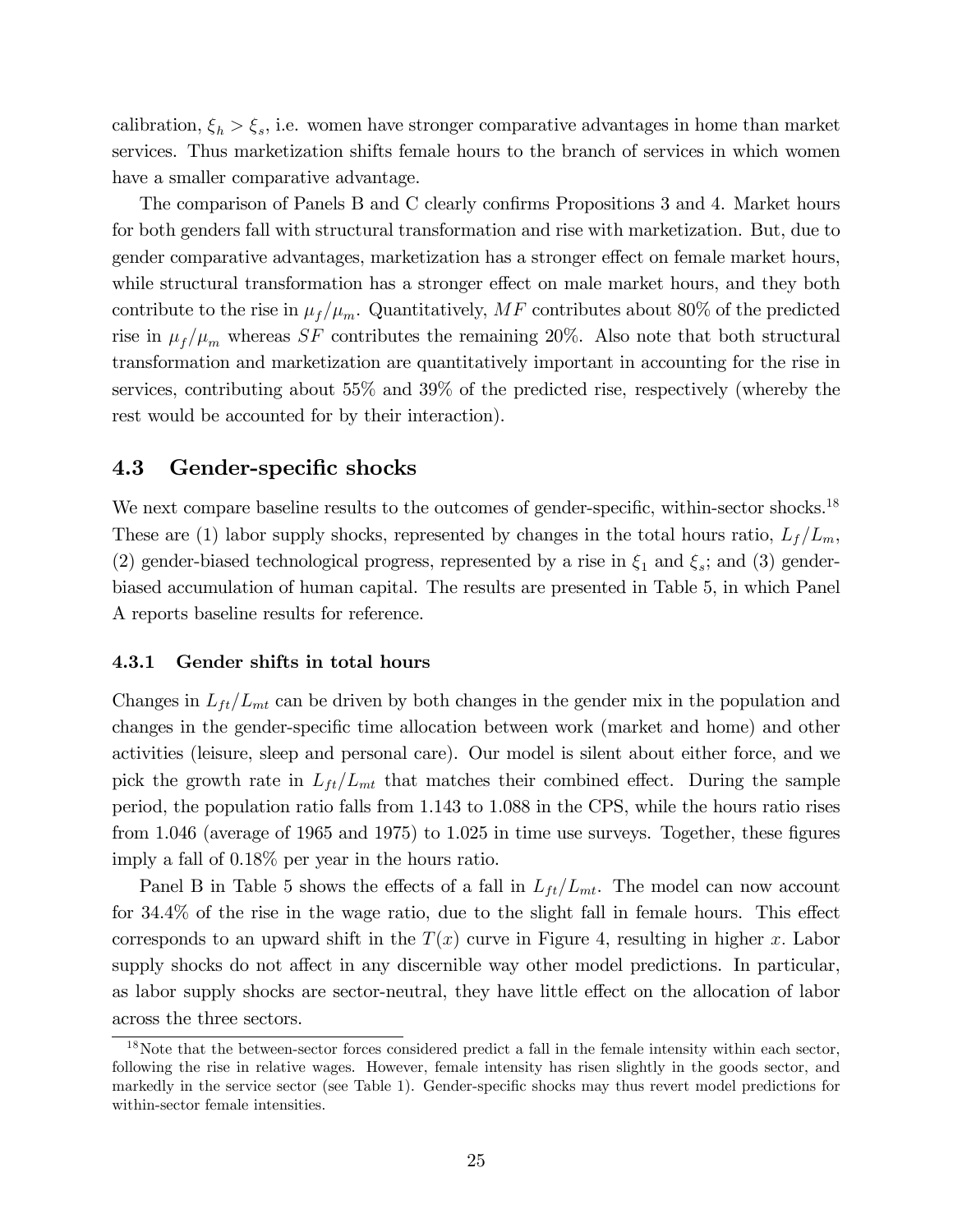calibration, $\xi_h > \xi_s$, i.e. women have stronger comparative advantages in home than market services. Thus marketization shifts female hours to the branch of services in which women have a smaller comparative advantage.

The comparison of Panels B and C clearly confirms Propositions 3 and 4. Market hours for both genders fall with structural transformation and rise with marketization. But, due to gender comparative advantages, marketization has a stronger effect on female market hours, while structural transformation has a stronger effect on male market hours, and they both contribute to the rise in $\mu_f/\mu_m$. Quantitatively, $MF$ contributes about 80% of the predicted rise in $\mu_f/\mu_m$ whereas $SF$ contributes the remaining 20%. Also note that both structural transformation and marketization are quantitatively important in accounting for the rise in services, contributing about 55% and 39% of the predicted rise, respectively (whereby the rest would be accounted for by their interaction).

## 4.3 Gender-specific shocks

We next compare baseline results to the outcomes of gender-specific, within-sector shocks.[18] These are (1) labor supply shocks, represented by changes in the total hours ratio, $L_f/L_m$, (2) gender-biased technological progress, represented by a rise in $\xi_1$ and $\xi_s$; and (3) gender-biased accumulation of human capital. The results are presented in Table 5, in which Panel A reports baseline results for reference.

### 4.3.1 Gender shifts in total hours

Changes in $L_{ft}/L_{mt}$ can be driven by both changes in the gender mix in the population and changes in the gender-specific time allocation between work (market and home) and other activities (leisure, sleep and personal care). Our model is silent about either force, and we pick the growth rate in $L_{ft}/L_{mt}$ that matches their combined effect. During the sample period, the population ratio falls from 1.143 to 1.088 in the CPS, while the hours ratio rises from 1.046 (average of 1965 and 1975) to 1.025 in time use surveys. Together, these figures imply a fall of 0.18% per year in the hours ratio.

Panel B in Table 5 shows the effects of a fall in $L_{ft}/L_{mt}$. The model can now account for 34.4% of the rise in the wage ratio, due to the slight fall in female hours. This effect corresponds to an upward shift in the $T(x)$ curve in Figure 4, resulting in higher $x$. Labor supply shocks do not affect in any discernible way other model predictions. In particular, as labor supply shocks are sector-neutral, they have little effect on the allocation of labor across the three sectors.

[18] Note that the between-sector forces considered predict a fall in the female intensity within each sector, following the rise in relative wages. However, female intensity has risen slightly in the goods sector, and markedly in the service sector (see Table 1). Gender-specific shocks may thus revert model predictions for within-sector female intensities.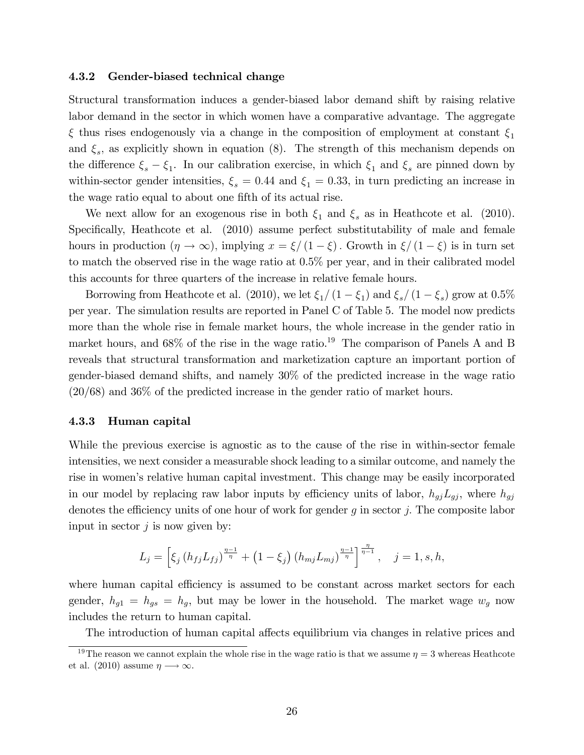### 4.3.2 Gender-biased technical change

Structural transformation induces a gender-biased labor demand shift by raising relative labor demand in the sector in which women have a comparative advantage. The aggregate $\xi$ thus rises endogenously via a change in the composition of employment at constant $\xi_1$ and $\xi_s$, as explicitly shown in equation (8). The strength of this mechanism depends on the difference $\xi_s - \xi_1$. In our calibration exercise, in which $\xi_1$ and $\xi_s$ are pinned down by within-sector gender intensities, $\xi_s = 0.44$ and $\xi_1 = 0.33$, in turn predicting an increase in the wage ratio equal to about one fifth of its actual rise.

We next allow for an exogenous rise in both $\xi_1$ and $\xi_s$ as in Heathcote et al. (2010). Specifically, Heathcote et al. (2010) assume perfect substitutability of male and female hours in production ($\eta \to \infty$), implying $x = \xi/(1-\xi)$. Growth in $\xi/(1-\xi)$ is in turn set to match the observed rise in the wage ratio at 0.5% per year, and in their calibrated model this accounts for three quarters of the increase in relative female hours.

Borrowing from Heathcote et al. (2010), we let $\xi_1/(1-\xi_1)$ and $\xi_s/(1-\xi_s)$ grow at 0.5% per year. The simulation results are reported in Panel C of Table 5. The model now predicts more than the whole rise in female market hours, the whole increase in the gender ratio in market hours, and 68% of the rise in the wage ratio.[19] The comparison of Panels A and B reveals that structural transformation and marketization capture an important portion of gender-biased demand shifts, and namely 30% of the predicted increase in the wage ratio (20/68) and 36% of the predicted increase in the gender ratio of market hours.

### 4.3.3 Human capital

While the previous exercise is agnostic as to the cause of the rise in within-sector female intensities, we next consider a measurable shock leading to a similar outcome, and namely the rise in women's relative human capital investment. This change may be easily incorporated in our model by replacing raw labor inputs by efficiency units of labor, $h_{gj}L_{gj}$, where $h_{gj}$ denotes the efficiency units of one hour of work for gender $g$ in sector $j$. The composite labor input in sector $j$ is now given by:

$$L_j = \left[\xi_j \left(h_{fj}L_{fj}\right)^{\frac{\eta-1}{\eta}} + \left(1-\xi_j\right)\left(h_{mj}L_{mj}\right)^{\frac{\eta-1}{\eta}}\right]^{\frac{\eta}{\eta-1}}, \quad j = 1, s, h,$$

where human capital efficiency is assumed to be constant across market sectors for each gender, $h_{g1} = h_{gs} = h_g$, but may be lower in the household. The market wage $w_g$ now includes the return to human capital.

The introduction of human capital affects equilibrium via changes in relative prices and

[19] The reason we cannot explain the whole rise in the wage ratio is that we assume $\eta = 3$ whereas Heathcote et al. (2010) assume $\eta \longrightarrow \infty$.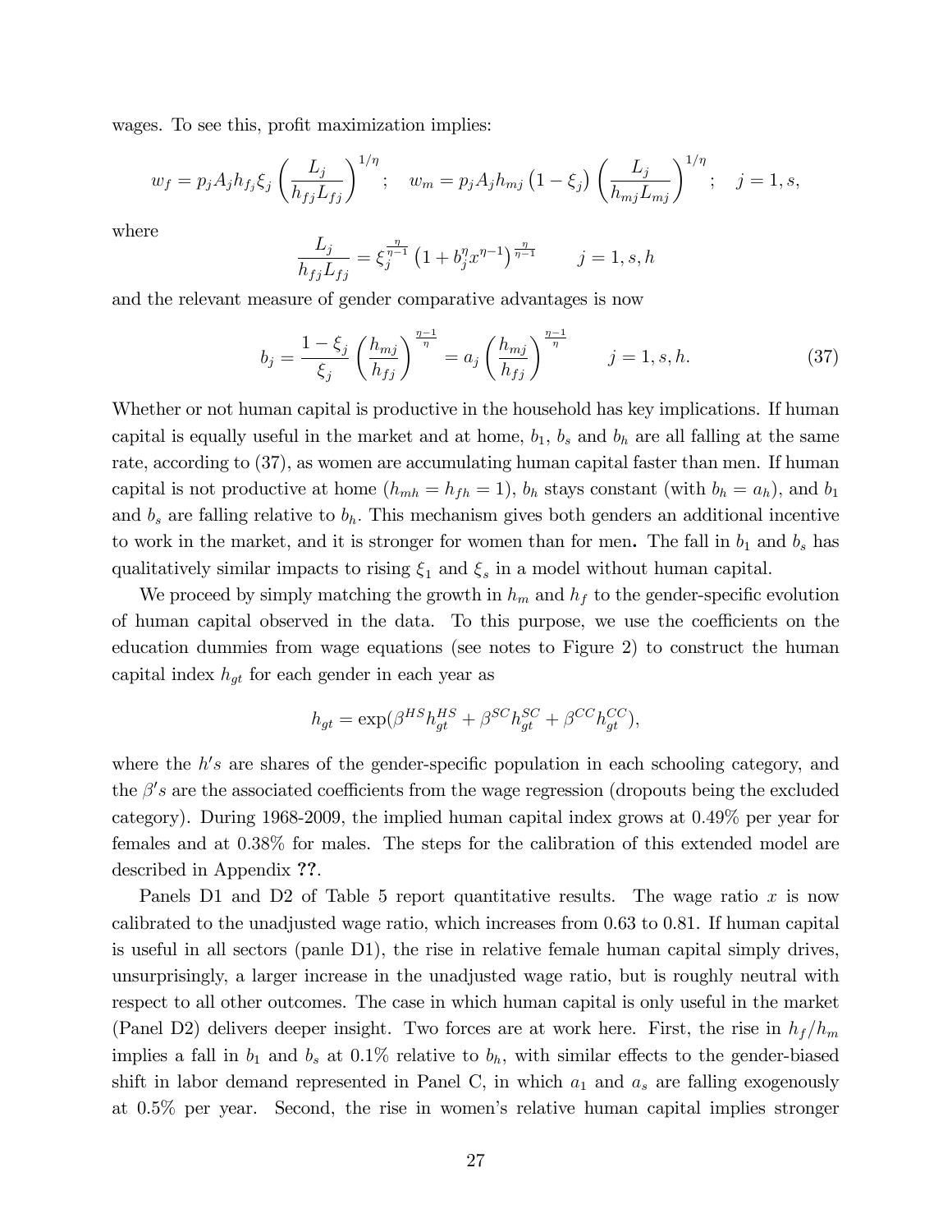wages. To see this, profit maximization implies:

$$w_f = p_j A_j h_{f_j} \xi_j \left( \frac{L_j}{h_{fj} L_{fj}} \right)^{1/\eta}; \quad w_m = p_j A_j h_{mj} \left(1 - \xi_j\right) \left( \frac{L_j}{h_{mj} L_{mj}} \right)^{1/\eta}; \quad j = 1, s,$$

where

$$\frac{L_j}{h_{fj} L_{fj}} = \xi_j^{\frac{\eta}{\eta-1}} \left(1 + b_j^{\eta} x^{\eta-1}\right)^{\frac{\eta}{\eta-1}} \qquad j = 1, s, h$$

and the relevant measure of gender comparative advantages is now

$$b_j = \frac{1-\xi_j}{\xi_j} \left( \frac{h_{mj}}{h_{fj}} \right)^{\frac{\eta-1}{\eta}} = a_j \left( \frac{h_{mj}}{h_{fj}} \right)^{\frac{\eta-1}{\eta}} \qquad j = 1, s, h. \tag{37}$$

Whether or not human capital is productive in the household has key implications. If human capital is equally useful in the market and at home, $b_1$, $b_s$ and $b_h$ are all falling at the same rate, according to (37), as women are accumulating human capital faster than men. If human capital is not productive at home ($h_{mh} = h_{fh} = 1$), $b_h$ stays constant (with $b_h = a_h$), and $b_1$ and $b_s$ are falling relative to $b_h$. This mechanism gives both genders an additional incentive to work in the market, and it is stronger for women than for men**.** The fall in $b_1$ and $b_s$ has qualitatively similar impacts to rising $\xi_1$ and $\xi_s$ in a model without human capital.

We proceed by simply matching the growth in $h_m$ and $h_f$ to the gender-specific evolution of human capital observed in the data. To this purpose, we use the coefficients on the education dummies from wage equations (see notes to Figure 2) to construct the human capital index $h_{gt}$ for each gender in each year as

$$h_{gt} = \exp(\beta^{HS} h_{gt}^{HS} + \beta^{SC} h_{gt}^{SC} + \beta^{CC} h_{gt}^{CC}),$$

where the $h's$ are shares of the gender-specific population in each schooling category, and the $\beta's$ are the associated coefficients from the wage regression (dropouts being the excluded category). During 1968-2009, the implied human capital index grows at 0.49% per year for females and at 0.38% for males. The steps for the calibration of this extended model are described in Appendix **??**.

Panels D1 and D2 of Table 5 report quantitative results. The wage ratio $x$ is now calibrated to the unadjusted wage ratio, which increases from 0.63 to 0.81. If human capital is useful in all sectors (panle D1), the rise in relative female human capital simply drives, unsurprisingly, a larger increase in the unadjusted wage ratio, but is roughly neutral with respect to all other outcomes. The case in which human capital is only useful in the market (Panel D2) delivers deeper insight. Two forces are at work here. First, the rise in $h_f/h_m$ implies a fall in $b_1$ and $b_s$ at 0.1% relative to $b_h$, with similar effects to the gender-biased shift in labor demand represented in Panel C, in which $a_1$ and $a_s$ are falling exogenously at 0.5% per year. Second, the rise in women's relative human capital implies stronger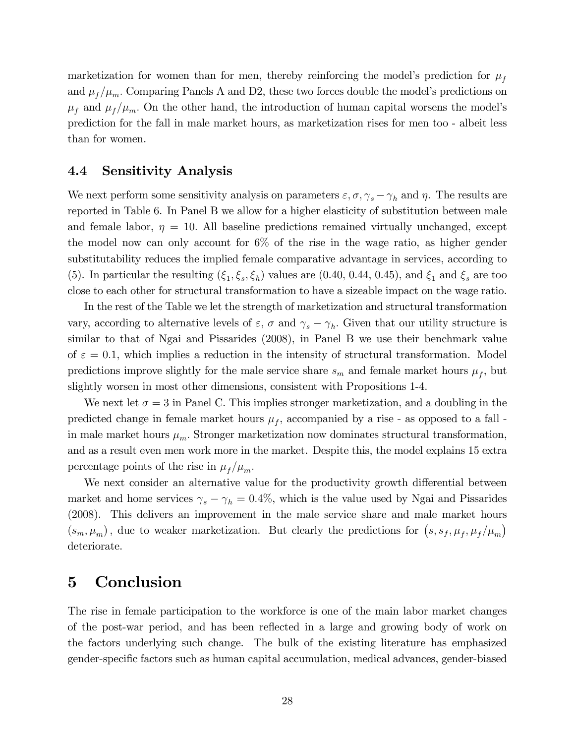marketization for women than for men, thereby reinforcing the model's prediction for $\mu_f$ and $\mu_f/\mu_m$. Comparing Panels A and D2, these two forces double the model's predictions on $\mu_f$ and $\mu_f/\mu_m$. On the other hand, the introduction of human capital worsens the model's prediction for the fall in male market hours, as marketization rises for men too - albeit less than for women.

### 4.4 Sensitivity Analysis

We next perform some sensitivity analysis on parameters $\varepsilon, \sigma, \gamma_s - \gamma_h$ and $\eta$. The results are reported in Table 6. In Panel B we allow for a higher elasticity of substitution between male and female labor, $\eta = 10$. All baseline predictions remained virtually unchanged, except the model now can only account for 6% of the rise in the wage ratio, as higher gender substitutability reduces the implied female comparative advantage in services, according to (5). In particular the resulting $(\xi_1, \xi_s, \xi_h)$ values are (0.40, 0.44, 0.45), and $\xi_1$ and $\xi_s$ are too close to each other for structural transformation to have a sizeable impact on the wage ratio.

In the rest of the Table we let the strength of marketization and structural transformation vary, according to alternative levels of $\varepsilon$, $\sigma$ and $\gamma_s - \gamma_h$. Given that our utility structure is similar to that of Ngai and Pissarides (2008), in Panel B we use their benchmark value of $\varepsilon = 0.1$, which implies a reduction in the intensity of structural transformation. Model predictions improve slightly for the male service share $s_m$ and female market hours $\mu_f$, but slightly worsen in most other dimensions, consistent with Propositions 1-4.

We next let $\sigma = 3$ in Panel C. This implies stronger marketization, and a doubling in the predicted change in female market hours $\mu_f$, accompanied by a rise - as opposed to a fall - in male market hours $\mu_m$. Stronger marketization now dominates structural transformation, and as a result even men work more in the market. Despite this, the model explains 15 extra percentage points of the rise in $\mu_f/\mu_m$.

We next consider an alternative value for the productivity growth differential between market and home services $\gamma_s - \gamma_h = 0.4\%$, which is the value used by Ngai and Pissarides (2008). This delivers an improvement in the male service share and male market hours $(s_m, \mu_m)$, due to weaker marketization. But clearly the predictions for $(s, s_f, \mu_f, \mu_f/\mu_m)$ deteriorate.

## 5 Conclusion

The rise in female participation to the workforce is one of the main labor market changes of the post-war period, and has been reflected in a large and growing body of work on the factors underlying such change. The bulk of the existing literature has emphasized gender-specific factors such as human capital accumulation, medical advances, gender-biased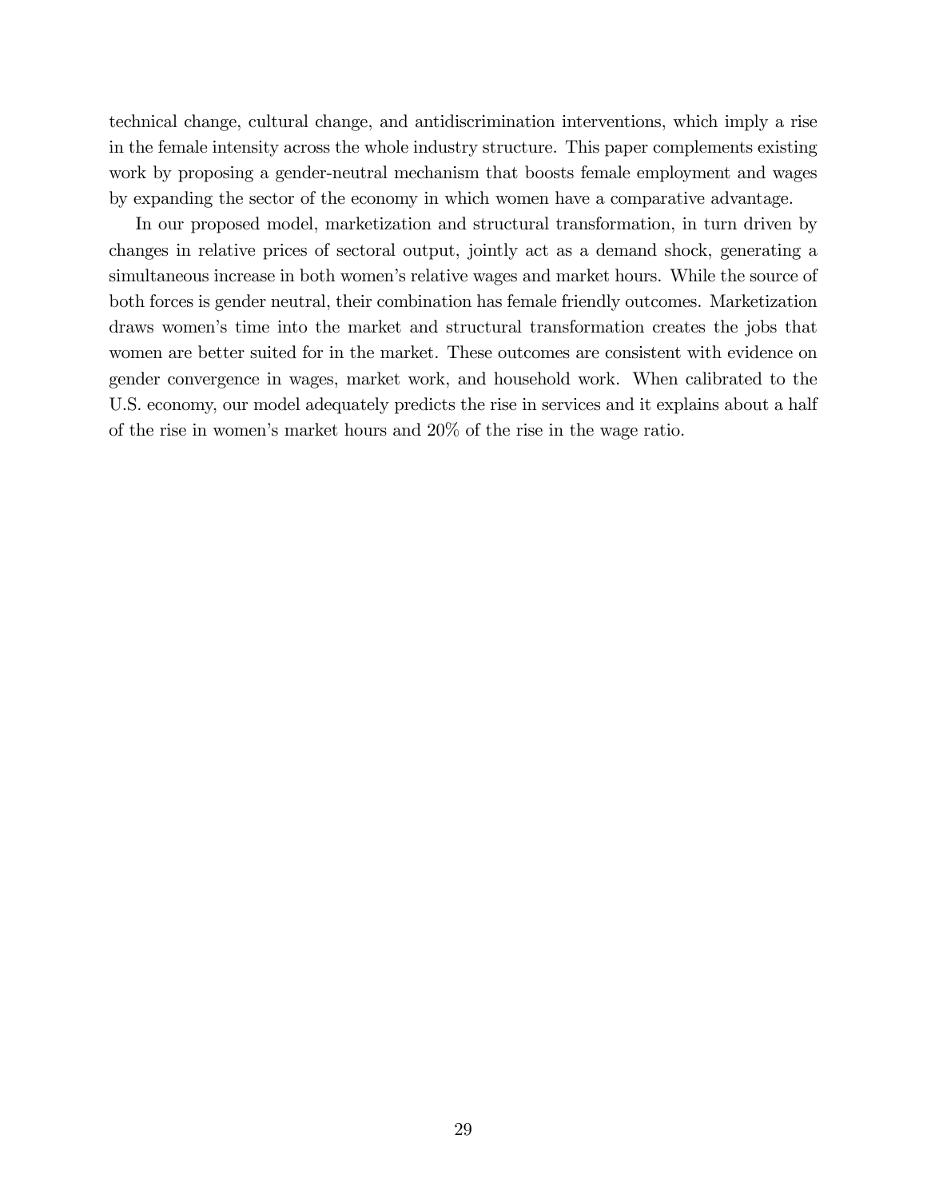technical change, cultural change, and antidiscrimination interventions, which imply a rise in the female intensity across the whole industry structure. This paper complements existing work by proposing a gender-neutral mechanism that boosts female employment and wages by expanding the sector of the economy in which women have a comparative advantage.

In our proposed model, marketization and structural transformation, in turn driven by changes in relative prices of sectoral output, jointly act as a demand shock, generating a simultaneous increase in both women's relative wages and market hours. While the source of both forces is gender neutral, their combination has female friendly outcomes. Marketization draws women's time into the market and structural transformation creates the jobs that women are better suited for in the market. These outcomes are consistent with evidence on gender convergence in wages, market work, and household work. When calibrated to the U.S. economy, our model adequately predicts the rise in services and it explains about a half of the rise in women's market hours and 20% of the rise in the wage ratio.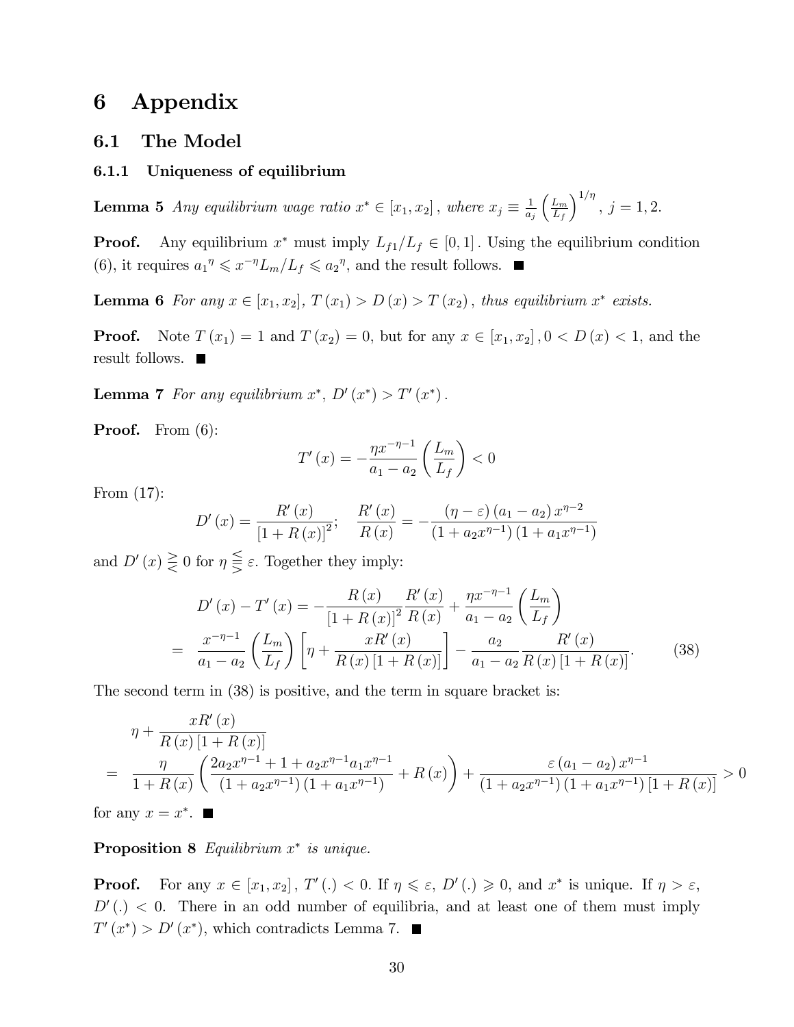# 6 Appendix

## 6.1 The Model

### 6.1.1 Uniqueness of equilibrium

**Lemma 5** *Any equilibrium wage ratio $x^* \in [x_1, x_2]$, where $x_j \equiv \frac{1}{a_j}\left(\frac{L_m}{L_f}\right)^{1/\eta}$, $j = 1, 2$.*

**Proof.** Any equilibrium $x^*$ must imply $L_{f1}/L_f \in [0, 1]$. Using the equilibrium condition (6), it requires ${a_1}^\eta \leqslant x^{-\eta} L_m/L_f \leqslant {a_2}^\eta$, and the result follows. ■

**Lemma 6** *For any $x \in [x_1, x_2]$, $T(x_1) > D(x) > T(x_2)$, thus equilibrium $x^*$ exists.*

**Proof.** Note $T(x_1) = 1$ and $T(x_2) = 0$, but for any $x \in [x_1, x_2]$, $0 < D(x) < 1$, and the result follows. ■

**Lemma 7** *For any equilibrium $x^*$, $D'(x^*) > T'(x^*)$.*

**Proof.** From (6):

$$T'(x) = -\frac{\eta x^{-\eta-1}}{a_1 - a_2}\left(\frac{L_m}{L_f}\right) < 0$$

From (17):

$$D'(x) = \frac{R'(x)}{[1 + R(x)]^2}; \quad \frac{R'(x)}{R(x)} = -\frac{(\eta - \varepsilon)(a_1 - a_2)x^{\eta-2}}{(1 + a_2 x^{\eta-1})(1 + a_1 x^{\eta-1})}$$

and $D'(x) \gtreqless 0$ for $\eta \lesseqgtr \varepsilon$. Together they imply:

$$\begin{aligned}
D'(x) - T'(x) &= -\frac{R(x)}{[1 + R(x)]^2}\frac{R'(x)}{R(x)} + \frac{\eta x^{-\eta-1}}{a_1 - a_2}\left(\frac{L_m}{L_f}\right) \\
= \quad \frac{x^{-\eta-1}}{a_1 - a_2}\left(\frac{L_m}{L_f}\right)&\left[\eta + \frac{xR'(x)}{R(x)[1 + R(x)]}\right] - \frac{a_2}{a_1 - a_2}\frac{R'(x)}{R(x)[1 + R(x)]}. \qquad (38)
\end{aligned}$$

The second term in (38) is positive, and the term in square bracket is:

$$\begin{aligned}
&\eta + \frac{xR'(x)}{R(x)[1 + R(x)]} \\
= \quad &\frac{\eta}{1 + R(x)}\left(\frac{2a_2 x^{\eta-1} + 1 + a_2 x^{\eta-1} a_1 x^{\eta-1}}{(1 + a_2 x^{\eta-1})(1 + a_1 x^{\eta-1})} + R(x)\right) + \frac{\varepsilon(a_1 - a_2)x^{\eta-1}}{(1 + a_2 x^{\eta-1})(1 + a_1 x^{\eta-1})[1 + R(x)]} > 0
\end{aligned}$$

for any $x = x^*$. ■

**Proposition 8** *Equilibrium $x^*$ is unique.*

**Proof.** For any $x \in [x_1, x_2]$, $T'(.) < 0$. If $\eta \leqslant \varepsilon$, $D'(.) \geqslant 0$, and $x^*$ is unique. If $\eta > \varepsilon$, $D'(.) < 0$. There in an odd number of equilibria, and at least one of them must imply $T'(x^*) > D'(x^*)$, which contradicts Lemma 7. ■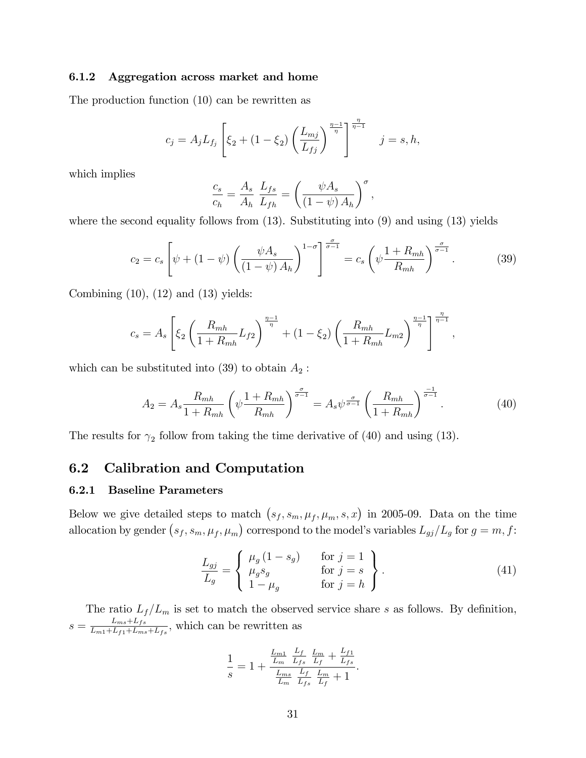#### 6.1.2 Aggregation across market and home

The production function (10) can be rewritten as

$$c_j = A_j L_{f_j} \left[ \xi_2 + (1-\xi_2) \left( \frac{L_{mj}}{L_{fj}} \right)^{\frac{\eta-1}{\eta}} \right]^{\frac{\eta}{\eta-1}} \quad j = s, h,$$

which implies

$$\frac{c_s}{c_h} = \frac{A_s}{A_h} \frac{L_{fs}}{L_{fh}} = \left( \frac{\psi A_s}{(1-\psi) A_h} \right)^{\sigma},$$

where the second equality follows from (13). Substituting into (9) and using (13) yields

$$c_2 = c_s \left[ \psi + (1-\psi) \left( \frac{\psi A_s}{(1-\psi) A_h} \right)^{1-\sigma} \right]^{\frac{\sigma}{\sigma-1}} = c_s \left( \psi \frac{1+R_{mh}}{R_{mh}} \right)^{\frac{\sigma}{\sigma-1}}. \tag{39}$$

Combining (10), (12) and (13) yields:

$$c_s = A_s \left[ \xi_2 \left( \frac{R_{mh}}{1+R_{mh}} L_{f2} \right)^{\frac{\eta-1}{\eta}} + (1-\xi_2) \left( \frac{R_{mh}}{1+R_{mh}} L_{m2} \right)^{\frac{\eta-1}{\eta}} \right]^{\frac{\eta}{\eta-1}},$$

which can be substituted into (39) to obtain $A_2$ :

$$A_2 = A_s \frac{R_{mh}}{1+R_{mh}} \left( \psi \frac{1+R_{mh}}{R_{mh}} \right)^{\frac{\sigma}{\sigma-1}} = A_s \psi^{\frac{\sigma}{\sigma-1}} \left( \frac{R_{mh}}{1+R_{mh}} \right)^{\frac{-1}{\sigma-1}}. \tag{40}$$

The results for $\gamma_2$ follow from taking the time derivative of (40) and using (13).

## 6.2 Calibration and Computation

#### 6.2.1 Baseline Parameters

Below we give detailed steps to match $(s_f, s_m, \mu_f, \mu_m, s, x)$ in 2005-09. Data on the time allocation by gender $(s_f, s_m, \mu_f, \mu_m)$ correspond to the model's variables $L_{gj}/L_g$ for $g = m, f$:

$$\frac{L_{gj}}{L_g} = \left\{ \begin{array}{ll} \mu_g (1-s_g) & \text{for } j = 1 \\ \mu_g s_g & \text{for } j = s \\ 1-\mu_g & \text{for } j = h \end{array} \right\}. \tag{41}$$

The ratio $L_f/L_m$ is set to match the observed service share $s$ as follows. By definition, $s = \frac{L_{ms}+L_{fs}}{L_{m1}+L_{f1}+L_{ms}+L_{fs}}$, which can be rewritten as

$$\frac{1}{s} = 1 + \frac{\frac{L_{m1}}{L_m} \frac{L_f}{L_{fs}} \frac{L_m}{L_f} + \frac{L_{f1}}{L_{fs}}}{\frac{L_{ms}}{L_m} \frac{L_f}{L_{fs}} \frac{L_m}{L_f} + 1}.$$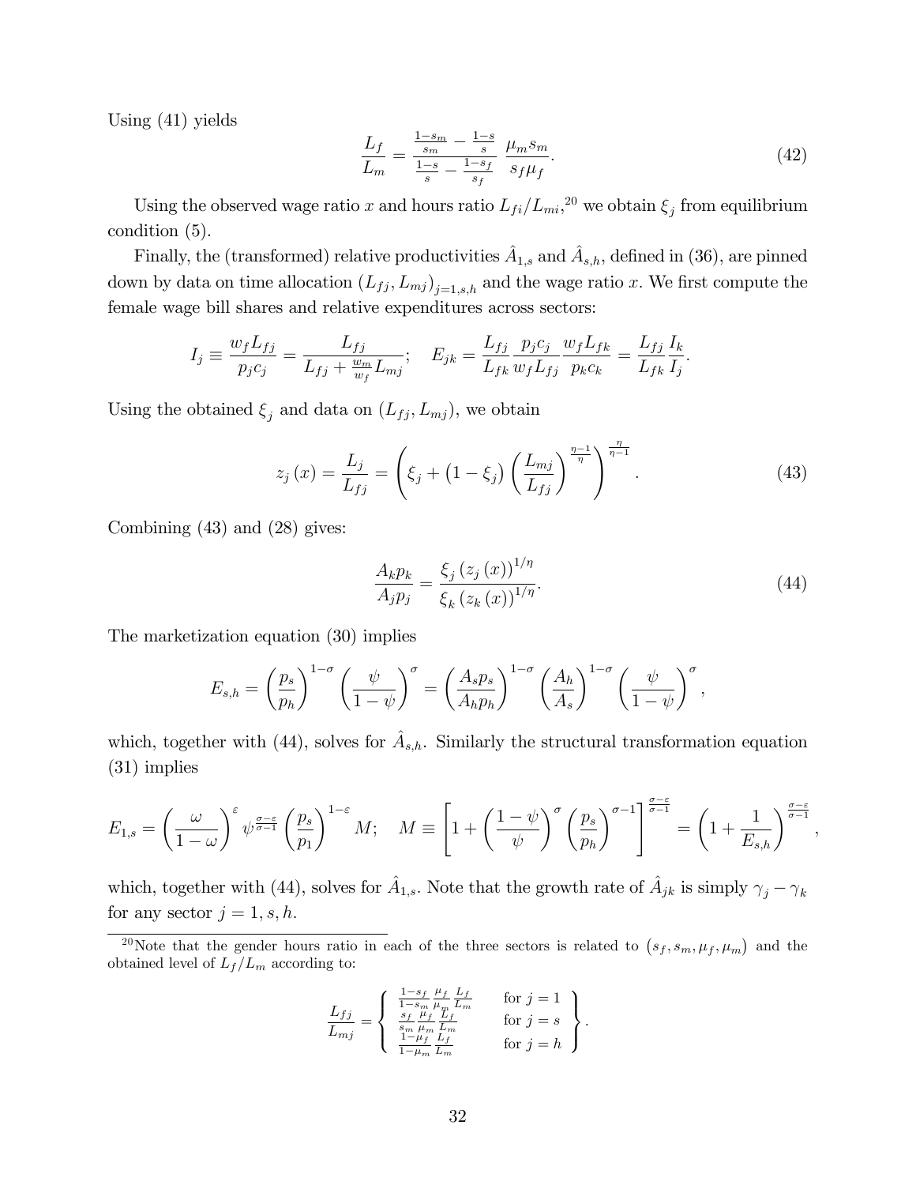Using (41) yields

$$\frac{L_f}{L_m} = \frac{\frac{1-s_m}{s_m} - \frac{1-s}{s}}{\frac{1-s}{s} - \frac{1-s_f}{s_f}} \frac{\mu_m s_m}{s_f \mu_f}. \tag{42}$$

Using the observed wage ratio $x$ and hours ratio $L_{fi}/L_{mi}$,[20] we obtain $\xi_j$ from equilibrium condition (5).

Finally, the (transformed) relative productivities $\hat{A}_{1,s}$ and $\hat{A}_{s,h}$, defined in (36), are pinned down by data on time allocation $(L_{fj}, L_{mj})_{j=1,s,h}$ and the wage ratio $x$. We first compute the female wage bill shares and relative expenditures across sectors:

$$I_j \equiv \frac{w_f L_{fj}}{p_j c_j} = \frac{L_{fj}}{L_{fj} + \frac{w_m}{w_f} L_{mj}}; \quad E_{jk} = \frac{L_{fj}}{L_{fk}} \frac{p_j c_j}{w_f L_{fj}} \frac{w_f L_{fk}}{p_k c_k} = \frac{L_{fj}}{L_{fk}} \frac{I_k}{I_j}.$$

Using the obtained $\xi_j$ and data on $(L_{fj}, L_{mj})$, we obtain

$$z_j(x) = \frac{L_j}{L_{fj}} = \left( \xi_j + (1 - \xi_j) \left( \frac{L_{mj}}{L_{fj}} \right)^{\frac{\eta-1}{\eta}} \right)^{\frac{\eta}{\eta-1}}. \tag{43}$$

Combining (43) and (28) gives:

$$\frac{A_k p_k}{A_j p_j} = \frac{\xi_j (z_j(x))^{1/\eta}}{\xi_k (z_k(x))^{1/\eta}}. \tag{44}$$

The marketization equation (30) implies

$$E_{s,h} = \left( \frac{p_s}{p_h} \right)^{1-\sigma} \left( \frac{\psi}{1-\psi} \right)^{\sigma} = \left( \frac{A_s p_s}{A_h p_h} \right)^{1-\sigma} \left( \frac{A_h}{A_s} \right)^{1-\sigma} \left( \frac{\psi}{1-\psi} \right)^{\sigma},$$

which, together with (44), solves for $\hat{A}_{s,h}$. Similarly the structural transformation equation (31) implies

$$E_{1,s} = \left( \frac{\omega}{1-\omega} \right)^{\varepsilon} \psi^{\frac{\sigma-\varepsilon}{\sigma-1}} \left( \frac{p_s}{p_1} \right)^{1-\varepsilon} M; \quad M \equiv \left[ 1 + \left( \frac{1-\psi}{\psi} \right)^{\sigma} \left( \frac{p_s}{p_h} \right)^{\sigma-1} \right]^{\frac{\sigma-\varepsilon}{\sigma-1}} = \left( 1 + \frac{1}{E_{s,h}} \right)^{\frac{\sigma-\varepsilon}{\sigma-1}},$$

which, together with (44), solves for $\hat{A}_{1,s}$. Note that the growth rate of $\hat{A}_{jk}$ is simply $\gamma_j - \gamma_k$ for any sector $j = 1, s, h$.

[20] Note that the gender hours ratio in each of the three sectors is related to $(s_f, s_m, \mu_f, \mu_m)$ and the obtained level of $L_f/L_m$ according to:

$$\frac{L_{fj}}{L_{mj}} = \left\{ \begin{array}{ll} \frac{1-s_f}{1-s_m} \frac{\mu_f}{\mu_m} \frac{L_f}{L_m} & \text{for } j = 1 \\ \frac{s_f}{s_m} \frac{\mu_f}{\mu_m} \frac{L_f}{L_m} & \text{for } j = s \\ \frac{1-\mu_f}{1-\mu_m} \frac{L_f}{L_m} & \text{for } j = h \end{array} \right\}.$$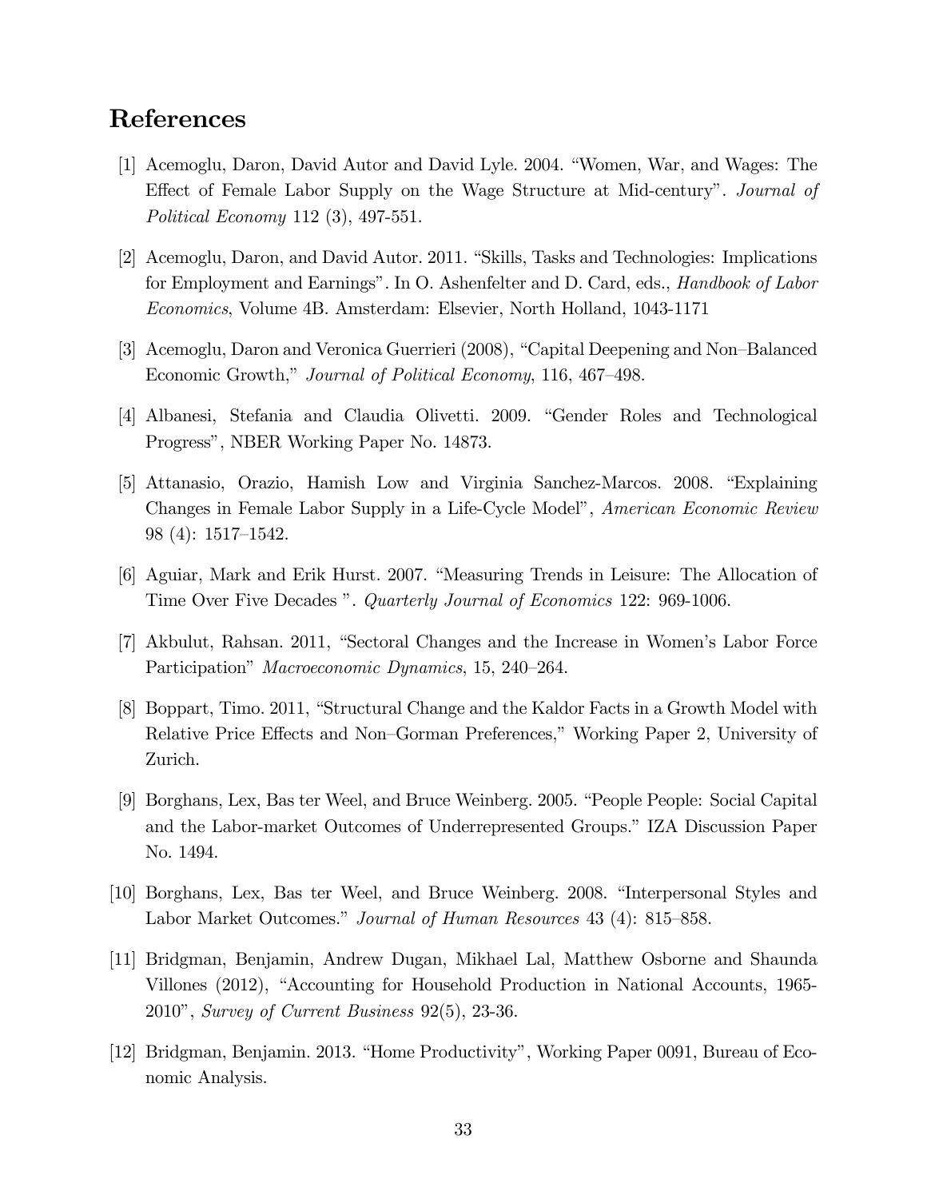# References

[1] Acemoglu, Daron, David Autor and David Lyle. 2004. "Women, War, and Wages: The Effect of Female Labor Supply on the Wage Structure at Mid-century". *Journal of Political Economy* 112 (3), 497-551.

[2] Acemoglu, Daron, and David Autor. 2011. "Skills, Tasks and Technologies: Implications for Employment and Earnings". In O. Ashenfelter and D. Card, eds., *Handbook of Labor Economics*, Volume 4B. Amsterdam: Elsevier, North Holland, 1043-1171

[3] Acemoglu, Daron and Veronica Guerrieri (2008), "Capital Deepening and Non–Balanced Economic Growth," *Journal of Political Economy*, 116, 467–498.

[4] Albanesi, Stefania and Claudia Olivetti. 2009. "Gender Roles and Technological Progress", NBER Working Paper No. 14873.

[5] Attanasio, Orazio, Hamish Low and Virginia Sanchez-Marcos. 2008. "Explaining Changes in Female Labor Supply in a Life-Cycle Model", *American Economic Review* 98 (4): 1517–1542.

[6] Aguiar, Mark and Erik Hurst. 2007. "Measuring Trends in Leisure: The Allocation of Time Over Five Decades ". *Quarterly Journal of Economics* 122: 969-1006.

[7] Akbulut, Rahsan. 2011, "Sectoral Changes and the Increase in Women's Labor Force Participation" *Macroeconomic Dynamics*, 15, 240–264.

[8] Boppart, Timo. 2011, "Structural Change and the Kaldor Facts in a Growth Model with Relative Price Effects and Non–Gorman Preferences," Working Paper 2, University of Zurich.

[9] Borghans, Lex, Bas ter Weel, and Bruce Weinberg. 2005. "People People: Social Capital and the Labor-market Outcomes of Underrepresented Groups." IZA Discussion Paper No. 1494.

[10] Borghans, Lex, Bas ter Weel, and Bruce Weinberg. 2008. "Interpersonal Styles and Labor Market Outcomes." *Journal of Human Resources* 43 (4): 815–858.

[11] Bridgman, Benjamin, Andrew Dugan, Mikhael Lal, Matthew Osborne and Shaunda Villones (2012), "Accounting for Household Production in National Accounts, 1965-2010", *Survey of Current Business* 92(5), 23-36.

[12] Bridgman, Benjamin. 2013. "Home Productivity", Working Paper 0091, Bureau of Economic Analysis.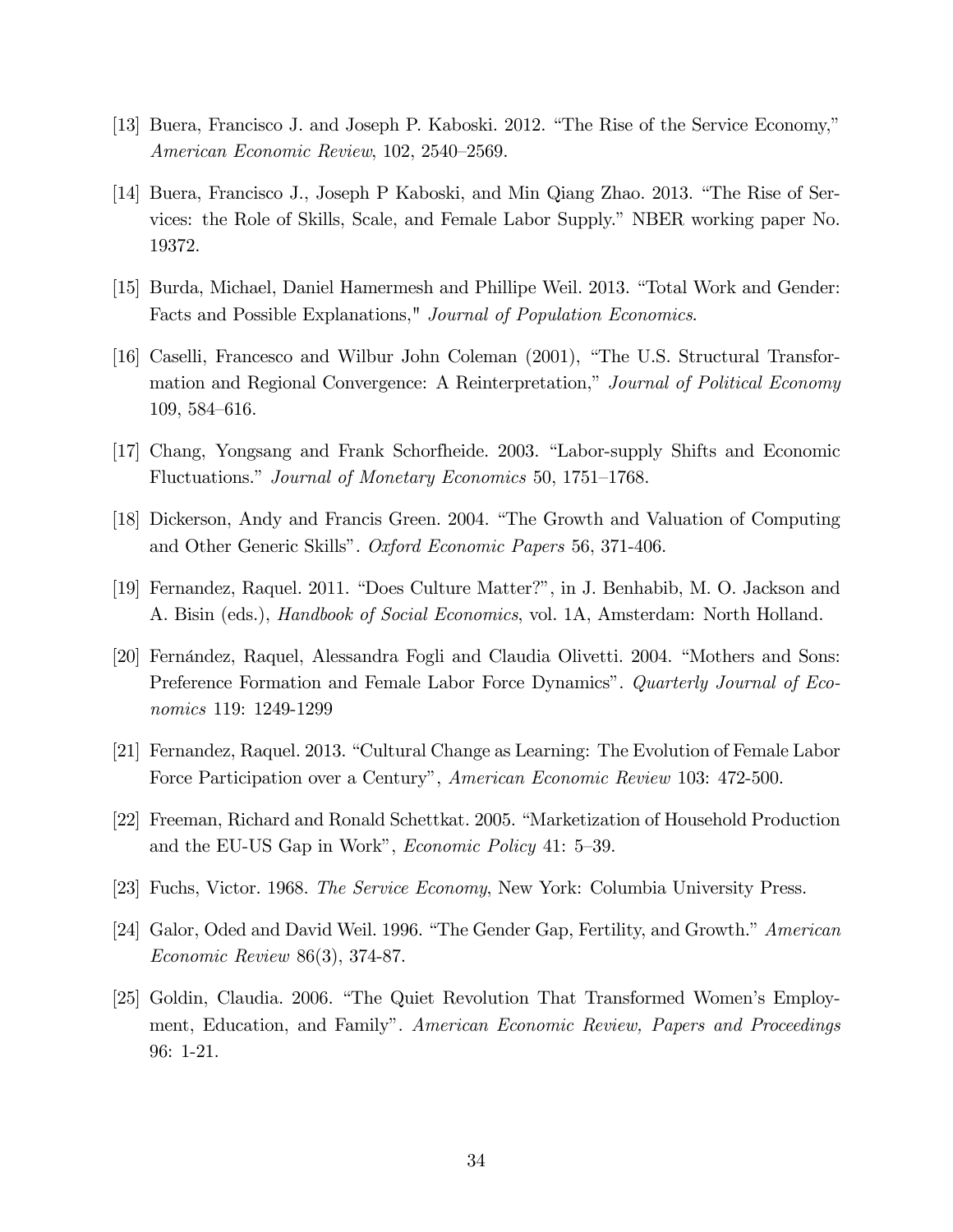[13] Buera, Francisco J. and Joseph P. Kaboski. 2012. "The Rise of the Service Economy," *American Economic Review*, 102, 2540–2569.

[14] Buera, Francisco J., Joseph P Kaboski, and Min Qiang Zhao. 2013. "The Rise of Services: the Role of Skills, Scale, and Female Labor Supply." NBER working paper No. 19372.

[15] Burda, Michael, Daniel Hamermesh and Phillipe Weil. 2013. "Total Work and Gender: Facts and Possible Explanations," *Journal of Population Economics*.

[16] Caselli, Francesco and Wilbur John Coleman (2001), "The U.S. Structural Transformation and Regional Convergence: A Reinterpretation," *Journal of Political Economy* 109, 584–616.

[17] Chang, Yongsang and Frank Schorfheide. 2003. "Labor-supply Shifts and Economic Fluctuations." *Journal of Monetary Economics* 50, 1751–1768.

[18] Dickerson, Andy and Francis Green. 2004. "The Growth and Valuation of Computing and Other Generic Skills". *Oxford Economic Papers* 56, 371-406.

[19] Fernandez, Raquel. 2011. "Does Culture Matter?", in J. Benhabib, M. O. Jackson and A. Bisin (eds.), *Handbook of Social Economics*, vol. 1A, Amsterdam: North Holland.

[20] Fernández, Raquel, Alessandra Fogli and Claudia Olivetti. 2004. "Mothers and Sons: Preference Formation and Female Labor Force Dynamics". *Quarterly Journal of Economics* 119: 1249-1299

[21] Fernandez, Raquel. 2013. "Cultural Change as Learning: The Evolution of Female Labor Force Participation over a Century", *American Economic Review* 103: 472-500.

[22] Freeman, Richard and Ronald Schettkat. 2005. "Marketization of Household Production and the EU-US Gap in Work", *Economic Policy* 41: 5–39.

[23] Fuchs, Victor. 1968. *The Service Economy*, New York: Columbia University Press.

[24] Galor, Oded and David Weil. 1996. "The Gender Gap, Fertility, and Growth." *American Economic Review* 86(3), 374-87.

[25] Goldin, Claudia. 2006. "The Quiet Revolution That Transformed Women's Employment, Education, and Family". *American Economic Review, Papers and Proceedings* 96: 1-21.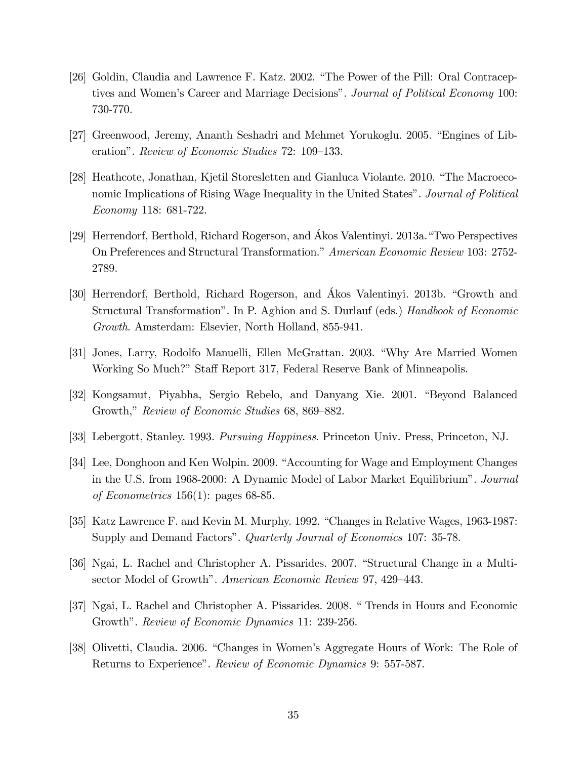[26] Goldin, Claudia and Lawrence F. Katz. 2002. "The Power of the Pill: Oral Contraceptives and Women's Career and Marriage Decisions". *Journal of Political Economy* 100: 730-770.

[27] Greenwood, Jeremy, Ananth Seshadri and Mehmet Yorukoglu. 2005. "Engines of Liberation". *Review of Economic Studies* 72: 109–133.

[28] Heathcote, Jonathan, Kjetil Storesletten and Gianluca Violante. 2010. "The Macroeconomic Implications of Rising Wage Inequality in the United States". *Journal of Political Economy* 118: 681-722.

[29] Herrendorf, Berthold, Richard Rogerson, and Ákos Valentinyi. 2013a."Two Perspectives On Preferences and Structural Transformation." *American Economic Review* 103: 2752-2789.

[30] Herrendorf, Berthold, Richard Rogerson, and Ákos Valentinyi. 2013b. "Growth and Structural Transformation". In P. Aghion and S. Durlauf (eds.) *Handbook of Economic Growth*. Amsterdam: Elsevier, North Holland, 855-941.

[31] Jones, Larry, Rodolfo Manuelli, Ellen McGrattan. 2003. "Why Are Married Women Working So Much?" Staff Report 317, Federal Reserve Bank of Minneapolis.

[32] Kongsamut, Piyabha, Sergio Rebelo, and Danyang Xie. 2001. "Beyond Balanced Growth," *Review of Economic Studies* 68, 869–882.

[33] Lebergott, Stanley. 1993. *Pursuing Happiness*. Princeton Univ. Press, Princeton, NJ.

[34] Lee, Donghoon and Ken Wolpin. 2009. "Accounting for Wage and Employment Changes in the U.S. from 1968-2000: A Dynamic Model of Labor Market Equilibrium". *Journal of Econometrics* 156(1): pages 68-85.

[35] Katz Lawrence F. and Kevin M. Murphy. 1992. "Changes in Relative Wages, 1963-1987: Supply and Demand Factors". *Quarterly Journal of Economics* 107: 35-78.

[36] Ngai, L. Rachel and Christopher A. Pissarides. 2007. "Structural Change in a Multisector Model of Growth". *American Economic Review* 97, 429–443.

[37] Ngai, L. Rachel and Christopher A. Pissarides. 2008. " Trends in Hours and Economic Growth". *Review of Economic Dynamics* 11: 239-256.

[38] Olivetti, Claudia. 2006. "Changes in Women's Aggregate Hours of Work: The Role of Returns to Experience". *Review of Economic Dynamics* 9: 557-587.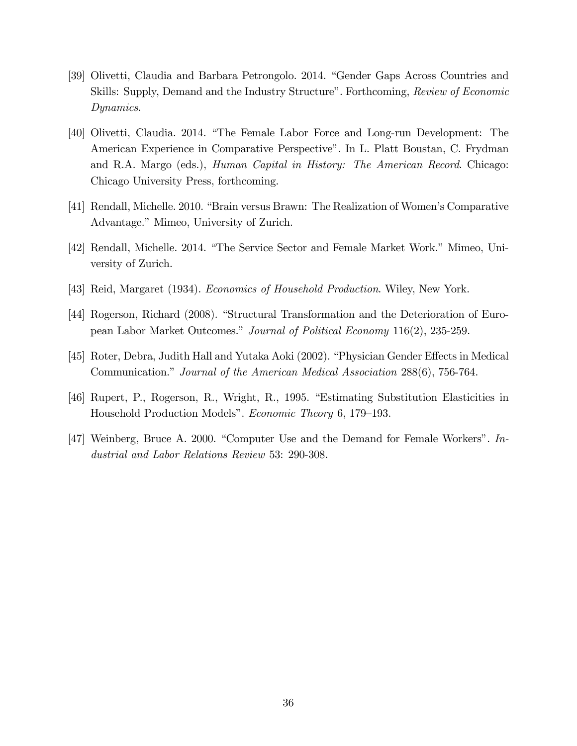[39] Olivetti, Claudia and Barbara Petrongolo. 2014. "Gender Gaps Across Countries and Skills: Supply, Demand and the Industry Structure". Forthcoming, *Review of Economic Dynamics*.

[40] Olivetti, Claudia. 2014. "The Female Labor Force and Long-run Development: The American Experience in Comparative Perspective". In L. Platt Boustan, C. Frydman and R.A. Margo (eds.), *Human Capital in History: The American Record*. Chicago: Chicago University Press, forthcoming.

[41] Rendall, Michelle. 2010. "Brain versus Brawn: The Realization of Women's Comparative Advantage." Mimeo, University of Zurich.

[42] Rendall, Michelle. 2014. "The Service Sector and Female Market Work." Mimeo, University of Zurich.

[43] Reid, Margaret (1934). *Economics of Household Production*. Wiley, New York.

[44] Rogerson, Richard (2008). "Structural Transformation and the Deterioration of European Labor Market Outcomes." *Journal of Political Economy* 116(2), 235-259.

[45] Roter, Debra, Judith Hall and Yutaka Aoki (2002). "Physician Gender Effects in Medical Communication." *Journal of the American Medical Association* 288(6), 756-764.

[46] Rupert, P., Rogerson, R., Wright, R., 1995. "Estimating Substitution Elasticities in Household Production Models". *Economic Theory* 6, 179–193.

[47] Weinberg, Bruce A. 2000. "Computer Use and the Demand for Female Workers". *Industrial and Labor Relations Review* 53: 290-308.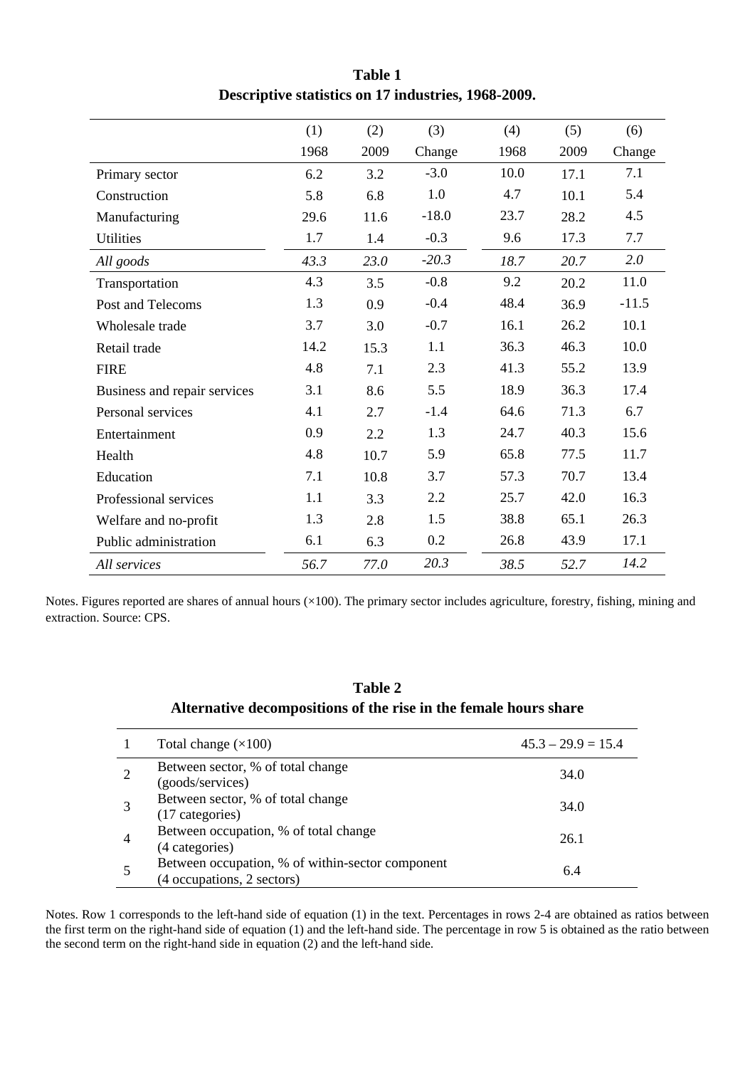**Table 1**
**Descriptive statistics on 17 industries, 1968-2009.**

| | (1) | (2) | (3) | (4) | (5) | (6) |
|---|---|---|---|---|---|---|
| | 1968 | 2009 | Change | 1968 | 2009 | Change |
| Primary sector | 6.2 | 3.2 | -3.0 | 10.0 | 17.1 | 7.1 |
| Construction | 5.8 | 6.8 | 1.0 | 4.7 | 10.1 | 5.4 |
| Manufacturing | 29.6 | 11.6 | -18.0 | 23.7 | 28.2 | 4.5 |
| Utilities | 1.7 | 1.4 | -0.3 | 9.6 | 17.3 | 7.7 |
| *All goods* | *43.3* | *23.0* | *-20.3* | *18.7* | *20.7* | *2.0* |
| Transportation | 4.3 | 3.5 | -0.8 | 9.2 | 20.2 | 11.0 |
| Post and Telecoms | 1.3 | 0.9 | -0.4 | 48.4 | 36.9 | -11.5 |
| Wholesale trade | 3.7 | 3.0 | -0.7 | 16.1 | 26.2 | 10.1 |
| Retail trade | 14.2 | 15.3 | 1.1 | 36.3 | 46.3 | 10.0 |
| FIRE | 4.8 | 7.1 | 2.3 | 41.3 | 55.2 | 13.9 |
| Business and repair services | 3.1 | 8.6 | 5.5 | 18.9 | 36.3 | 17.4 |
| Personal services | 4.1 | 2.7 | -1.4 | 64.6 | 71.3 | 6.7 |
| Entertainment | 0.9 | 2.2 | 1.3 | 24.7 | 40.3 | 15.6 |
| Health | 4.8 | 10.7 | 5.9 | 65.8 | 77.5 | 11.7 |
| Education | 7.1 | 10.8 | 3.7 | 57.3 | 70.7 | 13.4 |
| Professional services | 1.1 | 3.3 | 2.2 | 25.7 | 42.0 | 16.3 |
| Welfare and no-profit | 1.3 | 2.8 | 1.5 | 38.8 | 65.1 | 26.3 |
| Public administration | 6.1 | 6.3 | 0.2 | 26.8 | 43.9 | 17.1 |
| *All services* | *56.7* | *77.0* | *20.3* | *38.5* | *52.7* | *14.2* |

Notes. Figures reported are shares of annual hours (×100). The primary sector includes agriculture, forestry, fishing, mining and extraction. Source: CPS.

**Table 2**
**Alternative decompositions of the rise in the female hours share**

| | | |
|---|---|---|
| 1 | Total change (×100) | 45.3 – 29.9 = 15.4 |
| 2 | Between sector, % of total change (goods/services) | 34.0 |
| 3 | Between sector, % of total change (17 categories) | 34.0 |
| 4 | Between occupation, % of total change (4 categories) | 26.1 |
| 5 | Between occupation, % of within-sector component (4 occupations, 2 sectors) | 6.4 |

Notes. Row 1 corresponds to the left-hand side of equation (1) in the text. Percentages in rows 2-4 are obtained as ratios between the first term on the right-hand side of equation (1) and the left-hand side. The percentage in row 5 is obtained as the ratio between the second term on the right-hand side in equation (2) and the left-hand side.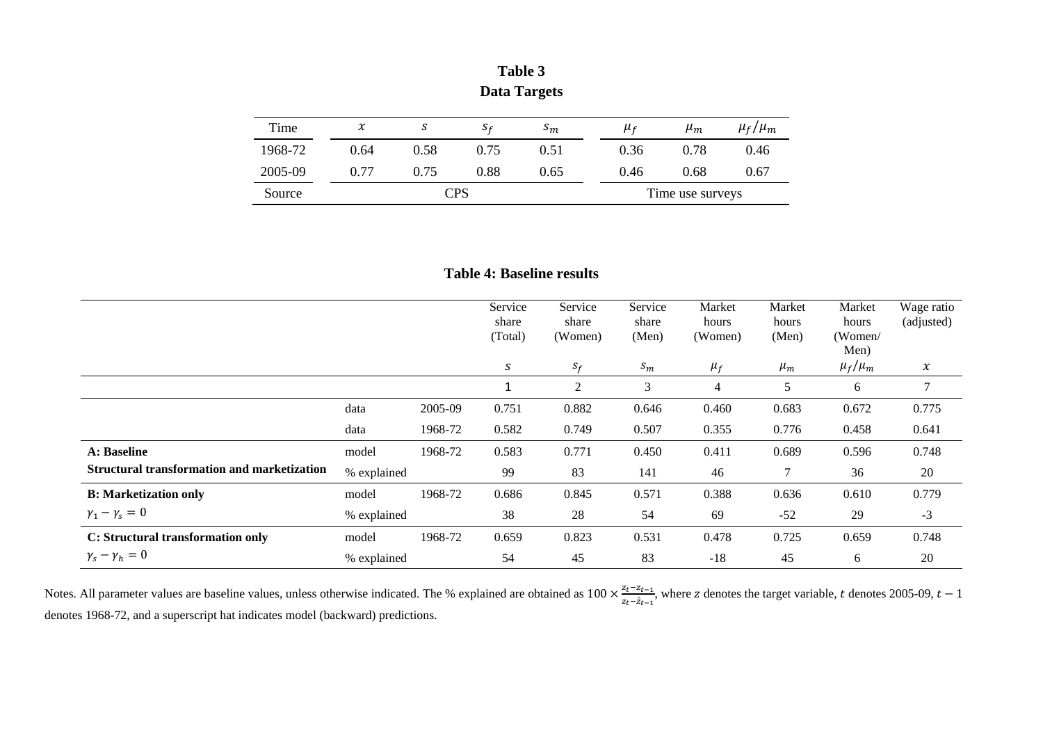**Table 3**

**Data Targets**

| Time | $x$ | $s$ | $s_f$ | $s_m$ | $\mu_f$ | $\mu_m$ | $\mu_f/\mu_m$ |
|---|---|---|---|---|---|---|---|
| 1968-72 | 0.64 | 0.58 | 0.75 | 0.51 | 0.36 | 0.78 | 0.46 |
| 2005-09 | 0.77 | 0.75 | 0.88 | 0.65 | 0.46 | 0.68 | 0.67 |
| Source | CPS | | | | Time use surveys | | |

**Table 4: Baseline results**

| | | | Service share (Total) | Service share (Women) | Service share (Men) | Market hours (Women) | Market hours (Men) | Market hours (Women/ Men) | Wage ratio (adjusted) |
|---|---|---|---|---|---|---|---|---|---|
| | | | $s$ | $s_f$ | $s_m$ | $\mu_f$ | $\mu_m$ | $\mu_f/\mu_m$ | $x$ |
| | | | 1 | 2 | 3 | 4 | 5 | 6 | 7 |
| | data | 2005-09 | 0.751 | 0.882 | 0.646 | 0.460 | 0.683 | 0.672 | 0.775 |
| | data | 1968-72 | 0.582 | 0.749 | 0.507 | 0.355 | 0.776 | 0.458 | 0.641 |
| **A: Baseline** | model | 1968-72 | 0.583 | 0.771 | 0.450 | 0.411 | 0.689 | 0.596 | 0.748 |
| **Structural transformation and marketization** | % explained | | 99 | 83 | 141 | 46 | 7 | 36 | 20 |
| **B: Marketization only** | model | 1968-72 | 0.686 | 0.845 | 0.571 | 0.388 | 0.636 | 0.610 | 0.779 |
| $\gamma_1 - \gamma_s = 0$ | % explained | | 38 | 28 | 54 | 69 | -52 | 29 | -3 |
| **C: Structural transformation only** | model | 1968-72 | 0.659 | 0.823 | 0.531 | 0.478 | 0.725 | 0.659 | 0.748 |
| $\gamma_s - \gamma_h = 0$ | % explained | | 54 | 45 | 83 | -18 | 45 | 6 | 20 |

Notes. All parameter values are baseline values, unless otherwise indicated. The % explained are obtained as $100 \times \frac{z_t - z_{t-1}}{z_t - \hat{z}_{t-1}}$, where $z$ denotes the target variable, $t$ denotes 2005-09, $t-1$ denotes 1968-72, and a superscript hat indicates model (backward) predictions.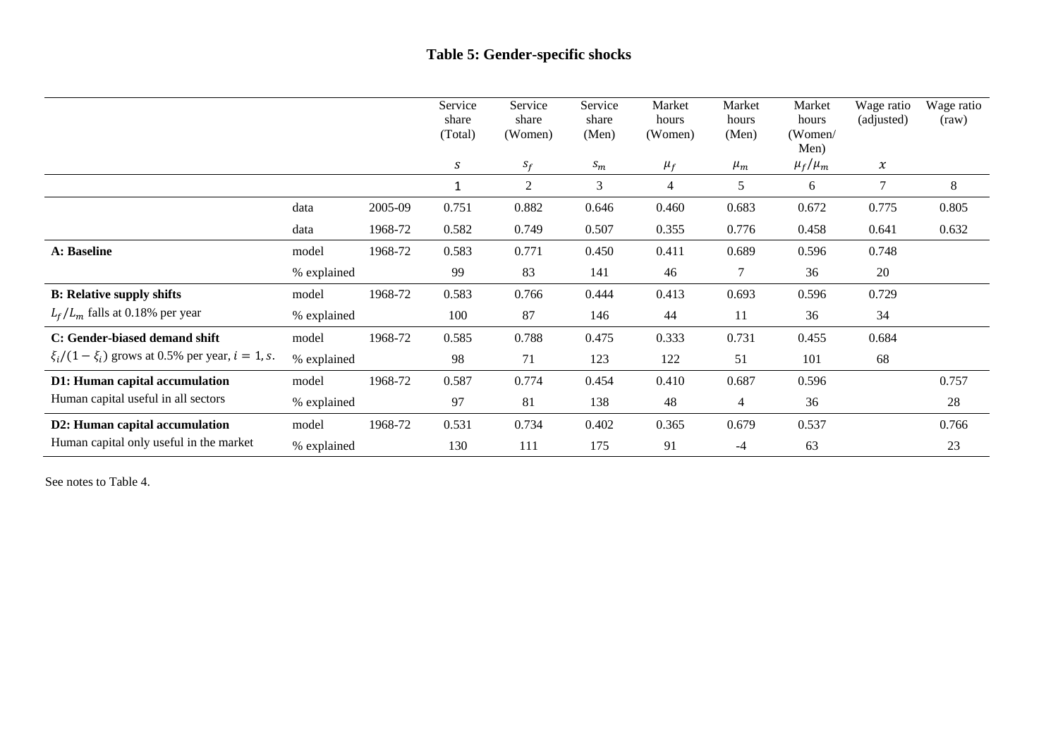# Table 5: Gender-specific shocks

| | | | Service share (Total) | Service share (Women) | Service share (Men) | Market hours (Women) | Market hours (Men) | Market hours (Women/ Men) | Wage ratio (adjusted) | Wage ratio (raw) |
|---|---|---|---|---|---|---|---|---|---|---|
| | | | $s$ | $s_f$ | $s_m$ | $\mu_f$ | $\mu_m$ | $\mu_f/\mu_m$ | $x$ | |
| | | | 1 | 2 | 3 | 4 | 5 | 6 | 7 | 8 |
| | data | 2005-09 | 0.751 | 0.882 | 0.646 | 0.460 | 0.683 | 0.672 | 0.775 | 0.805 |
| | data | 1968-72 | 0.582 | 0.749 | 0.507 | 0.355 | 0.776 | 0.458 | 0.641 | 0.632 |
| **A: Baseline** | model | 1968-72 | 0.583 | 0.771 | 0.450 | 0.411 | 0.689 | 0.596 | 0.748 | |
| | % explained | | 99 | 83 | 141 | 46 | 7 | 36 | 20 | |
| **B: Relative supply shifts** | model | 1968-72 | 0.583 | 0.766 | 0.444 | 0.413 | 0.693 | 0.596 | 0.729 | |
| $L_f/L_m$ falls at 0.18% per year | % explained | | 100 | 87 | 146 | 44 | 11 | 36 | 34 | |
| **C: Gender-biased demand shift** | model | 1968-72 | 0.585 | 0.788 | 0.475 | 0.333 | 0.731 | 0.455 | 0.684 | |
| $\xi_i/(1-\xi_i)$ grows at 0.5% per year, $i = 1, s$. | % explained | | 98 | 71 | 123 | 122 | 51 | 101 | 68 | |
| **D1: Human capital accumulation** | model | 1968-72 | 0.587 | 0.774 | 0.454 | 0.410 | 0.687 | 0.596 | | 0.757 |
| Human capital useful in all sectors | % explained | | 97 | 81 | 138 | 48 | 4 | 36 | | 28 |
| **D2: Human capital accumulation** | model | 1968-72 | 0.531 | 0.734 | 0.402 | 0.365 | 0.679 | 0.537 | | 0.766 |
| Human capital only useful in the market | % explained | | 130 | 111 | 175 | 91 | -4 | 63 | | 23 |

See notes to Table 4.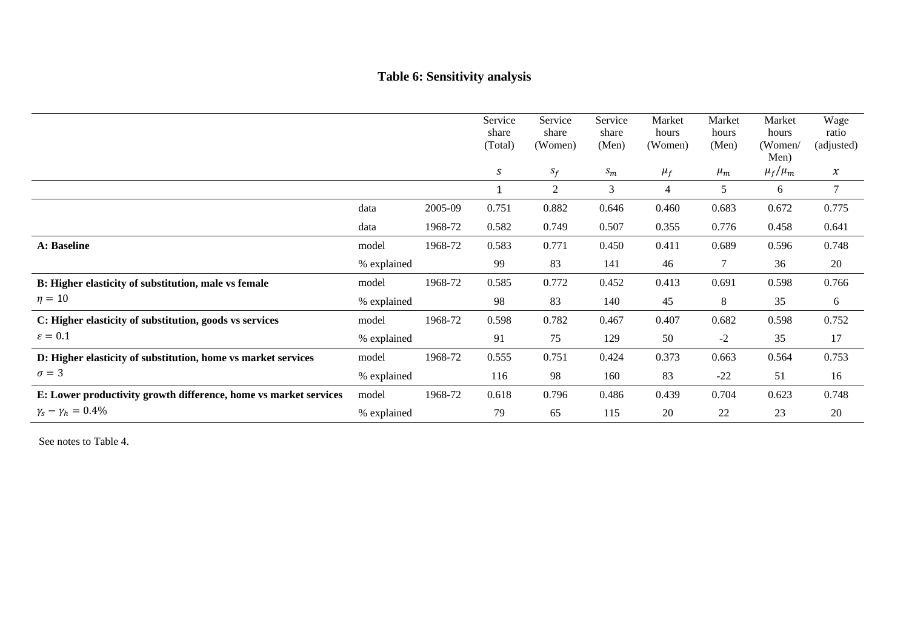# Table 6: Sensitivity analysis

| | | | Service share (Total) | Service share (Women) | Service share (Men) | Market hours (Women) | Market hours (Men) | Market hours (Women/ Men) | Wage ratio (adjusted) |
|---|---|---|---|---|---|---|---|---|---|
| | | | $s$ | $s_f$ | $s_m$ | $\mu_f$ | $\mu_m$ | $\mu_f/\mu_m$ | $x$ |
| | | | 1 | 2 | 3 | 4 | 5 | 6 | 7 |
| | data | 2005-09 | 0.751 | 0.882 | 0.646 | 0.460 | 0.683 | 0.672 | 0.775 |
| | data | 1968-72 | 0.582 | 0.749 | 0.507 | 0.355 | 0.776 | 0.458 | 0.641 |
| **A: Baseline** | model | 1968-72 | 0.583 | 0.771 | 0.450 | 0.411 | 0.689 | 0.596 | 0.748 |
| | % explained | | 99 | 83 | 141 | 46 | 7 | 36 | 20 |
| **B: Higher elasticity of substitution, male vs female** | model | 1968-72 | 0.585 | 0.772 | 0.452 | 0.413 | 0.691 | 0.598 | 0.766 |
| $\eta = 10$ | % explained | | 98 | 83 | 140 | 45 | 8 | 35 | 6 |
| **C: Higher elasticity of substitution, goods vs services** | model | 1968-72 | 0.598 | 0.782 | 0.467 | 0.407 | 0.682 | 0.598 | 0.752 |
| $\varepsilon = 0.1$ | % explained | | 91 | 75 | 129 | 50 | -2 | 35 | 17 |
| **D: Higher elasticity of substitution, home vs market services** | model | 1968-72 | 0.555 | 0.751 | 0.424 | 0.373 | 0.663 | 0.564 | 0.753 |
| $\sigma = 3$ | % explained | | 116 | 98 | 160 | 83 | -22 | 51 | 16 |
| **E: Lower productivity growth difference, home vs market services** | model | 1968-72 | 0.618 | 0.796 | 0.486 | 0.439 | 0.704 | 0.623 | 0.748 |
| $\gamma_s - \gamma_h = 0.4\%$ | % explained | | 79 | 65 | 115 | 20 | 22 | 23 | 20 |

See notes to Table 4.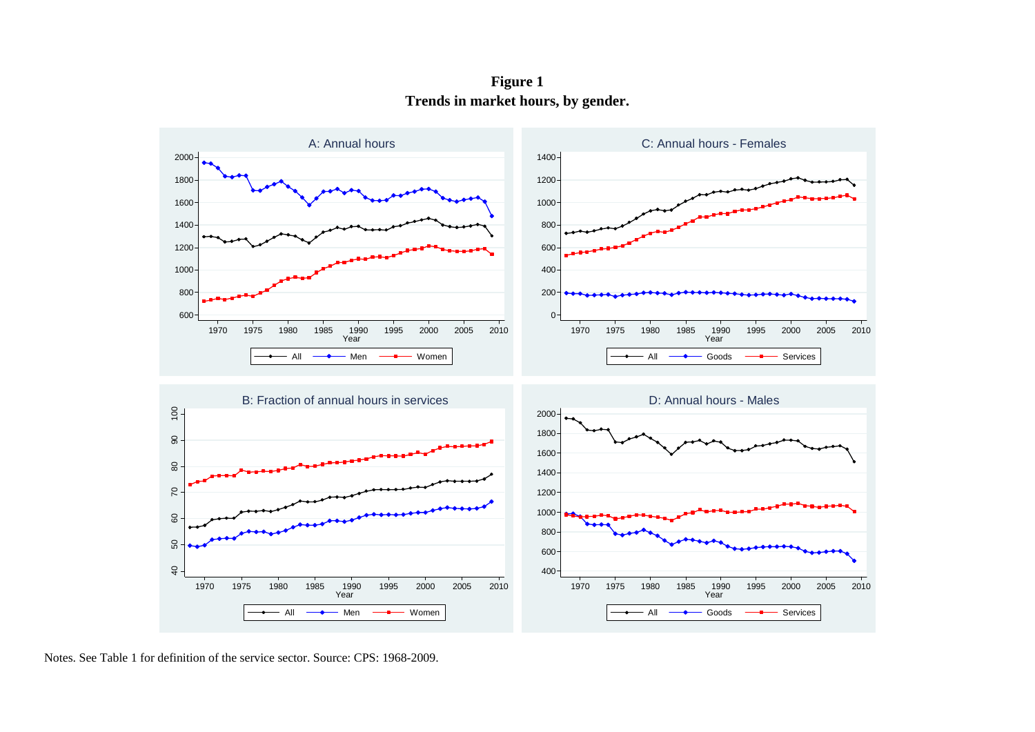**Figure 1**
**Trends in market hours, by gender.**

Notes. See Table 1 for definition of the service sector. Source: CPS: 1968-2009.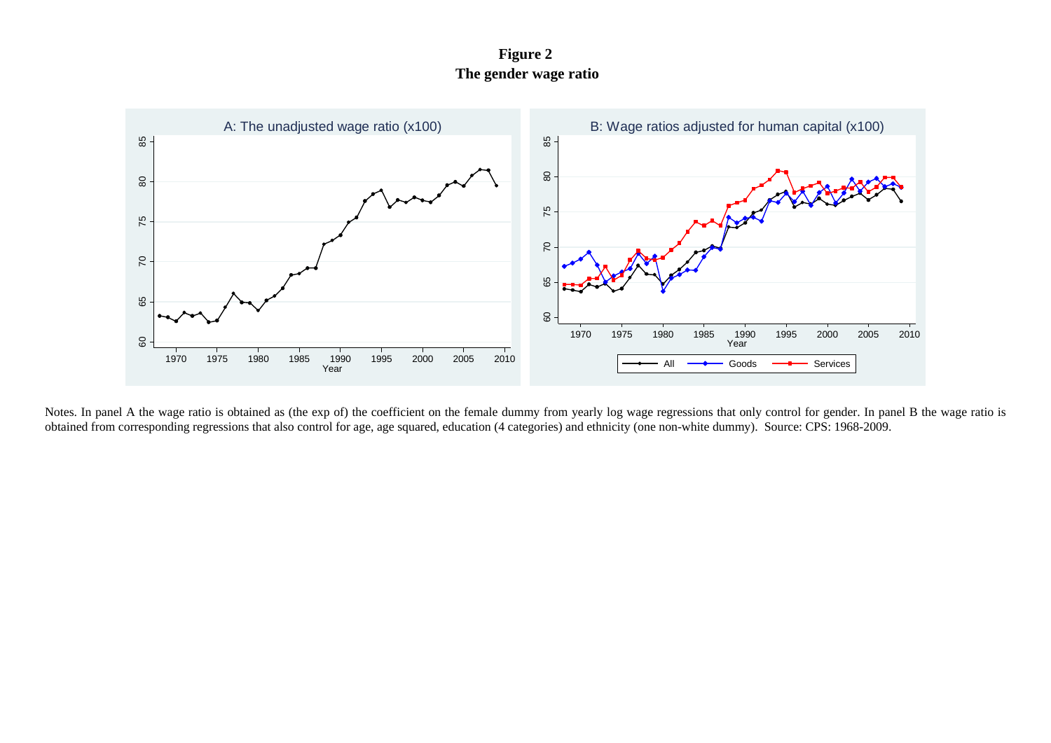**Figure 2**
**The gender wage ratio**

Notes. In panel A the wage ratio is obtained as (the exp of) the coefficient on the female dummy from yearly log wage regressions that only control for gender. In panel B the wage ratio is obtained from corresponding regressions that also control for age, age squared, education (4 categories) and ethnicity (one non-white dummy). Source: CPS: 1968-2009.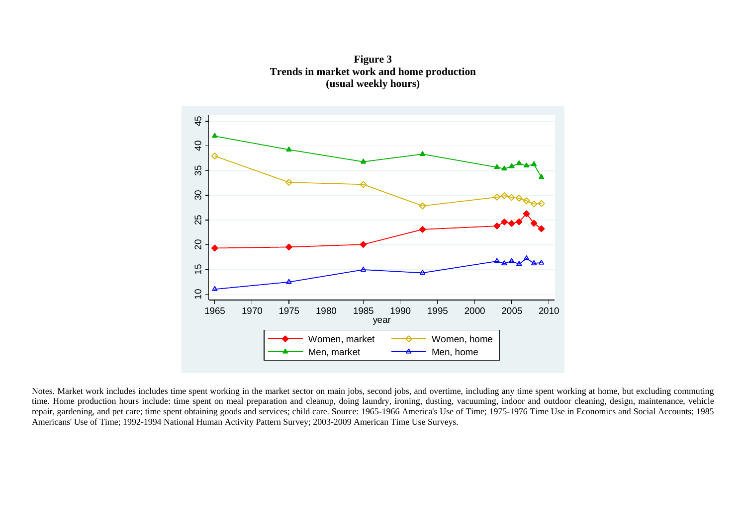**Figure 3**
**Trends in market work and home production**
**(usual weekly hours)**

Notes. Market work includes includes time spent working in the market sector on main jobs, second jobs, and overtime, including any time spent working at home, but excluding commuting time. Home production hours include: time spent on meal preparation and cleanup, doing laundry, ironing, dusting, vacuuming, indoor and outdoor cleaning, design, maintenance, vehicle repair, gardening, and pet care; time spent obtaining goods and services; child care. Source: 1965-1966 America's Use of Time; 1975-1976 Time Use in Economics and Social Accounts; 1985 Americans' Use of Time; 1992-1994 National Human Activity Pattern Survey; 2003-2009 American Time Use Surveys.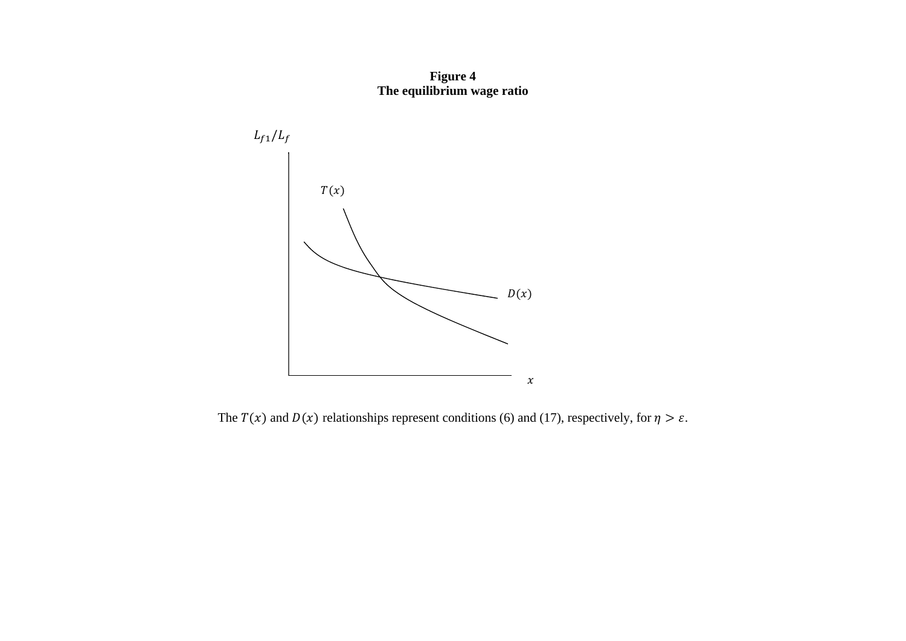**Figure 4**
**The equilibrium wage ratio**

The $T(x)$ and $D(x)$ relationships represent conditions (6) and (17), respectively, for $\eta > \varepsilon$.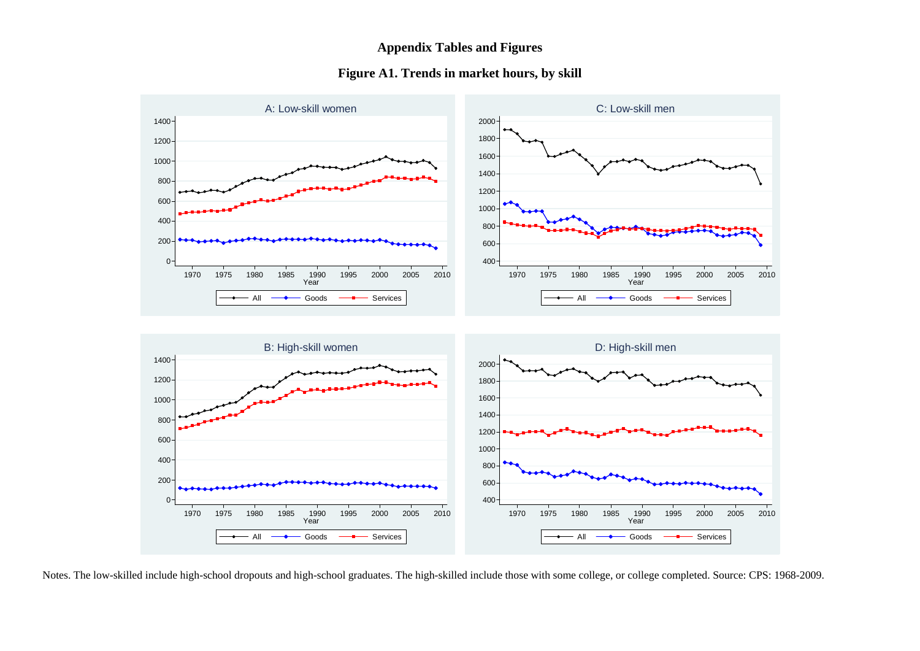## Appendix Tables and Figures

### Figure A1. Trends in market hours, by skill

Notes. The low-skilled include high-school dropouts and high-school graduates. The high-skilled include those with some college, or college completed. Source: CPS: 1968-2009.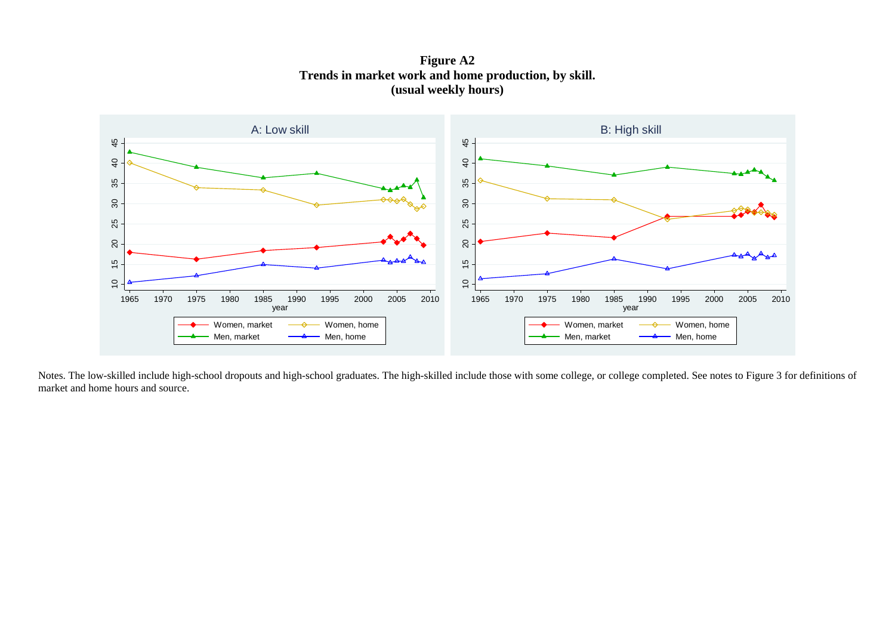**Figure A2**
**Trends in market work and home production, by skill.**
**(usual weekly hours)**

A: Low skill

45
40
35
30
25
20
15
10

1965 1970 1975 1980 1985 1990 1995 2000 2005 2010
year

Women, market
Women, home
Men, market
Men, home

B: High skill

45
40
35
30
25
20
15
10

1965 1970 1975 1980 1985 1990 1995 2000 2005 2010
year

Women, market
Women, home
Men, market
Men, home

Notes. The low-skilled include high-school dropouts and high-school graduates. The high-skilled include those with some college, or college completed. See notes to Figure 3 for definitions of market and home hours and source.